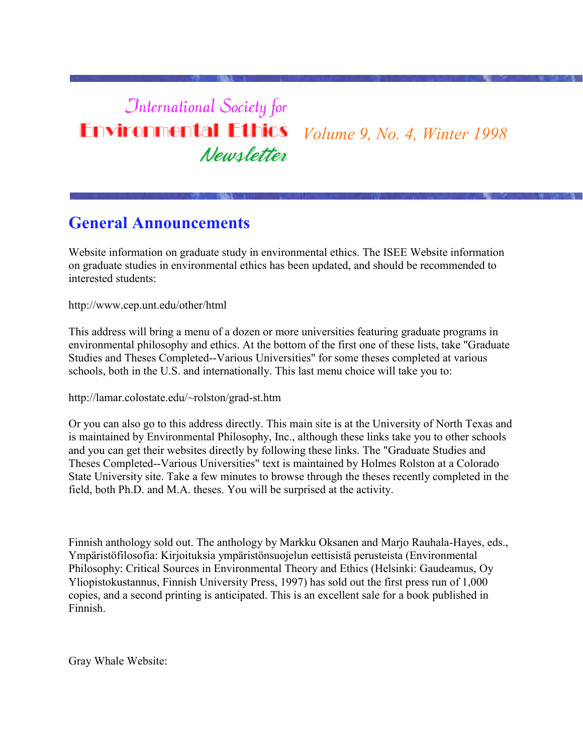# International Society for Environmental Ethics Newsletter

*Volume 9, No. 4, Winter 1998*

## General Announcements

Website information on graduate study in environmental ethics. The ISEE Website information on graduate studies in environmental ethics has been updated, and should be recommended to interested students:

http://www.cep.unt.edu/other/html

This address will bring a menu of a dozen or more universities featuring graduate programs in environmental philosophy and ethics. At the bottom of the first one of these lists, take "Graduate Studies and Theses Completed--Various Universities" for some theses completed at various schools, both in the U.S. and internationally. This last menu choice will take you to:

http://lamar.colostate.edu/~rolston/grad-st.htm

Or you can also go to this address directly. This main site is at the University of North Texas and is maintained by Environmental Philosophy, Inc., although these links take you to other schools and you can get their websites directly by following these links. The "Graduate Studies and Theses Completed--Various Universities" text is maintained by Holmes Rolston at a Colorado State University site. Take a few minutes to browse through the theses recently completed in the field, both Ph.D. and M.A. theses. You will be surprised at the activity.

Finnish anthology sold out. The anthology by Markku Oksanen and Marjo Rauhala-Hayes, eds., Ympäristöfilosofia: Kirjoituksia ympäristönsuojelun eettisistä perusteista (Environmental Philosophy: Critical Sources in Environmental Theory and Ethics (Helsinki: Gaudeamus, Oy Yliopistokustannus, Finnish University Press, 1997) has sold out the first press run of 1,000 copies, and a second printing is anticipated. This is an excellent sale for a book published in Finnish.

Gray Whale Website: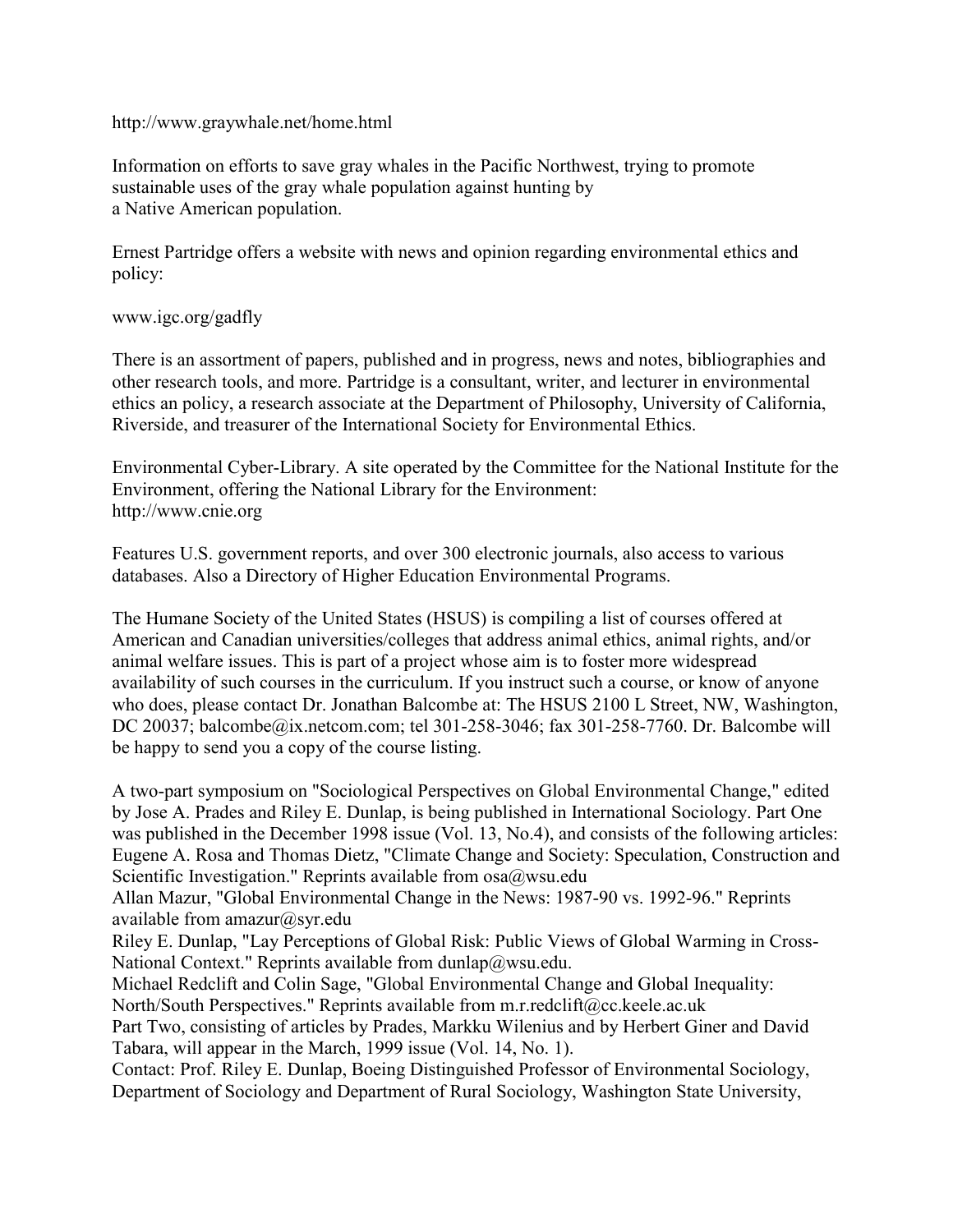http://www.graywhale.net/home.html

Information on efforts to save gray whales in the Pacific Northwest, trying to promote sustainable uses of the gray whale population against hunting by a Native American population.

Ernest Partridge offers a website with news and opinion regarding environmental ethics and policy:

www.igc.org/gadfly

There is an assortment of papers, published and in progress, news and notes, bibliographies and other research tools, and more. Partridge is a consultant, writer, and lecturer in environmental ethics an policy, a research associate at the Department of Philosophy, University of California, Riverside, and treasurer of the International Society for Environmental Ethics.

Environmental Cyber-Library. A site operated by the Committee for the National Institute for the Environment, offering the National Library for the Environment: http://www.cnie.org

Features U.S. government reports, and over 300 electronic journals, also access to various databases. Also a Directory of Higher Education Environmental Programs.

The Humane Society of the United States (HSUS) is compiling a list of courses offered at American and Canadian universities/colleges that address animal ethics, animal rights, and/or animal welfare issues. This is part of a project whose aim is to foster more widespread availability of such courses in the curriculum. If you instruct such a course, or know of anyone who does, please contact Dr. Jonathan Balcombe at: The HSUS 2100 L Street, NW, Washington, DC 20037; balcombe@ix.netcom.com; tel 301-258-3046; fax 301-258-7760. Dr. Balcombe will be happy to send you a copy of the course listing.

A two-part symposium on "Sociological Perspectives on Global Environmental Change," edited by Jose A. Prades and Riley E. Dunlap, is being published in International Sociology. Part One was published in the December 1998 issue (Vol. 13, No.4), and consists of the following articles:
Eugene A. Rosa and Thomas Dietz, "Climate Change and Society: Speculation, Construction and Scientific Investigation." Reprints available from osa@wsu.edu
Allan Mazur, "Global Environmental Change in the News: 1987-90 vs. 1992-96." Reprints available from amazur@syr.edu
Riley E. Dunlap, "Lay Perceptions of Global Risk: Public Views of Global Warming in Cross-National Context." Reprints available from dunlap@wsu.edu.
Michael Redclift and Colin Sage, "Global Environmental Change and Global Inequality: North/South Perspectives." Reprints available from m.r.redclift@cc.keele.ac.uk
Part Two, consisting of articles by Prades, Markku Wilenius and by Herbert Giner and David Tabara, will appear in the March, 1999 issue (Vol. 14, No. 1).
Contact: Prof. Riley E. Dunlap, Boeing Distinguished Professor of Environmental Sociology, Department of Sociology and Department of Rural Sociology, Washington State University,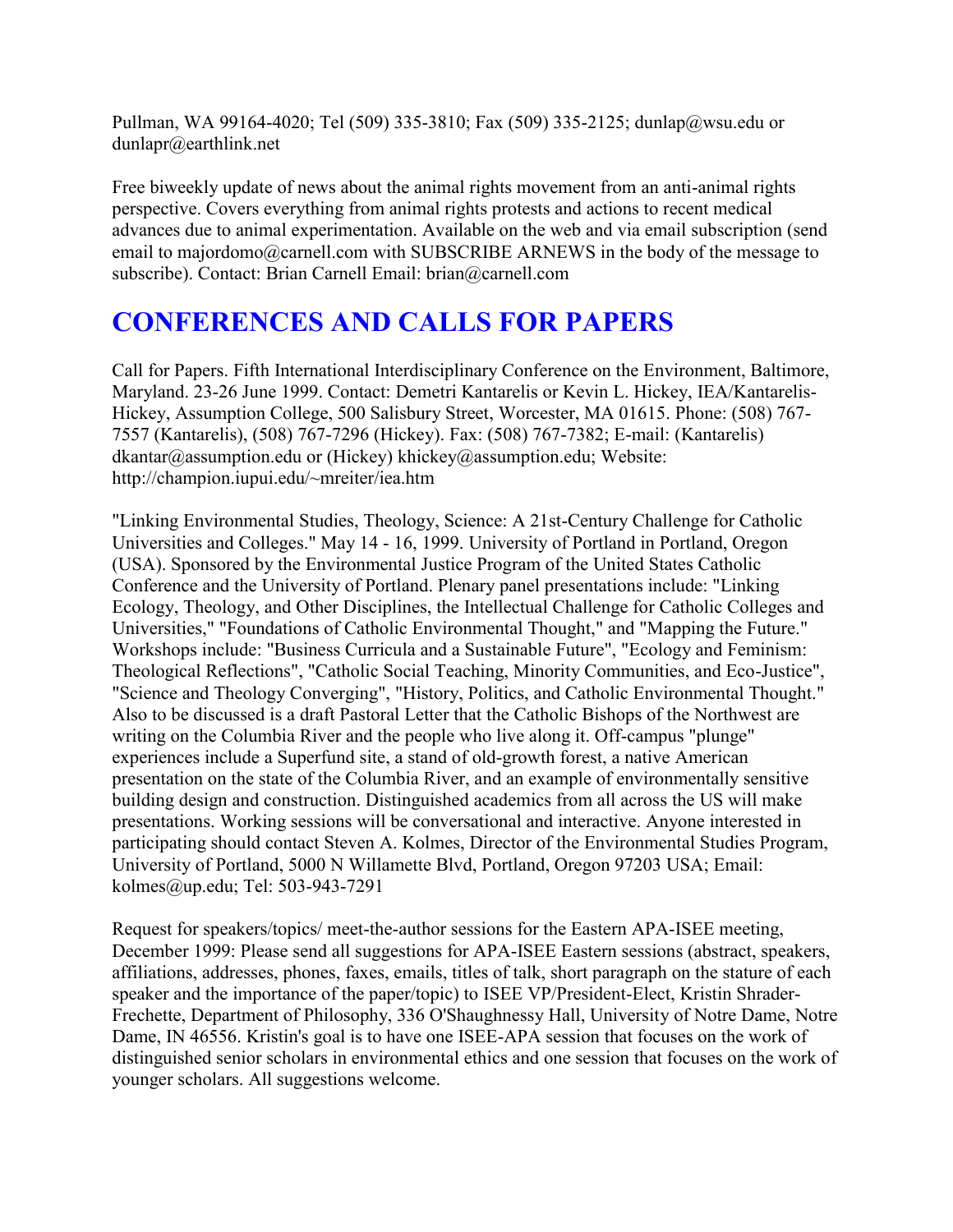Pullman, WA 99164-4020; Tel (509) 335-3810; Fax (509) 335-2125; dunlap@wsu.edu or dunlapr@earthlink.net

Free biweekly update of news about the animal rights movement from an anti-animal rights perspective. Covers everything from animal rights protests and actions to recent medical advances due to animal experimentation. Available on the web and via email subscription (send email to majordomo@carnell.com with SUBSCRIBE ARNEWS in the body of the message to subscribe). Contact: Brian Carnell Email: brian@carnell.com

## CONFERENCES AND CALLS FOR PAPERS

Call for Papers. Fifth International Interdisciplinary Conference on the Environment, Baltimore, Maryland. 23-26 June 1999. Contact: Demetri Kantarelis or Kevin L. Hickey, IEA/Kantarelis-Hickey, Assumption College, 500 Salisbury Street, Worcester, MA 01615. Phone: (508) 767-7557 (Kantarelis), (508) 767-7296 (Hickey). Fax: (508) 767-7382; E-mail: (Kantarelis) dkantar@assumption.edu or (Hickey) khickey@assumption.edu; Website: http://champion.iupui.edu/~mreiter/iea.htm

"Linking Environmental Studies, Theology, Science: A 21st-Century Challenge for Catholic Universities and Colleges." May 14 - 16, 1999. University of Portland in Portland, Oregon (USA). Sponsored by the Environmental Justice Program of the United States Catholic Conference and the University of Portland. Plenary panel presentations include: "Linking Ecology, Theology, and Other Disciplines, the Intellectual Challenge for Catholic Colleges and Universities," "Foundations of Catholic Environmental Thought," and "Mapping the Future." Workshops include: "Business Curricula and a Sustainable Future", "Ecology and Feminism: Theological Reflections", "Catholic Social Teaching, Minority Communities, and Eco-Justice", "Science and Theology Converging", "History, Politics, and Catholic Environmental Thought." Also to be discussed is a draft Pastoral Letter that the Catholic Bishops of the Northwest are writing on the Columbia River and the people who live along it. Off-campus "plunge" experiences include a Superfund site, a stand of old-growth forest, a native American presentation on the state of the Columbia River, and an example of environmentally sensitive building design and construction. Distinguished academics from all across the US will make presentations. Working sessions will be conversational and interactive. Anyone interested in participating should contact Steven A. Kolmes, Director of the Environmental Studies Program, University of Portland, 5000 N Willamette Blvd, Portland, Oregon 97203 USA; Email: kolmes@up.edu; Tel: 503-943-7291

Request for speakers/topics/ meet-the-author sessions for the Eastern APA-ISEE meeting, December 1999: Please send all suggestions for APA-ISEE Eastern sessions (abstract, speakers, affiliations, addresses, phones, faxes, emails, titles of talk, short paragraph on the stature of each speaker and the importance of the paper/topic) to ISEE VP/President-Elect, Kristin Shrader-Frechette, Department of Philosophy, 336 O'Shaughnessy Hall, University of Notre Dame, Notre Dame, IN 46556. Kristin's goal is to have one ISEE-APA session that focuses on the work of distinguished senior scholars in environmental ethics and one session that focuses on the work of younger scholars. All suggestions welcome.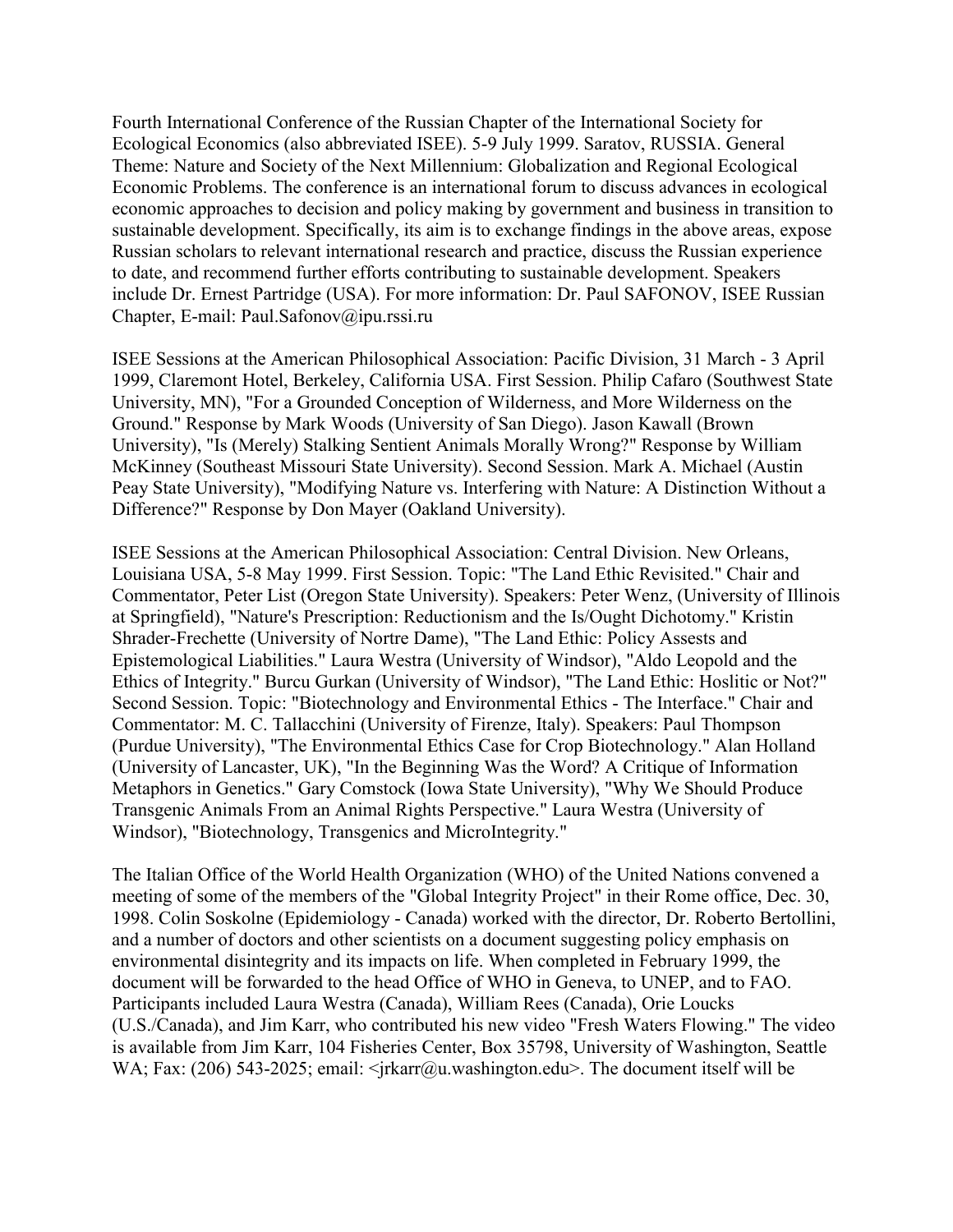Fourth International Conference of the Russian Chapter of the International Society for Ecological Economics (also abbreviated ISEE). 5-9 July 1999. Saratov, RUSSIA. General Theme: Nature and Society of the Next Millennium: Globalization and Regional Ecological Economic Problems. The conference is an international forum to discuss advances in ecological economic approaches to decision and policy making by government and business in transition to sustainable development. Specifically, its aim is to exchange findings in the above areas, expose Russian scholars to relevant international research and practice, discuss the Russian experience to date, and recommend further efforts contributing to sustainable development. Speakers include Dr. Ernest Partridge (USA). For more information: Dr. Paul SAFONOV, ISEE Russian Chapter, E-mail: Paul.Safonov@ipu.rssi.ru

ISEE Sessions at the American Philosophical Association: Pacific Division, 31 March - 3 April 1999, Claremont Hotel, Berkeley, California USA. First Session. Philip Cafaro (Southwest State University, MN), "For a Grounded Conception of Wilderness, and More Wilderness on the Ground." Response by Mark Woods (University of San Diego). Jason Kawall (Brown University), "Is (Merely) Stalking Sentient Animals Morally Wrong?" Response by William McKinney (Southeast Missouri State University). Second Session. Mark A. Michael (Austin Peay State University), "Modifying Nature vs. Interfering with Nature: A Distinction Without a Difference?" Response by Don Mayer (Oakland University).

ISEE Sessions at the American Philosophical Association: Central Division. New Orleans, Louisiana USA, 5-8 May 1999. First Session. Topic: "The Land Ethic Revisited." Chair and Commentator, Peter List (Oregon State University). Speakers: Peter Wenz, (University of Illinois at Springfield), "Nature's Prescription: Reductionism and the Is/Ought Dichotomy." Kristin Shrader-Frechette (University of Nortre Dame), "The Land Ethic: Policy Assests and Epistemological Liabilities." Laura Westra (University of Windsor), "Aldo Leopold and the Ethics of Integrity." Burcu Gurkan (University of Windsor), "The Land Ethic: Hoslitic or Not?" Second Session. Topic: "Biotechnology and Environmental Ethics - The Interface." Chair and Commentator: M. C. Tallacchini (University of Firenze, Italy). Speakers: Paul Thompson (Purdue University), "The Environmental Ethics Case for Crop Biotechnology." Alan Holland (University of Lancaster, UK), "In the Beginning Was the Word? A Critique of Information Metaphors in Genetics." Gary Comstock (Iowa State University), "Why We Should Produce Transgenic Animals From an Animal Rights Perspective." Laura Westra (University of Windsor), "Biotechnology, Transgenics and MicroIntegrity."

The Italian Office of the World Health Organization (WHO) of the United Nations convened a meeting of some of the members of the "Global Integrity Project" in their Rome office, Dec. 30, 1998. Colin Soskolne (Epidemiology - Canada) worked with the director, Dr. Roberto Bertollini, and a number of doctors and other scientists on a document suggesting policy emphasis on environmental disintegrity and its impacts on life. When completed in February 1999, the document will be forwarded to the head Office of WHO in Geneva, to UNEP, and to FAO. Participants included Laura Westra (Canada), William Rees (Canada), Orie Loucks (U.S./Canada), and Jim Karr, who contributed his new video "Fresh Waters Flowing." The video is available from Jim Karr, 104 Fisheries Center, Box 35798, University of Washington, Seattle WA; Fax: (206) 543-2025; email: <jrkarr@u.washington.edu>. The document itself will be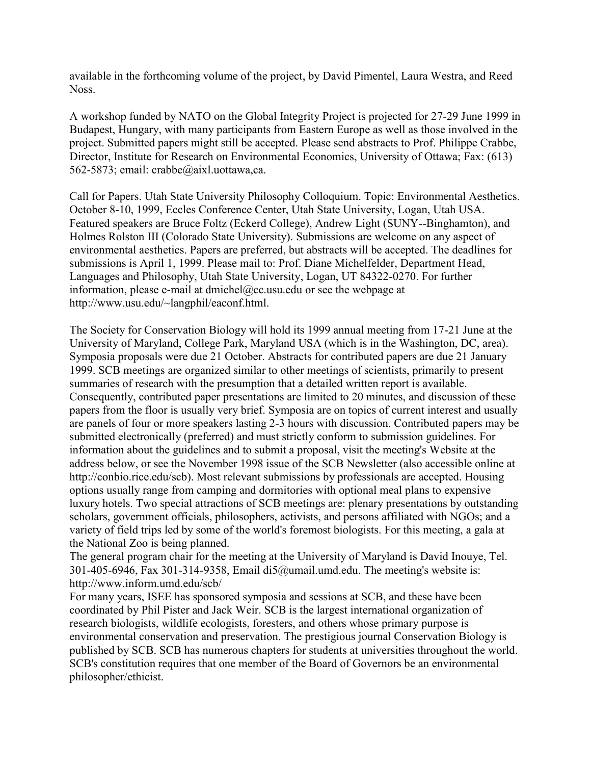available in the forthcoming volume of the project, by David Pimentel, Laura Westra, and Reed Noss.

A workshop funded by NATO on the Global Integrity Project is projected for 27-29 June 1999 in Budapest, Hungary, with many participants from Eastern Europe as well as those involved in the project. Submitted papers might still be accepted. Please send abstracts to Prof. Philippe Crabbe, Director, Institute for Research on Environmental Economics, University of Ottawa; Fax: (613) 562-5873; email: crabbe@aixl.uottawa,ca.

Call for Papers. Utah State University Philosophy Colloquium. Topic: Environmental Aesthetics. October 8-10, 1999, Eccles Conference Center, Utah State University, Logan, Utah USA. Featured speakers are Bruce Foltz (Eckerd College), Andrew Light (SUNY--Binghamton), and Holmes Rolston III (Colorado State University). Submissions are welcome on any aspect of environmental aesthetics. Papers are preferred, but abstracts will be accepted. The deadlines for submissions is April 1, 1999. Please mail to: Prof. Diane Michelfelder, Department Head, Languages and Philosophy, Utah State University, Logan, UT 84322-0270. For further information, please e-mail at dmichel@cc.usu.edu or see the webpage at http://www.usu.edu/~langphil/eaconf.html.

The Society for Conservation Biology will hold its 1999 annual meeting from 17-21 June at the University of Maryland, College Park, Maryland USA (which is in the Washington, DC, area). Symposia proposals were due 21 October. Abstracts for contributed papers are due 21 January 1999. SCB meetings are organized similar to other meetings of scientists, primarily to present summaries of research with the presumption that a detailed written report is available. Consequently, contributed paper presentations are limited to 20 minutes, and discussion of these papers from the floor is usually very brief. Symposia are on topics of current interest and usually are panels of four or more speakers lasting 2-3 hours with discussion. Contributed papers may be submitted electronically (preferred) and must strictly conform to submission guidelines. For information about the guidelines and to submit a proposal, visit the meeting's Website at the address below, or see the November 1998 issue of the SCB Newsletter (also accessible online at http://conbio.rice.edu/scb). Most relevant submissions by professionals are accepted. Housing options usually range from camping and dormitories with optional meal plans to expensive luxury hotels. Two special attractions of SCB meetings are: plenary presentations by outstanding scholars, government officials, philosophers, activists, and persons affiliated with NGOs; and a variety of field trips led by some of the world's foremost biologists. For this meeting, a gala at the National Zoo is being planned.
The general program chair for the meeting at the University of Maryland is David Inouye, Tel. 301-405-6946, Fax 301-314-9358, Email di5@umail.umd.edu. The meeting's website is: http://www.inform.umd.edu/scb/
For many years, ISEE has sponsored symposia and sessions at SCB, and these have been coordinated by Phil Pister and Jack Weir. SCB is the largest international organization of research biologists, wildlife ecologists, foresters, and others whose primary purpose is environmental conservation and preservation. The prestigious journal Conservation Biology is published by SCB. SCB has numerous chapters for students at universities throughout the world. SCB's constitution requires that one member of the Board of Governors be an environmental philosopher/ethicist.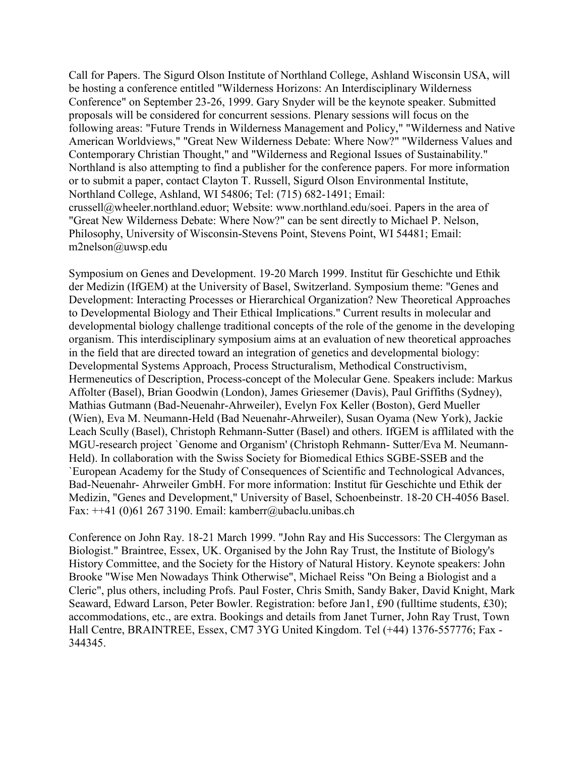Call for Papers. The Sigurd Olson Institute of Northland College, Ashland Wisconsin USA, will be hosting a conference entitled "Wilderness Horizons: An Interdisciplinary Wilderness Conference" on September 23-26, 1999. Gary Snyder will be the keynote speaker. Submitted proposals will be considered for concurrent sessions. Plenary sessions will focus on the following areas: "Future Trends in Wilderness Management and Policy," "Wilderness and Native American Worldviews," "Great New Wilderness Debate: Where Now?" "Wilderness Values and Contemporary Christian Thought," and "Wilderness and Regional Issues of Sustainability." Northland is also attempting to find a publisher for the conference papers. For more information or to submit a paper, contact Clayton T. Russell, Sigurd Olson Environmental Institute, Northland College, Ashland, WI 54806; Tel: (715) 682-1491; Email: crussell@wheeler.northland.eduor; Website: www.northland.edu/soei. Papers in the area of "Great New Wilderness Debate: Where Now?" can be sent directly to Michael P. Nelson, Philosophy, University of Wisconsin-Stevens Point, Stevens Point, WI 54481; Email: m2nelson@uwsp.edu

Symposium on Genes and Development. 19-20 March 1999. Institut für Geschichte und Ethik der Medizin (IfGEM) at the University of Basel, Switzerland. Symposium theme: "Genes and Development: Interacting Processes or Hierarchical Organization? New Theoretical Approaches to Developmental Biology and Their Ethical Implications." Current results in molecular and developmental biology challenge traditional concepts of the role of the genome in the developing organism. This interdisciplinary symposium aims at an evaluation of new theoretical approaches in the field that are directed toward an integration of genetics and developmental biology: Developmental Systems Approach, Process Structuralism, Methodical Constructivism, Hermeneutics of Description, Process-concept of the Molecular Gene. Speakers include: Markus Affolter (Basel), Brian Goodwin (London), James Griesemer (Davis), Paul Griffiths (Sydney), Mathias Gutmann (Bad-Neuenahr-Ahrweiler), Evelyn Fox Keller (Boston), Gerd Mueller (Wien), Eva M. Neumann-Held (Bad Neuenahr-Ahrweiler), Susan Oyama (New York), Jackie Leach Scully (Basel), Christoph Rehmann-Sutter (Basel) and others. IfGEM is afflilated with the MGU-research project `Genome and Organism' (Christoph Rehmann- Sutter/Eva M. Neumann-Held). In collaboration with the Swiss Society for Biomedical Ethics SGBE-SSEB and the `European Academy for the Study of Consequences of Scientific and Technological Advances, Bad-Neuenahr- Ahrweiler GmbH. For more information: Institut für Geschichte und Ethik der Medizin, "Genes and Development," University of Basel, Schoenbeinstr. 18-20 CH-4056 Basel. Fax: ++41 (0)61 267 3190. Email: kamberr@ubaclu.unibas.ch

Conference on John Ray. 18-21 March 1999. "John Ray and His Successors: The Clergyman as Biologist." Braintree, Essex, UK. Organised by the John Ray Trust, the Institute of Biology's History Committee, and the Society for the History of Natural History. Keynote speakers: John Brooke "Wise Men Nowadays Think Otherwise", Michael Reiss "On Being a Biologist and a Cleric", plus others, including Profs. Paul Foster, Chris Smith, Sandy Baker, David Knight, Mark Seaward, Edward Larson, Peter Bowler. Registration: before Jan1, £90 (fulltime students, £30); accommodations, etc., are extra. Bookings and details from Janet Turner, John Ray Trust, Town Hall Centre, BRAINTREE, Essex, CM7 3YG United Kingdom. Tel (+44) 1376-557776; Fax - 344345.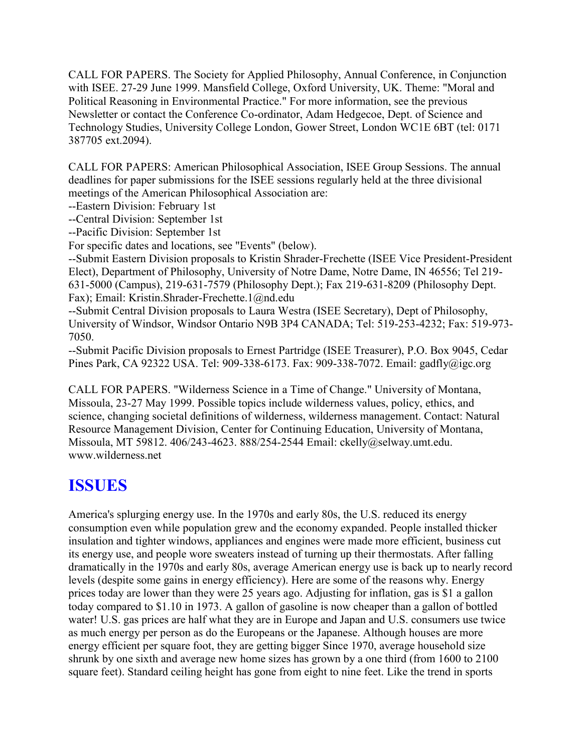CALL FOR PAPERS. The Society for Applied Philosophy, Annual Conference, in Conjunction with ISEE. 27-29 June 1999. Mansfield College, Oxford University, UK. Theme: "Moral and Political Reasoning in Environmental Practice." For more information, see the previous Newsletter or contact the Conference Co-ordinator, Adam Hedgecoe, Dept. of Science and Technology Studies, University College London, Gower Street, London WC1E 6BT (tel: 0171 387705 ext.2094).

CALL FOR PAPERS: American Philosophical Association, ISEE Group Sessions. The annual deadlines for paper submissions for the ISEE sessions regularly held at the three divisional meetings of the American Philosophical Association are:

--Eastern Division: February 1st

--Central Division: September 1st

--Pacific Division: September 1st

For specific dates and locations, see "Events" (below).

--Submit Eastern Division proposals to Kristin Shrader-Frechette (ISEE Vice President-President Elect), Department of Philosophy, University of Notre Dame, Notre Dame, IN 46556; Tel 219-631-5000 (Campus), 219-631-7579 (Philosophy Dept.); Fax 219-631-8209 (Philosophy Dept. Fax); Email: Kristin.Shrader-Frechette.1@nd.edu

--Submit Central Division proposals to Laura Westra (ISEE Secretary), Dept of Philosophy, University of Windsor, Windsor Ontario N9B 3P4 CANADA; Tel: 519-253-4232; Fax: 519-973-7050.

--Submit Pacific Division proposals to Ernest Partridge (ISEE Treasurer), P.O. Box 9045, Cedar Pines Park, CA 92322 USA. Tel: 909-338-6173. Fax: 909-338-7072. Email: gadfly@igc.org

CALL FOR PAPERS. "Wilderness Science in a Time of Change." University of Montana, Missoula, 23-27 May 1999. Possible topics include wilderness values, policy, ethics, and science, changing societal definitions of wilderness, wilderness management. Contact: Natural Resource Management Division, Center for Continuing Education, University of Montana, Missoula, MT 59812. 406/243-4623. 888/254-2544 Email: ckelly@selway.umt.edu. www.wilderness.net

# ISSUES

America's splurging energy use. In the 1970s and early 80s, the U.S. reduced its energy consumption even while population grew and the economy expanded. People installed thicker insulation and tighter windows, appliances and engines were made more efficient, business cut its energy use, and people wore sweaters instead of turning up their thermostats. After falling dramatically in the 1970s and early 80s, average American energy use is back up to nearly record levels (despite some gains in energy efficiency). Here are some of the reasons why. Energy prices today are lower than they were 25 years ago. Adjusting for inflation, gas is $1 a gallon today compared to $1.10 in 1973. A gallon of gasoline is now cheaper than a gallon of bottled water! U.S. gas prices are half what they are in Europe and Japan and U.S. consumers use twice as much energy per person as do the Europeans or the Japanese. Although houses are more energy efficient per square foot, they are getting bigger Since 1970, average household size shrunk by one sixth and average new home sizes has grown by a one third (from 1600 to 2100 square feet). Standard ceiling height has gone from eight to nine feet. Like the trend in sports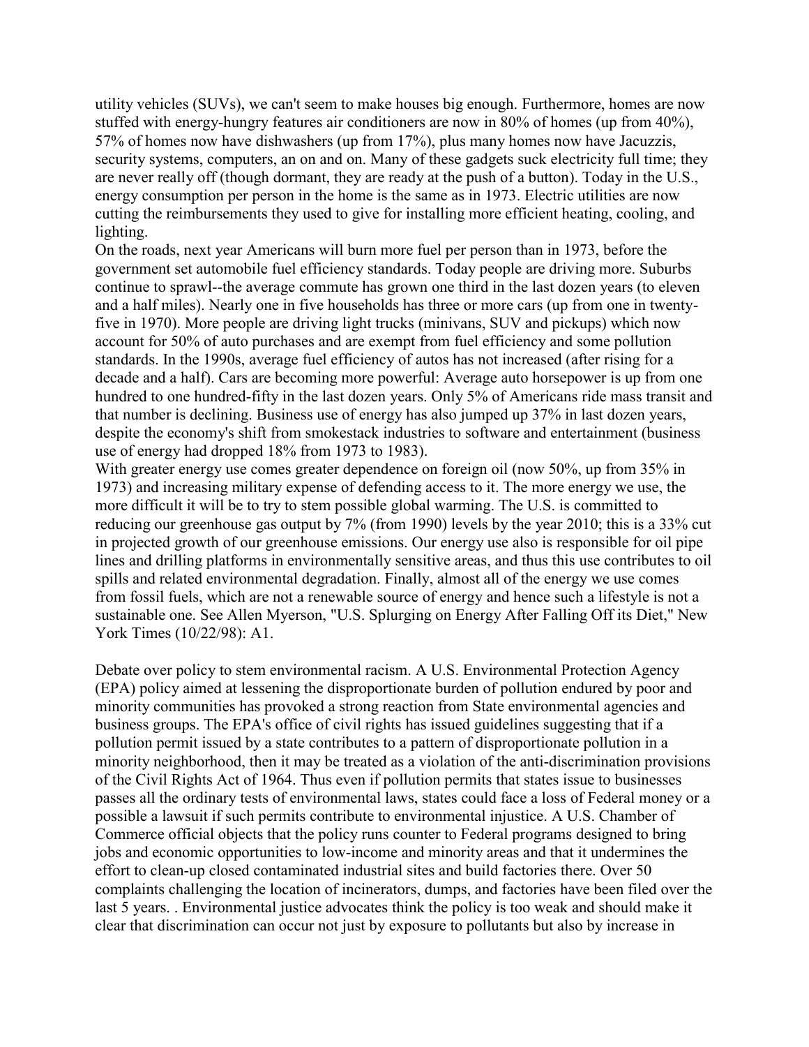utility vehicles (SUVs), we can't seem to make houses big enough. Furthermore, homes are now stuffed with energy-hungry features air conditioners are now in 80% of homes (up from 40%), 57% of homes now have dishwashers (up from 17%), plus many homes now have Jacuzzis, security systems, computers, an on and on. Many of these gadgets suck electricity full time; they are never really off (though dormant, they are ready at the push of a button). Today in the U.S., energy consumption per person in the home is the same as in 1973. Electric utilities are now cutting the reimbursements they used to give for installing more efficient heating, cooling, and lighting.

On the roads, next year Americans will burn more fuel per person than in 1973, before the government set automobile fuel efficiency standards. Today people are driving more. Suburbs continue to sprawl--the average commute has grown one third in the last dozen years (to eleven and a half miles). Nearly one in five households has three or more cars (up from one in twenty-five in 1970). More people are driving light trucks (minivans, SUV and pickups) which now account for 50% of auto purchases and are exempt from fuel efficiency and some pollution standards. In the 1990s, average fuel efficiency of autos has not increased (after rising for a decade and a half). Cars are becoming more powerful: Average auto horsepower is up from one hundred to one hundred-fifty in the last dozen years. Only 5% of Americans ride mass transit and that number is declining. Business use of energy has also jumped up 37% in last dozen years, despite the economy's shift from smokestack industries to software and entertainment (business use of energy had dropped 18% from 1973 to 1983).

With greater energy use comes greater dependence on foreign oil (now 50%, up from 35% in 1973) and increasing military expense of defending access to it. The more energy we use, the more difficult it will be to try to stem possible global warming. The U.S. is committed to reducing our greenhouse gas output by 7% (from 1990) levels by the year 2010; this is a 33% cut in projected growth of our greenhouse emissions. Our energy use also is responsible for oil pipe lines and drilling platforms in environmentally sensitive areas, and thus this use contributes to oil spills and related environmental degradation. Finally, almost all of the energy we use comes from fossil fuels, which are not a renewable source of energy and hence such a lifestyle is not a sustainable one. See Allen Myerson, "U.S. Splurging on Energy After Falling Off its Diet," New York Times (10/22/98): A1.

Debate over policy to stem environmental racism. A U.S. Environmental Protection Agency (EPA) policy aimed at lessening the disproportionate burden of pollution endured by poor and minority communities has provoked a strong reaction from State environmental agencies and business groups. The EPA's office of civil rights has issued guidelines suggesting that if a pollution permit issued by a state contributes to a pattern of disproportionate pollution in a minority neighborhood, then it may be treated as a violation of the anti-discrimination provisions of the Civil Rights Act of 1964. Thus even if pollution permits that states issue to businesses passes all the ordinary tests of environmental laws, states could face a loss of Federal money or a possible a lawsuit if such permits contribute to environmental injustice. A U.S. Chamber of Commerce official objects that the policy runs counter to Federal programs designed to bring jobs and economic opportunities to low-income and minority areas and that it undermines the effort to clean-up closed contaminated industrial sites and build factories there. Over 50 complaints challenging the location of incinerators, dumps, and factories have been filed over the last 5 years. . Environmental justice advocates think the policy is too weak and should make it clear that discrimination can occur not just by exposure to pollutants but also by increase in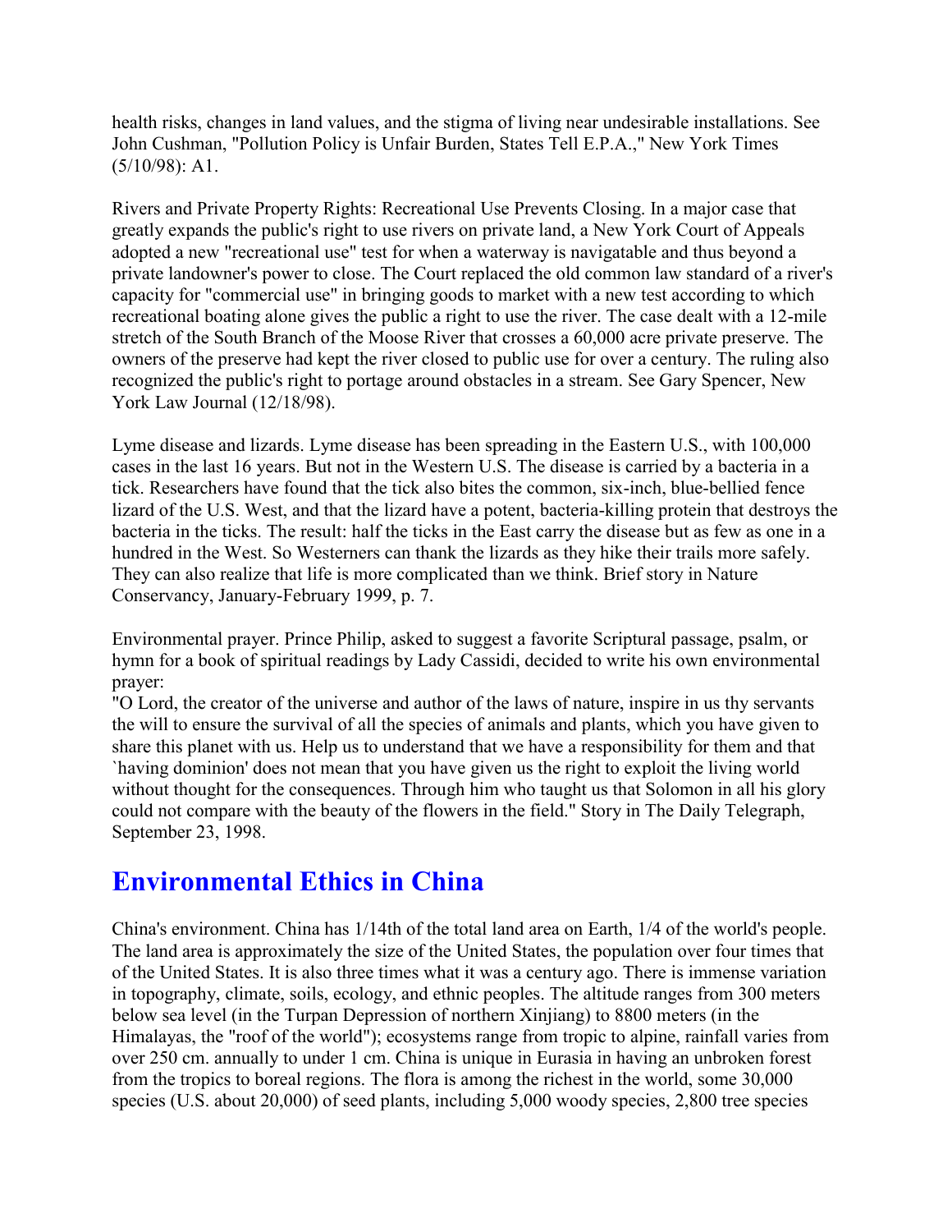health risks, changes in land values, and the stigma of living near undesirable installations. See John Cushman, "Pollution Policy is Unfair Burden, States Tell E.P.A.," New York Times (5/10/98): A1.

Rivers and Private Property Rights: Recreational Use Prevents Closing. In a major case that greatly expands the public's right to use rivers on private land, a New York Court of Appeals adopted a new "recreational use" test for when a waterway is navigatable and thus beyond a private landowner's power to close. The Court replaced the old common law standard of a river's capacity for "commercial use" in bringing goods to market with a new test according to which recreational boating alone gives the public a right to use the river. The case dealt with a 12-mile stretch of the South Branch of the Moose River that crosses a 60,000 acre private preserve. The owners of the preserve had kept the river closed to public use for over a century. The ruling also recognized the public's right to portage around obstacles in a stream. See Gary Spencer, New York Law Journal (12/18/98).

Lyme disease and lizards. Lyme disease has been spreading in the Eastern U.S., with 100,000 cases in the last 16 years. But not in the Western U.S. The disease is carried by a bacteria in a tick. Researchers have found that the tick also bites the common, six-inch, blue-bellied fence lizard of the U.S. West, and that the lizard have a potent, bacteria-killing protein that destroys the bacteria in the ticks. The result: half the ticks in the East carry the disease but as few as one in a hundred in the West. So Westerners can thank the lizards as they hike their trails more safely. They can also realize that life is more complicated than we think. Brief story in Nature Conservancy, January-February 1999, p. 7.

Environmental prayer. Prince Philip, asked to suggest a favorite Scriptural passage, psalm, or hymn for a book of spiritual readings by Lady Cassidi, decided to write his own environmental prayer:
"O Lord, the creator of the universe and author of the laws of nature, inspire in us thy servants the will to ensure the survival of all the species of animals and plants, which you have given to share this planet with us. Help us to understand that we have a responsibility for them and that `having dominion' does not mean that you have given us the right to exploit the living world without thought for the consequences. Through him who taught us that Solomon in all his glory could not compare with the beauty of the flowers in the field." Story in The Daily Telegraph, September 23, 1998.

## Environmental Ethics in China

China's environment. China has 1/14th of the total land area on Earth, 1/4 of the world's people. The land area is approximately the size of the United States, the population over four times that of the United States. It is also three times what it was a century ago. There is immense variation in topography, climate, soils, ecology, and ethnic peoples. The altitude ranges from 300 meters below sea level (in the Turpan Depression of northern Xinjiang) to 8800 meters (in the Himalayas, the "roof of the world"); ecosystems range from tropic to alpine, rainfall varies from over 250 cm. annually to under 1 cm. China is unique in Eurasia in having an unbroken forest from the tropics to boreal regions. The flora is among the richest in the world, some 30,000 species (U.S. about 20,000) of seed plants, including 5,000 woody species, 2,800 tree species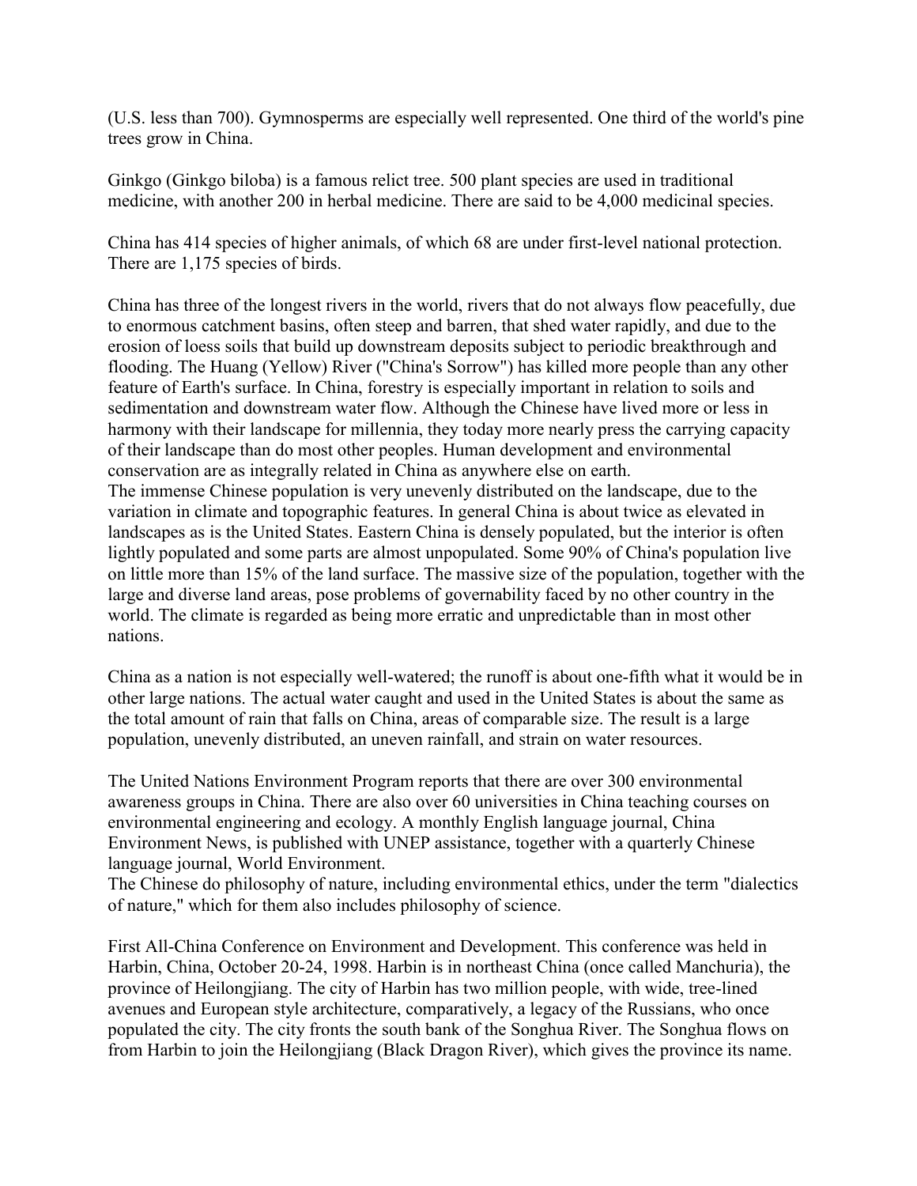(U.S. less than 700). Gymnosperms are especially well represented. One third of the world's pine trees grow in China.

Ginkgo (Ginkgo biloba) is a famous relict tree. 500 plant species are used in traditional medicine, with another 200 in herbal medicine. There are said to be 4,000 medicinal species.

China has 414 species of higher animals, of which 68 are under first-level national protection. There are 1,175 species of birds.

China has three of the longest rivers in the world, rivers that do not always flow peacefully, due to enormous catchment basins, often steep and barren, that shed water rapidly, and due to the erosion of loess soils that build up downstream deposits subject to periodic breakthrough and flooding. The Huang (Yellow) River ("China's Sorrow") has killed more people than any other feature of Earth's surface. In China, forestry is especially important in relation to soils and sedimentation and downstream water flow. Although the Chinese have lived more or less in harmony with their landscape for millennia, they today more nearly press the carrying capacity of their landscape than do most other peoples. Human development and environmental conservation are as integrally related in China as anywhere else on earth.

The immense Chinese population is very unevenly distributed on the landscape, due to the variation in climate and topographic features. In general China is about twice as elevated in landscapes as is the United States. Eastern China is densely populated, but the interior is often lightly populated and some parts are almost unpopulated. Some 90% of China's population live on little more than 15% of the land surface. The massive size of the population, together with the large and diverse land areas, pose problems of governability faced by no other country in the world. The climate is regarded as being more erratic and unpredictable than in most other nations.

China as a nation is not especially well-watered; the runoff is about one-fifth what it would be in other large nations. The actual water caught and used in the United States is about the same as the total amount of rain that falls on China, areas of comparable size. The result is a large population, unevenly distributed, an uneven rainfall, and strain on water resources.

The United Nations Environment Program reports that there are over 300 environmental awareness groups in China. There are also over 60 universities in China teaching courses on environmental engineering and ecology. A monthly English language journal, China Environment News, is published with UNEP assistance, together with a quarterly Chinese language journal, World Environment.

The Chinese do philosophy of nature, including environmental ethics, under the term "dialectics of nature," which for them also includes philosophy of science.

First All-China Conference on Environment and Development. This conference was held in Harbin, China, October 20-24, 1998. Harbin is in northeast China (once called Manchuria), the province of Heilongjiang. The city of Harbin has two million people, with wide, tree-lined avenues and European style architecture, comparatively, a legacy of the Russians, who once populated the city. The city fronts the south bank of the Songhua River. The Songhua flows on from Harbin to join the Heilongjiang (Black Dragon River), which gives the province its name.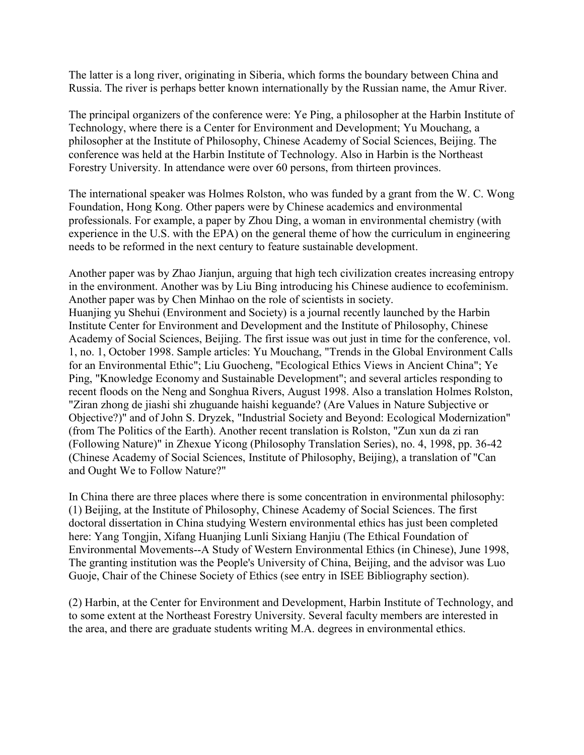The latter is a long river, originating in Siberia, which forms the boundary between China and Russia. The river is perhaps better known internationally by the Russian name, the Amur River.

The principal organizers of the conference were: Ye Ping, a philosopher at the Harbin Institute of Technology, where there is a Center for Environment and Development; Yu Mouchang, a philosopher at the Institute of Philosophy, Chinese Academy of Social Sciences, Beijing. The conference was held at the Harbin Institute of Technology. Also in Harbin is the Northeast Forestry University. In attendance were over 60 persons, from thirteen provinces.

The international speaker was Holmes Rolston, who was funded by a grant from the W. C. Wong Foundation, Hong Kong. Other papers were by Chinese academics and environmental professionals. For example, a paper by Zhou Ding, a woman in environmental chemistry (with experience in the U.S. with the EPA) on the general theme of how the curriculum in engineering needs to be reformed in the next century to feature sustainable development.

Another paper was by Zhao Jianjun, arguing that high tech civilization creates increasing entropy in the environment. Another was by Liu Bing introducing his Chinese audience to ecofeminism. Another paper was by Chen Minhao on the role of scientists in society.
Huanjing yu Shehui (Environment and Society) is a journal recently launched by the Harbin Institute Center for Environment and Development and the Institute of Philosophy, Chinese Academy of Social Sciences, Beijing. The first issue was out just in time for the conference, vol. 1, no. 1, October 1998. Sample articles: Yu Mouchang, "Trends in the Global Environment Calls for an Environmental Ethic"; Liu Guocheng, "Ecological Ethics Views in Ancient China"; Ye Ping, "Knowledge Economy and Sustainable Development"; and several articles responding to recent floods on the Neng and Songhua Rivers, August 1998. Also a translation Holmes Rolston, "Ziran zhong de jiashi shi zhuguande haishi keguande? (Are Values in Nature Subjective or Objective?)" and of John S. Dryzek, "Industrial Society and Beyond: Ecological Modernization" (from The Politics of the Earth). Another recent translation is Rolston, "Zun xun da zi ran (Following Nature)" in Zhexue Yicong (Philosophy Translation Series), no. 4, 1998, pp. 36-42 (Chinese Academy of Social Sciences, Institute of Philosophy, Beijing), a translation of "Can and Ought We to Follow Nature?"

In China there are three places where there is some concentration in environmental philosophy: (1) Beijing, at the Institute of Philosophy, Chinese Academy of Social Sciences. The first doctoral dissertation in China studying Western environmental ethics has just been completed here: Yang Tongjin, Xifang Huanjing Lunli Sixiang Hanjiu (The Ethical Foundation of Environmental Movements--A Study of Western Environmental Ethics (in Chinese), June 1998, The granting institution was the People's University of China, Beijing, and the advisor was Luo Guoje, Chair of the Chinese Society of Ethics (see entry in ISEE Bibliography section).

(2) Harbin, at the Center for Environment and Development, Harbin Institute of Technology, and to some extent at the Northeast Forestry University. Several faculty members are interested in the area, and there are graduate students writing M.A. degrees in environmental ethics.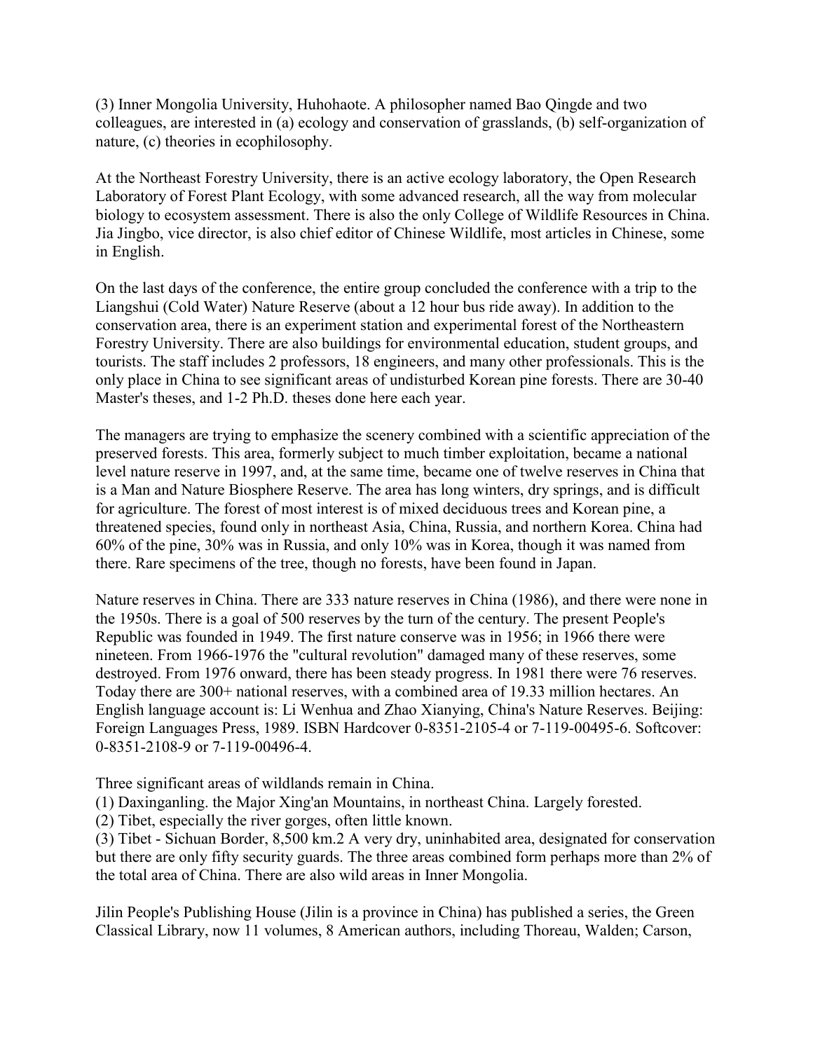(3) Inner Mongolia University, Huhohaote. A philosopher named Bao Qingde and two colleagues, are interested in (a) ecology and conservation of grasslands, (b) self-organization of nature, (c) theories in ecophilosophy.

At the Northeast Forestry University, there is an active ecology laboratory, the Open Research Laboratory of Forest Plant Ecology, with some advanced research, all the way from molecular biology to ecosystem assessment. There is also the only College of Wildlife Resources in China. Jia Jingbo, vice director, is also chief editor of Chinese Wildlife, most articles in Chinese, some in English.

On the last days of the conference, the entire group concluded the conference with a trip to the Liangshui (Cold Water) Nature Reserve (about a 12 hour bus ride away). In addition to the conservation area, there is an experiment station and experimental forest of the Northeastern Forestry University. There are also buildings for environmental education, student groups, and tourists. The staff includes 2 professors, 18 engineers, and many other professionals. This is the only place in China to see significant areas of undisturbed Korean pine forests. There are 30-40 Master's theses, and 1-2 Ph.D. theses done here each year.

The managers are trying to emphasize the scenery combined with a scientific appreciation of the preserved forests. This area, formerly subject to much timber exploitation, became a national level nature reserve in 1997, and, at the same time, became one of twelve reserves in China that is a Man and Nature Biosphere Reserve. The area has long winters, dry springs, and is difficult for agriculture. The forest of most interest is of mixed deciduous trees and Korean pine, a threatened species, found only in northeast Asia, China, Russia, and northern Korea. China had 60% of the pine, 30% was in Russia, and only 10% was in Korea, though it was named from there. Rare specimens of the tree, though no forests, have been found in Japan.

Nature reserves in China. There are 333 nature reserves in China (1986), and there were none in the 1950s. There is a goal of 500 reserves by the turn of the century. The present People's Republic was founded in 1949. The first nature conserve was in 1956; in 1966 there were nineteen. From 1966-1976 the "cultural revolution" damaged many of these reserves, some destroyed. From 1976 onward, there has been steady progress. In 1981 there were 76 reserves. Today there are 300+ national reserves, with a combined area of 19.33 million hectares. An English language account is: Li Wenhua and Zhao Xianying, China's Nature Reserves. Beijing: Foreign Languages Press, 1989. ISBN Hardcover 0-8351-2105-4 or 7-119-00495-6. Softcover: 0-8351-2108-9 or 7-119-00496-4.

Three significant areas of wildlands remain in China.

(1) Daxinganling. the Major Xing'an Mountains, in northeast China. Largely forested.

(2) Tibet, especially the river gorges, often little known.

(3) Tibet - Sichuan Border, 8,500 km.2 A very dry, uninhabited area, designated for conservation but there are only fifty security guards. The three areas combined form perhaps more than 2% of the total area of China. There are also wild areas in Inner Mongolia.

Jilin People's Publishing House (Jilin is a province in China) has published a series, the Green Classical Library, now 11 volumes, 8 American authors, including Thoreau, Walden; Carson,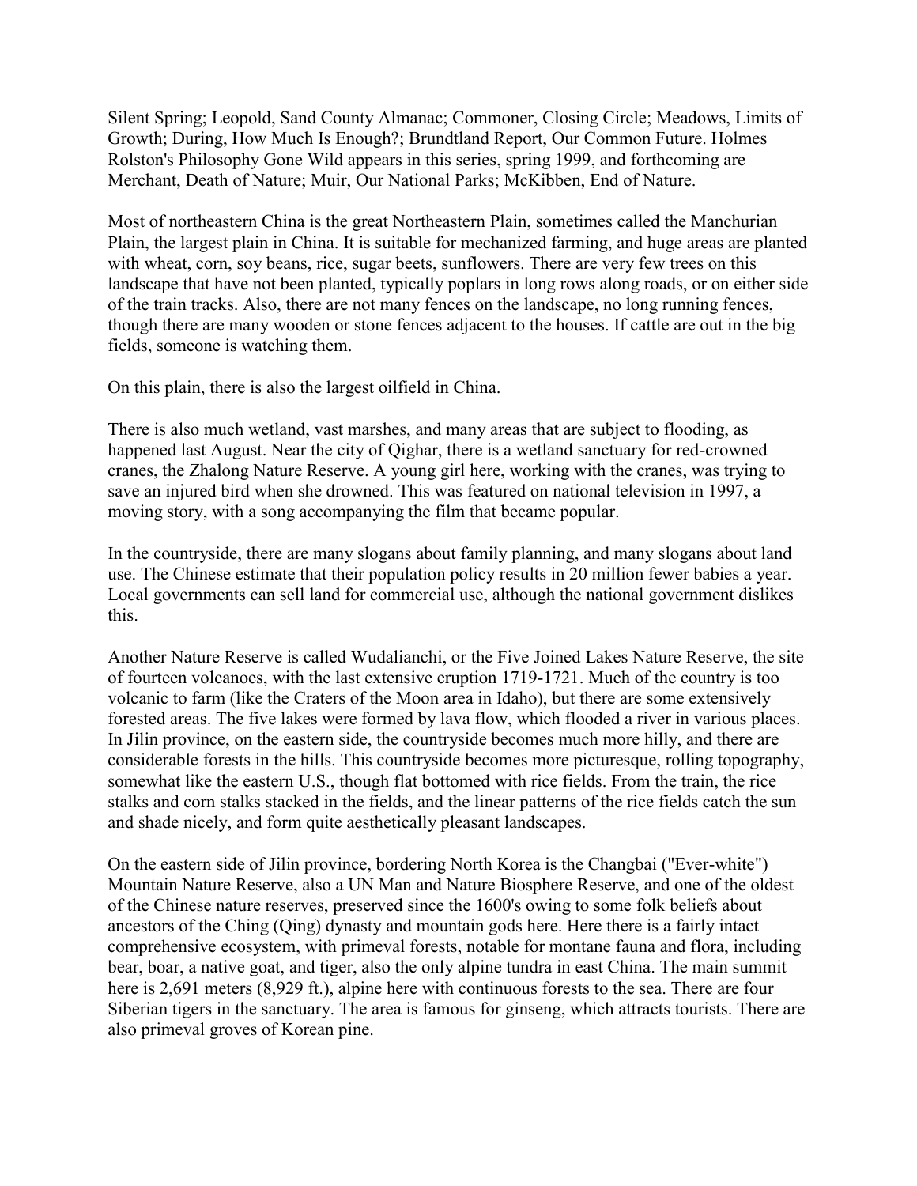Silent Spring; Leopold, Sand County Almanac; Commoner, Closing Circle; Meadows, Limits of Growth; During, How Much Is Enough?; Brundtland Report, Our Common Future. Holmes Rolston's Philosophy Gone Wild appears in this series, spring 1999, and forthcoming are Merchant, Death of Nature; Muir, Our National Parks; McKibben, End of Nature.

Most of northeastern China is the great Northeastern Plain, sometimes called the Manchurian Plain, the largest plain in China. It is suitable for mechanized farming, and huge areas are planted with wheat, corn, soy beans, rice, sugar beets, sunflowers. There are very few trees on this landscape that have not been planted, typically poplars in long rows along roads, or on either side of the train tracks. Also, there are not many fences on the landscape, no long running fences, though there are many wooden or stone fences adjacent to the houses. If cattle are out in the big fields, someone is watching them.

On this plain, there is also the largest oilfield in China.

There is also much wetland, vast marshes, and many areas that are subject to flooding, as happened last August. Near the city of Qighar, there is a wetland sanctuary for red-crowned cranes, the Zhalong Nature Reserve. A young girl here, working with the cranes, was trying to save an injured bird when she drowned. This was featured on national television in 1997, a moving story, with a song accompanying the film that became popular.

In the countryside, there are many slogans about family planning, and many slogans about land use. The Chinese estimate that their population policy results in 20 million fewer babies a year. Local governments can sell land for commercial use, although the national government dislikes this.

Another Nature Reserve is called Wudalianchi, or the Five Joined Lakes Nature Reserve, the site of fourteen volcanoes, with the last extensive eruption 1719-1721. Much of the country is too volcanic to farm (like the Craters of the Moon area in Idaho), but there are some extensively forested areas. The five lakes were formed by lava flow, which flooded a river in various places. In Jilin province, on the eastern side, the countryside becomes much more hilly, and there are considerable forests in the hills. This countryside becomes more picturesque, rolling topography, somewhat like the eastern U.S., though flat bottomed with rice fields. From the train, the rice stalks and corn stalks stacked in the fields, and the linear patterns of the rice fields catch the sun and shade nicely, and form quite aesthetically pleasant landscapes.

On the eastern side of Jilin province, bordering North Korea is the Changbai ("Ever-white") Mountain Nature Reserve, also a UN Man and Nature Biosphere Reserve, and one of the oldest of the Chinese nature reserves, preserved since the 1600's owing to some folk beliefs about ancestors of the Ching (Qing) dynasty and mountain gods here. Here there is a fairly intact comprehensive ecosystem, with primeval forests, notable for montane fauna and flora, including bear, boar, a native goat, and tiger, also the only alpine tundra in east China. The main summit here is 2,691 meters (8,929 ft.), alpine here with continuous forests to the sea. There are four Siberian tigers in the sanctuary. The area is famous for ginseng, which attracts tourists. There are also primeval groves of Korean pine.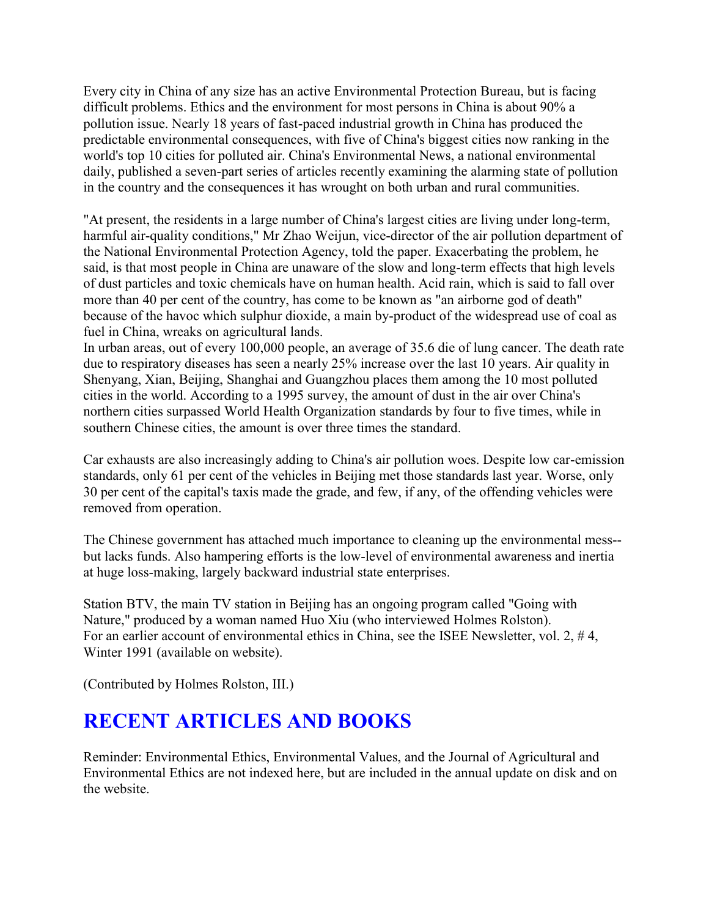Every city in China of any size has an active Environmental Protection Bureau, but is facing difficult problems. Ethics and the environment for most persons in China is about 90% a pollution issue. Nearly 18 years of fast-paced industrial growth in China has produced the predictable environmental consequences, with five of China's biggest cities now ranking in the world's top 10 cities for polluted air. China's Environmental News, a national environmental daily, published a seven-part series of articles recently examining the alarming state of pollution in the country and the consequences it has wrought on both urban and rural communities.

"At present, the residents in a large number of China's largest cities are living under long-term, harmful air-quality conditions," Mr Zhao Weijun, vice-director of the air pollution department of the National Environmental Protection Agency, told the paper. Exacerbating the problem, he said, is that most people in China are unaware of the slow and long-term effects that high levels of dust particles and toxic chemicals have on human health. Acid rain, which is said to fall over more than 40 per cent of the country, has come to be known as "an airborne god of death" because of the havoc which sulphur dioxide, a main by-product of the widespread use of coal as fuel in China, wreaks on agricultural lands.
In urban areas, out of every 100,000 people, an average of 35.6 die of lung cancer. The death rate due to respiratory diseases has seen a nearly 25% increase over the last 10 years. Air quality in Shenyang, Xian, Beijing, Shanghai and Guangzhou places them among the 10 most polluted cities in the world. According to a 1995 survey, the amount of dust in the air over China's northern cities surpassed World Health Organization standards by four to five times, while in southern Chinese cities, the amount is over three times the standard.

Car exhausts are also increasingly adding to China's air pollution woes. Despite low car-emission standards, only 61 per cent of the vehicles in Beijing met those standards last year. Worse, only 30 per cent of the capital's taxis made the grade, and few, if any, of the offending vehicles were removed from operation.

The Chinese government has attached much importance to cleaning up the environmental mess--but lacks funds. Also hampering efforts is the low-level of environmental awareness and inertia at huge loss-making, largely backward industrial state enterprises.

Station BTV, the main TV station in Beijing has an ongoing program called "Going with Nature," produced by a woman named Huo Xiu (who interviewed Holmes Rolston).
For an earlier account of environmental ethics in China, see the ISEE Newsletter, vol. 2, # 4, Winter 1991 (available on website).

(Contributed by Holmes Rolston, III.)

# RECENT ARTICLES AND BOOKS

Reminder: Environmental Ethics, Environmental Values, and the Journal of Agricultural and Environmental Ethics are not indexed here, but are included in the annual update on disk and on the website.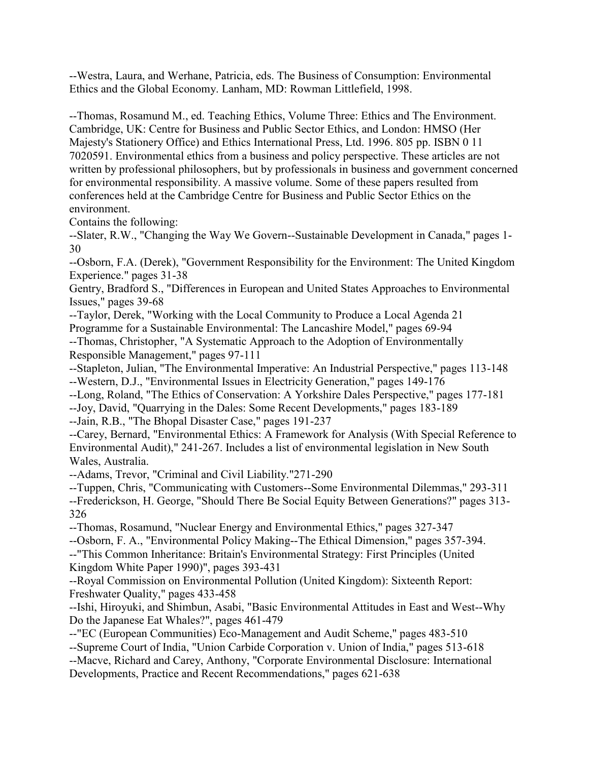--Westra, Laura, and Werhane, Patricia, eds. The Business of Consumption: Environmental Ethics and the Global Economy. Lanham, MD: Rowman Littlefield, 1998.

--Thomas, Rosamund M., ed. Teaching Ethics, Volume Three: Ethics and The Environment. Cambridge, UK: Centre for Business and Public Sector Ethics, and London: HMSO (Her Majesty's Stationery Office) and Ethics International Press, Ltd. 1996. 805 pp. ISBN 0 11 7020591. Environmental ethics from a business and policy perspective. These articles are not written by professional philosophers, but by professionals in business and government concerned for environmental responsibility. A massive volume. Some of these papers resulted from conferences held at the Cambridge Centre for Business and Public Sector Ethics on the environment.

Contains the following:

--Slater, R.W., "Changing the Way We Govern--Sustainable Development in Canada," pages 1-30

--Osborn, F.A. (Derek), "Government Responsibility for the Environment: The United Kingdom Experience." pages 31-38

Gentry, Bradford S., "Differences in European and United States Approaches to Environmental Issues," pages 39-68

--Taylor, Derek, "Working with the Local Community to Produce a Local Agenda 21 Programme for a Sustainable Environmental: The Lancashire Model," pages 69-94

--Thomas, Christopher, "A Systematic Approach to the Adoption of Environmentally Responsible Management," pages 97-111

--Stapleton, Julian, "The Environmental Imperative: An Industrial Perspective," pages 113-148

--Western, D.J., "Environmental Issues in Electricity Generation," pages 149-176

--Long, Roland, "The Ethics of Conservation: A Yorkshire Dales Perspective," pages 177-181

--Joy, David, "Quarrying in the Dales: Some Recent Developments," pages 183-189

--Jain, R.B., "The Bhopal Disaster Case," pages 191-237

--Carey, Bernard, "Environmental Ethics: A Framework for Analysis (With Special Reference to Environmental Audit)," 241-267. Includes a list of environmental legislation in New South Wales, Australia.

--Adams, Trevor, "Criminal and Civil Liability."271-290

--Tuppen, Chris, "Communicating with Customers--Some Environmental Dilemmas," 293-311

--Frederickson, H. George, "Should There Be Social Equity Between Generations?" pages 313-326

--Thomas, Rosamund, "Nuclear Energy and Environmental Ethics," pages 327-347

--Osborn, F. A., "Environmental Policy Making--The Ethical Dimension," pages 357-394.

--"This Common Inheritance: Britain's Environmental Strategy: First Principles (United Kingdom White Paper 1990)", pages 393-431

--Royal Commission on Environmental Pollution (United Kingdom): Sixteenth Report: Freshwater Quality," pages 433-458

--Ishi, Hiroyuki, and Shimbun, Asabi, "Basic Environmental Attitudes in East and West--Why Do the Japanese Eat Whales?", pages 461-479

--"EC (European Communities) Eco-Management and Audit Scheme," pages 483-510

--Supreme Court of India, "Union Carbide Corporation v. Union of India," pages 513-618

--Macve, Richard and Carey, Anthony, "Corporate Environmental Disclosure: International Developments, Practice and Recent Recommendations," pages 621-638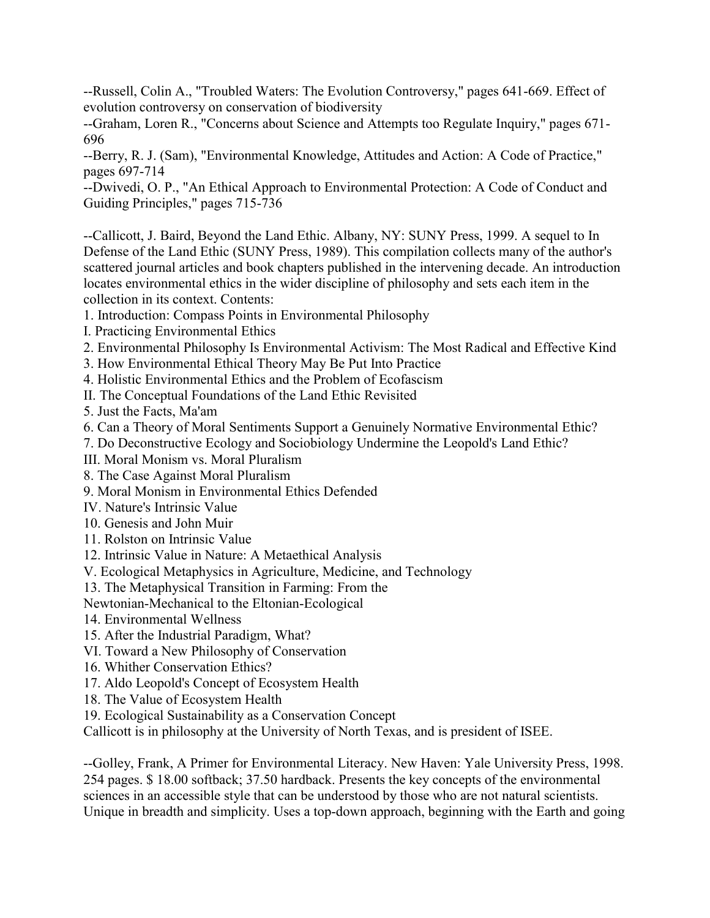--Russell, Colin A., "Troubled Waters: The Evolution Controversy," pages 641-669. Effect of evolution controversy on conservation of biodiversity

--Graham, Loren R., "Concerns about Science and Attempts too Regulate Inquiry," pages 671-696

--Berry, R. J. (Sam), "Environmental Knowledge, Attitudes and Action: A Code of Practice," pages 697-714

--Dwivedi, O. P., "An Ethical Approach to Environmental Protection: A Code of Conduct and Guiding Principles," pages 715-736

--Callicott, J. Baird, Beyond the Land Ethic. Albany, NY: SUNY Press, 1999. A sequel to In Defense of the Land Ethic (SUNY Press, 1989). This compilation collects many of the author's scattered journal articles and book chapters published in the intervening decade. An introduction locates environmental ethics in the wider discipline of philosophy and sets each item in the collection in its context. Contents:

1. Introduction: Compass Points in Environmental Philosophy

I. Practicing Environmental Ethics

2. Environmental Philosophy Is Environmental Activism: The Most Radical and Effective Kind
3. How Environmental Ethical Theory May Be Put Into Practice
4. Holistic Environmental Ethics and the Problem of Ecofascism

II. The Conceptual Foundations of the Land Ethic Revisited

5. Just the Facts, Ma'am
6. Can a Theory of Moral Sentiments Support a Genuinely Normative Environmental Ethic?
7. Do Deconstructive Ecology and Sociobiology Undermine the Leopold's Land Ethic?

III. Moral Monism vs. Moral Pluralism

8. The Case Against Moral Pluralism
9. Moral Monism in Environmental Ethics Defended

IV. Nature's Intrinsic Value

10. Genesis and John Muir
11. Rolston on Intrinsic Value
12. Intrinsic Value in Nature: A Metaethical Analysis

V. Ecological Metaphysics in Agriculture, Medicine, and Technology

13. The Metaphysical Transition in Farming: From the Newtonian-Mechanical to the Eltonian-Ecological
14. Environmental Wellness
15. After the Industrial Paradigm, What?

VI. Toward a New Philosophy of Conservation

16. Whither Conservation Ethics?
17. Aldo Leopold's Concept of Ecosystem Health
18. The Value of Ecosystem Health
19. Ecological Sustainability as a Conservation Concept

Callicott is in philosophy at the University of North Texas, and is president of ISEE.

--Golley, Frank, A Primer for Environmental Literacy. New Haven: Yale University Press, 1998. 254 pages. $ 18.00 softback; 37.50 hardback. Presents the key concepts of the environmental sciences in an accessible style that can be understood by those who are not natural scientists. Unique in breadth and simplicity. Uses a top-down approach, beginning with the Earth and going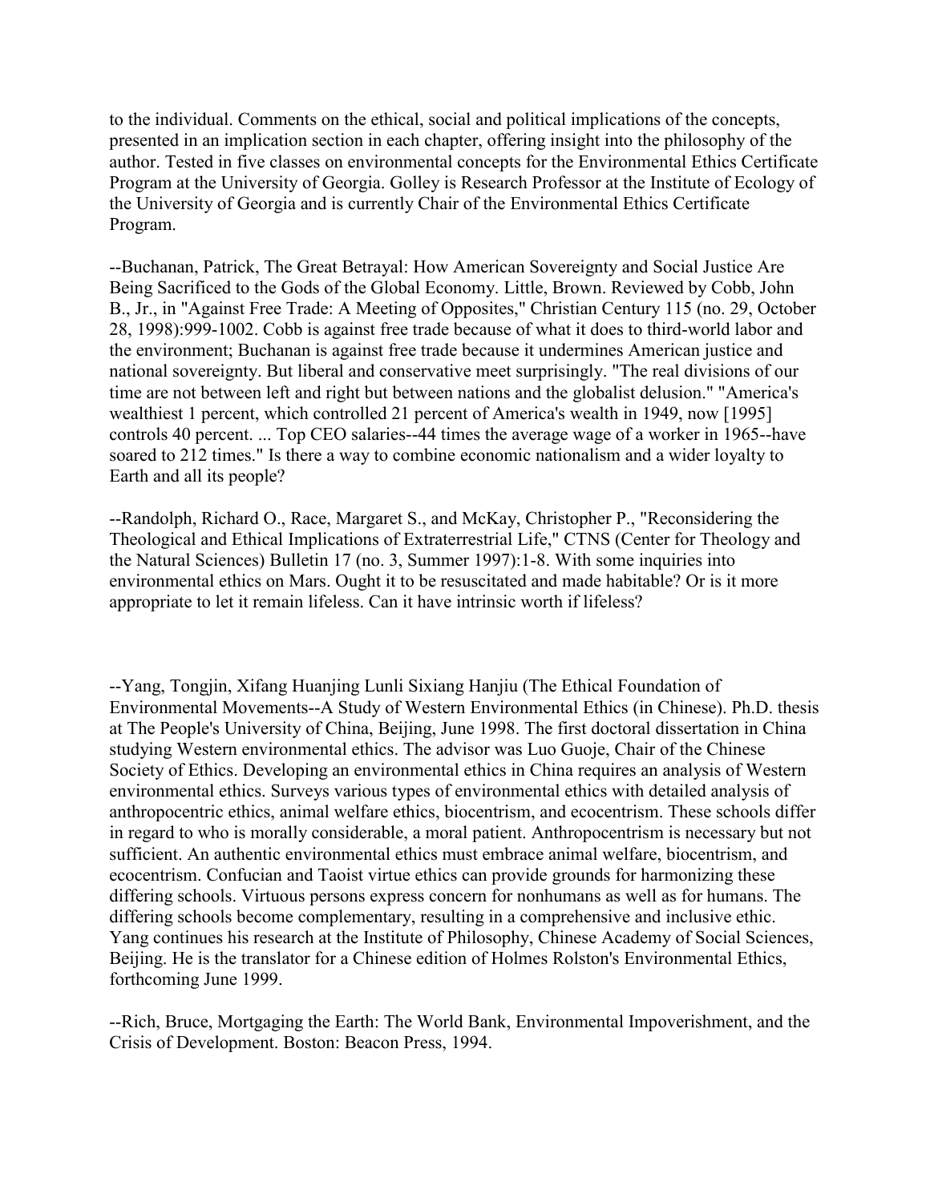to the individual. Comments on the ethical, social and political implications of the concepts, presented in an implication section in each chapter, offering insight into the philosophy of the author. Tested in five classes on environmental concepts for the Environmental Ethics Certificate Program at the University of Georgia. Golley is Research Professor at the Institute of Ecology of the University of Georgia and is currently Chair of the Environmental Ethics Certificate Program.

--Buchanan, Patrick, The Great Betrayal: How American Sovereignty and Social Justice Are Being Sacrificed to the Gods of the Global Economy. Little, Brown. Reviewed by Cobb, John B., Jr., in "Against Free Trade: A Meeting of Opposites," Christian Century 115 (no. 29, October 28, 1998):999-1002. Cobb is against free trade because of what it does to third-world labor and the environment; Buchanan is against free trade because it undermines American justice and national sovereignty. But liberal and conservative meet surprisingly. "The real divisions of our time are not between left and right but between nations and the globalist delusion." "America's wealthiest 1 percent, which controlled 21 percent of America's wealth in 1949, now [1995] controls 40 percent. ... Top CEO salaries--44 times the average wage of a worker in 1965--have soared to 212 times." Is there a way to combine economic nationalism and a wider loyalty to Earth and all its people?

--Randolph, Richard O., Race, Margaret S., and McKay, Christopher P., "Reconsidering the Theological and Ethical Implications of Extraterrestrial Life," CTNS (Center for Theology and the Natural Sciences) Bulletin 17 (no. 3, Summer 1997):1-8. With some inquiries into environmental ethics on Mars. Ought it to be resuscitated and made habitable? Or is it more appropriate to let it remain lifeless. Can it have intrinsic worth if lifeless?

--Yang, Tongjin, Xifang Huanjing Lunli Sixiang Hanjiu (The Ethical Foundation of Environmental Movements--A Study of Western Environmental Ethics (in Chinese). Ph.D. thesis at The People's University of China, Beijing, June 1998. The first doctoral dissertation in China studying Western environmental ethics. The advisor was Luo Guoje, Chair of the Chinese Society of Ethics. Developing an environmental ethics in China requires an analysis of Western environmental ethics. Surveys various types of environmental ethics with detailed analysis of anthropocentric ethics, animal welfare ethics, biocentrism, and ecocentrism. These schools differ in regard to who is morally considerable, a moral patient. Anthropocentrism is necessary but not sufficient. An authentic environmental ethics must embrace animal welfare, biocentrism, and ecocentrism. Confucian and Taoist virtue ethics can provide grounds for harmonizing these differing schools. Virtuous persons express concern for nonhumans as well as for humans. The differing schools become complementary, resulting in a comprehensive and inclusive ethic. Yang continues his research at the Institute of Philosophy, Chinese Academy of Social Sciences, Beijing. He is the translator for a Chinese edition of Holmes Rolston's Environmental Ethics, forthcoming June 1999.

--Rich, Bruce, Mortgaging the Earth: The World Bank, Environmental Impoverishment, and the Crisis of Development. Boston: Beacon Press, 1994.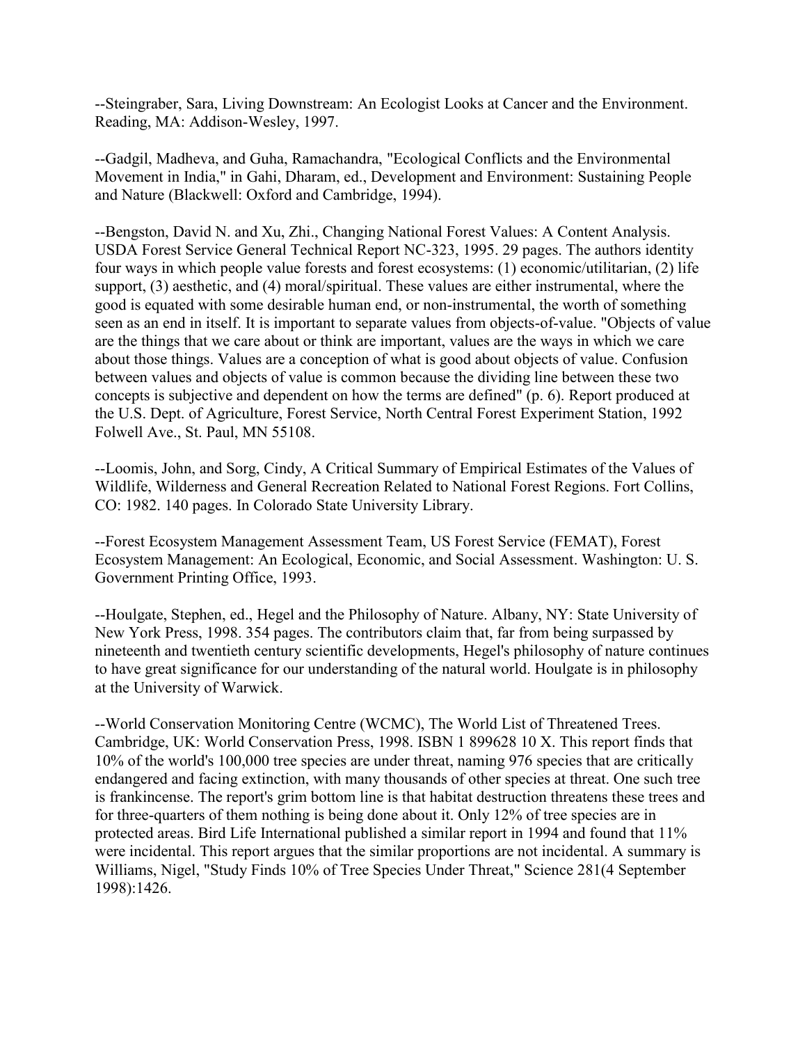--Steingraber, Sara, Living Downstream: An Ecologist Looks at Cancer and the Environment. Reading, MA: Addison-Wesley, 1997.

--Gadgil, Madheva, and Guha, Ramachandra, "Ecological Conflicts and the Environmental Movement in India," in Gahi, Dharam, ed., Development and Environment: Sustaining People and Nature (Blackwell: Oxford and Cambridge, 1994).

--Bengston, David N. and Xu, Zhi., Changing National Forest Values: A Content Analysis. USDA Forest Service General Technical Report NC-323, 1995. 29 pages. The authors identity four ways in which people value forests and forest ecosystems: (1) economic/utilitarian, (2) life support, (3) aesthetic, and (4) moral/spiritual. These values are either instrumental, where the good is equated with some desirable human end, or non-instrumental, the worth of something seen as an end in itself. It is important to separate values from objects-of-value. "Objects of value are the things that we care about or think are important, values are the ways in which we care about those things. Values are a conception of what is good about objects of value. Confusion between values and objects of value is common because the dividing line between these two concepts is subjective and dependent on how the terms are defined" (p. 6). Report produced at the U.S. Dept. of Agriculture, Forest Service, North Central Forest Experiment Station, 1992 Folwell Ave., St. Paul, MN 55108.

--Loomis, John, and Sorg, Cindy, A Critical Summary of Empirical Estimates of the Values of Wildlife, Wilderness and General Recreation Related to National Forest Regions. Fort Collins, CO: 1982. 140 pages. In Colorado State University Library.

--Forest Ecosystem Management Assessment Team, US Forest Service (FEMAT), Forest Ecosystem Management: An Ecological, Economic, and Social Assessment. Washington: U. S. Government Printing Office, 1993.

--Houlgate, Stephen, ed., Hegel and the Philosophy of Nature. Albany, NY: State University of New York Press, 1998. 354 pages. The contributors claim that, far from being surpassed by nineteenth and twentieth century scientific developments, Hegel's philosophy of nature continues to have great significance for our understanding of the natural world. Houlgate is in philosophy at the University of Warwick.

--World Conservation Monitoring Centre (WCMC), The World List of Threatened Trees. Cambridge, UK: World Conservation Press, 1998. ISBN 1 899628 10 X. This report finds that 10% of the world's 100,000 tree species are under threat, naming 976 species that are critically endangered and facing extinction, with many thousands of other species at threat. One such tree is frankincense. The report's grim bottom line is that habitat destruction threatens these trees and for three-quarters of them nothing is being done about it. Only 12% of tree species are in protected areas. Bird Life International published a similar report in 1994 and found that 11% were incidental. This report argues that the similar proportions are not incidental. A summary is Williams, Nigel, "Study Finds 10% of Tree Species Under Threat," Science 281(4 September 1998):1426.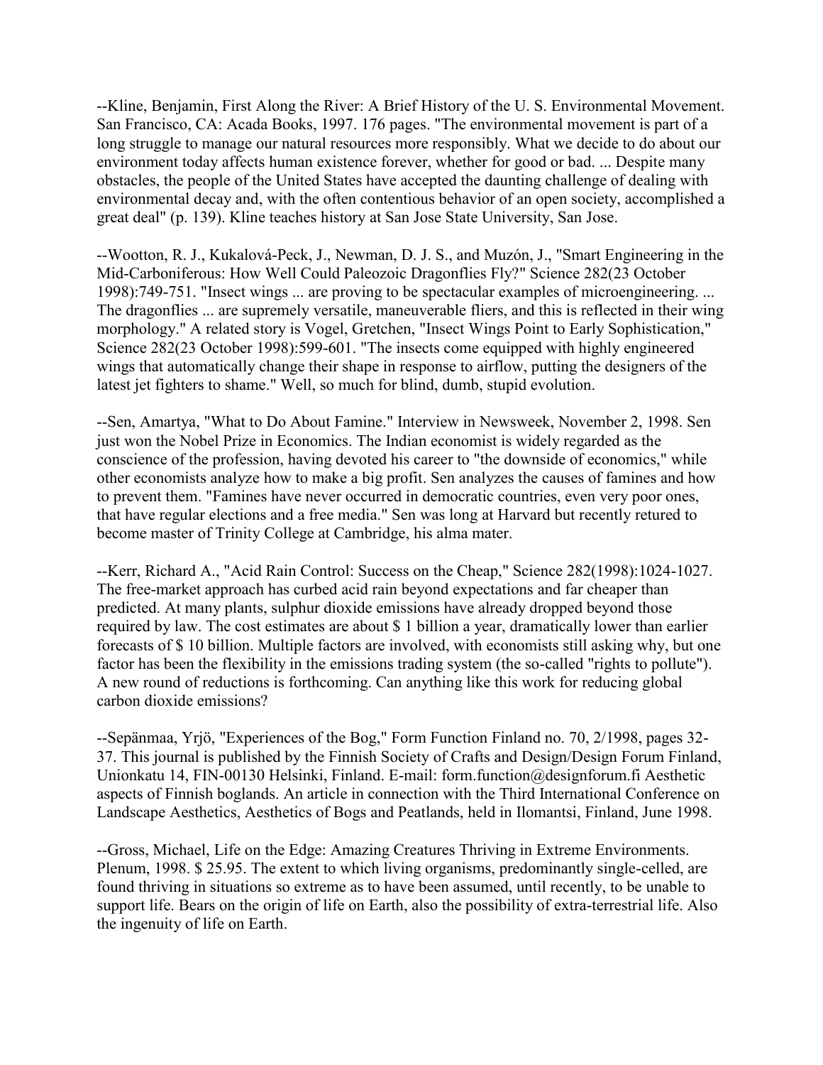--Kline, Benjamin, First Along the River: A Brief History of the U. S. Environmental Movement. San Francisco, CA: Acada Books, 1997. 176 pages. "The environmental movement is part of a long struggle to manage our natural resources more responsibly. What we decide to do about our environment today affects human existence forever, whether for good or bad. ... Despite many obstacles, the people of the United States have accepted the daunting challenge of dealing with environmental decay and, with the often contentious behavior of an open society, accomplished a great deal" (p. 139). Kline teaches history at San Jose State University, San Jose.

--Wootton, R. J., Kukalová-Peck, J., Newman, D. J. S., and Muzón, J., "Smart Engineering in the Mid-Carboniferous: How Well Could Paleozoic Dragonflies Fly?" Science 282(23 October 1998):749-751. "Insect wings ... are proving to be spectacular examples of microengineering. ... The dragonflies ... are supremely versatile, maneuverable fliers, and this is reflected in their wing morphology." A related story is Vogel, Gretchen, "Insect Wings Point to Early Sophistication," Science 282(23 October 1998):599-601. "The insects come equipped with highly engineered wings that automatically change their shape in response to airflow, putting the designers of the latest jet fighters to shame." Well, so much for blind, dumb, stupid evolution.

--Sen, Amartya, "What to Do About Famine." Interview in Newsweek, November 2, 1998. Sen just won the Nobel Prize in Economics. The Indian economist is widely regarded as the conscience of the profession, having devoted his career to "the downside of economics," while other economists analyze how to make a big profit. Sen analyzes the causes of famines and how to prevent them. "Famines have never occurred in democratic countries, even very poor ones, that have regular elections and a free media." Sen was long at Harvard but recently retured to become master of Trinity College at Cambridge, his alma mater.

--Kerr, Richard A., "Acid Rain Control: Success on the Cheap," Science 282(1998):1024-1027. The free-market approach has curbed acid rain beyond expectations and far cheaper than predicted. At many plants, sulphur dioxide emissions have already dropped beyond those required by law. The cost estimates are about $ 1 billion a year, dramatically lower than earlier forecasts of $ 10 billion. Multiple factors are involved, with economists still asking why, but one factor has been the flexibility in the emissions trading system (the so-called "rights to pollute"). A new round of reductions is forthcoming. Can anything like this work for reducing global carbon dioxide emissions?

--Sepänmaa, Yrjö, "Experiences of the Bog," Form Function Finland no. 70, 2/1998, pages 32-37. This journal is published by the Finnish Society of Crafts and Design/Design Forum Finland, Unionkatu 14, FIN-00130 Helsinki, Finland. E-mail: form.function@designforum.fi Aesthetic aspects of Finnish boglands. An article in connection with the Third International Conference on Landscape Aesthetics, Aesthetics of Bogs and Peatlands, held in Ilomantsi, Finland, June 1998.

--Gross, Michael, Life on the Edge: Amazing Creatures Thriving in Extreme Environments. Plenum, 1998. $ 25.95. The extent to which living organisms, predominantly single-celled, are found thriving in situations so extreme as to have been assumed, until recently, to be unable to support life. Bears on the origin of life on Earth, also the possibility of extra-terrestrial life. Also the ingenuity of life on Earth.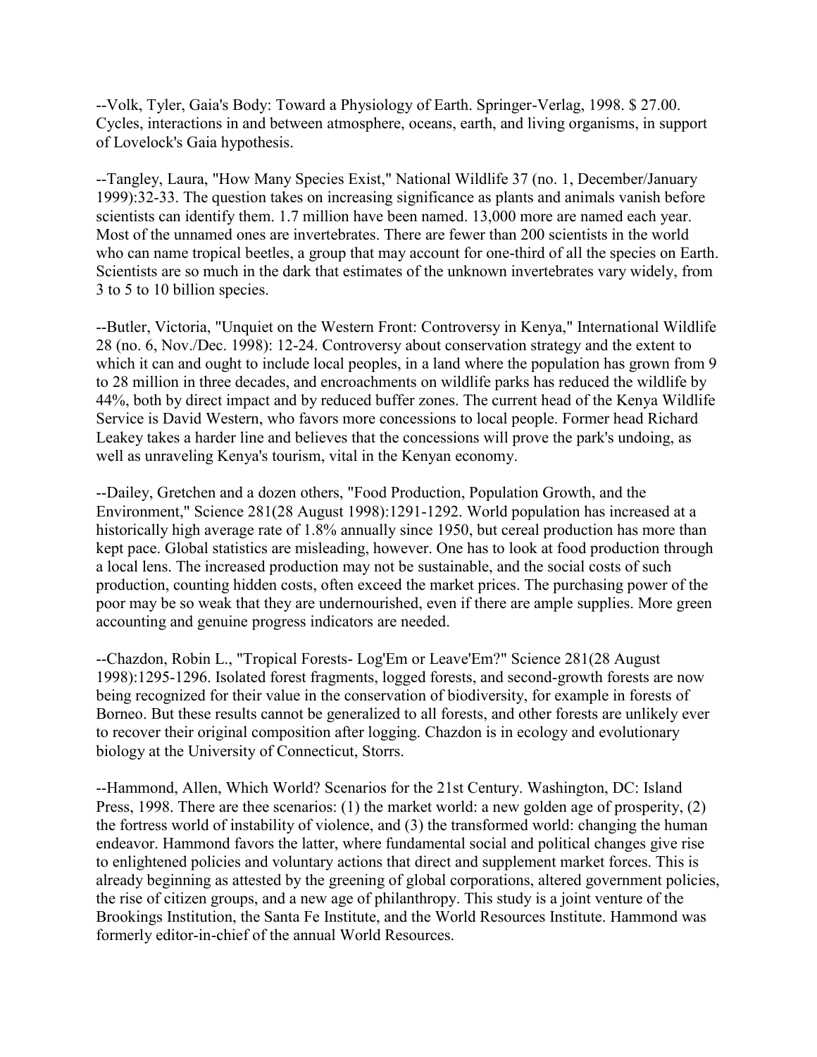--Volk, Tyler, Gaia's Body: Toward a Physiology of Earth. Springer-Verlag, 1998. $ 27.00. Cycles, interactions in and between atmosphere, oceans, earth, and living organisms, in support of Lovelock's Gaia hypothesis.

--Tangley, Laura, "How Many Species Exist," National Wildlife 37 (no. 1, December/January 1999):32-33. The question takes on increasing significance as plants and animals vanish before scientists can identify them. 1.7 million have been named. 13,000 more are named each year. Most of the unnamed ones are invertebrates. There are fewer than 200 scientists in the world who can name tropical beetles, a group that may account for one-third of all the species on Earth. Scientists are so much in the dark that estimates of the unknown invertebrates vary widely, from 3 to 5 to 10 billion species.

--Butler, Victoria, "Unquiet on the Western Front: Controversy in Kenya," International Wildlife 28 (no. 6, Nov./Dec. 1998): 12-24. Controversy about conservation strategy and the extent to which it can and ought to include local peoples, in a land where the population has grown from 9 to 28 million in three decades, and encroachments on wildlife parks has reduced the wildlife by 44%, both by direct impact and by reduced buffer zones. The current head of the Kenya Wildlife Service is David Western, who favors more concessions to local people. Former head Richard Leakey takes a harder line and believes that the concessions will prove the park's undoing, as well as unraveling Kenya's tourism, vital in the Kenyan economy.

--Dailey, Gretchen and a dozen others, "Food Production, Population Growth, and the Environment," Science 281(28 August 1998):1291-1292. World population has increased at a historically high average rate of 1.8% annually since 1950, but cereal production has more than kept pace. Global statistics are misleading, however. One has to look at food production through a local lens. The increased production may not be sustainable, and the social costs of such production, counting hidden costs, often exceed the market prices. The purchasing power of the poor may be so weak that they are undernourished, even if there are ample supplies. More green accounting and genuine progress indicators are needed.

--Chazdon, Robin L., "Tropical Forests- Log'Em or Leave'Em?" Science 281(28 August 1998):1295-1296. Isolated forest fragments, logged forests, and second-growth forests are now being recognized for their value in the conservation of biodiversity, for example in forests of Borneo. But these results cannot be generalized to all forests, and other forests are unlikely ever to recover their original composition after logging. Chazdon is in ecology and evolutionary biology at the University of Connecticut, Storrs.

--Hammond, Allen, Which World? Scenarios for the 21st Century. Washington, DC: Island Press, 1998. There are thee scenarios: (1) the market world: a new golden age of prosperity, (2) the fortress world of instability of violence, and (3) the transformed world: changing the human endeavor. Hammond favors the latter, where fundamental social and political changes give rise to enlightened policies and voluntary actions that direct and supplement market forces. This is already beginning as attested by the greening of global corporations, altered government policies, the rise of citizen groups, and a new age of philanthropy. This study is a joint venture of the Brookings Institution, the Santa Fe Institute, and the World Resources Institute. Hammond was formerly editor-in-chief of the annual World Resources.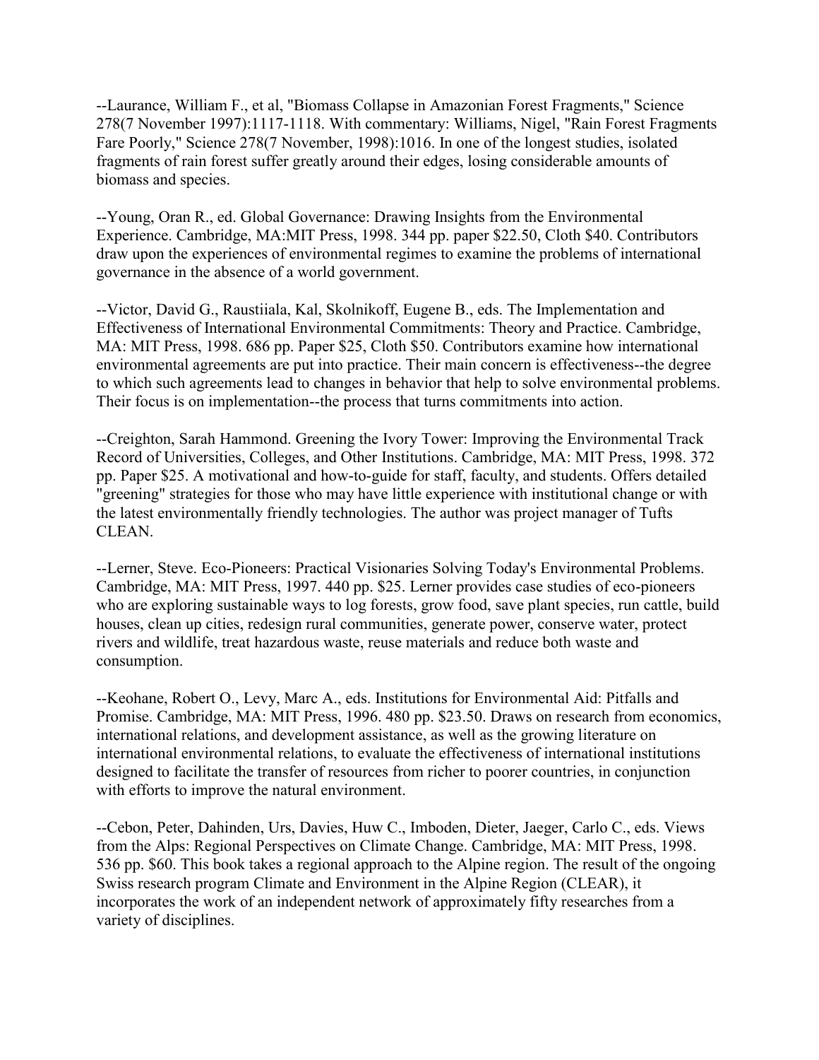--Laurance, William F., et al, "Biomass Collapse in Amazonian Forest Fragments," Science 278(7 November 1997):1117-1118. With commentary: Williams, Nigel, "Rain Forest Fragments Fare Poorly," Science 278(7 November, 1998):1016. In one of the longest studies, isolated fragments of rain forest suffer greatly around their edges, losing considerable amounts of biomass and species.

--Young, Oran R., ed. Global Governance: Drawing Insights from the Environmental Experience. Cambridge, MA:MIT Press, 1998. 344 pp. paper $22.50, Cloth $40. Contributors draw upon the experiences of environmental regimes to examine the problems of international governance in the absence of a world government.

--Victor, David G., Raustiiala, Kal, Skolnikoff, Eugene B., eds. The Implementation and Effectiveness of International Environmental Commitments: Theory and Practice. Cambridge, MA: MIT Press, 1998. 686 pp. Paper $25, Cloth $50. Contributors examine how international environmental agreements are put into practice. Their main concern is effectiveness--the degree to which such agreements lead to changes in behavior that help to solve environmental problems. Their focus is on implementation--the process that turns commitments into action.

--Creighton, Sarah Hammond. Greening the Ivory Tower: Improving the Environmental Track Record of Universities, Colleges, and Other Institutions. Cambridge, MA: MIT Press, 1998. 372 pp. Paper $25. A motivational and how-to-guide for staff, faculty, and students. Offers detailed "greening" strategies for those who may have little experience with institutional change or with the latest environmentally friendly technologies. The author was project manager of Tufts CLEAN.

--Lerner, Steve. Eco-Pioneers: Practical Visionaries Solving Today's Environmental Problems. Cambridge, MA: MIT Press, 1997. 440 pp. $25. Lerner provides case studies of eco-pioneers who are exploring sustainable ways to log forests, grow food, save plant species, run cattle, build houses, clean up cities, redesign rural communities, generate power, conserve water, protect rivers and wildlife, treat hazardous waste, reuse materials and reduce both waste and consumption.

--Keohane, Robert O., Levy, Marc A., eds. Institutions for Environmental Aid: Pitfalls and Promise. Cambridge, MA: MIT Press, 1996. 480 pp. $23.50. Draws on research from economics, international relations, and development assistance, as well as the growing literature on international environmental relations, to evaluate the effectiveness of international institutions designed to facilitate the transfer of resources from richer to poorer countries, in conjunction with efforts to improve the natural environment.

--Cebon, Peter, Dahinden, Urs, Davies, Huw C., Imboden, Dieter, Jaeger, Carlo C., eds. Views from the Alps: Regional Perspectives on Climate Change. Cambridge, MA: MIT Press, 1998. 536 pp. $60. This book takes a regional approach to the Alpine region. The result of the ongoing Swiss research program Climate and Environment in the Alpine Region (CLEAR), it incorporates the work of an independent network of approximately fifty researches from a variety of disciplines.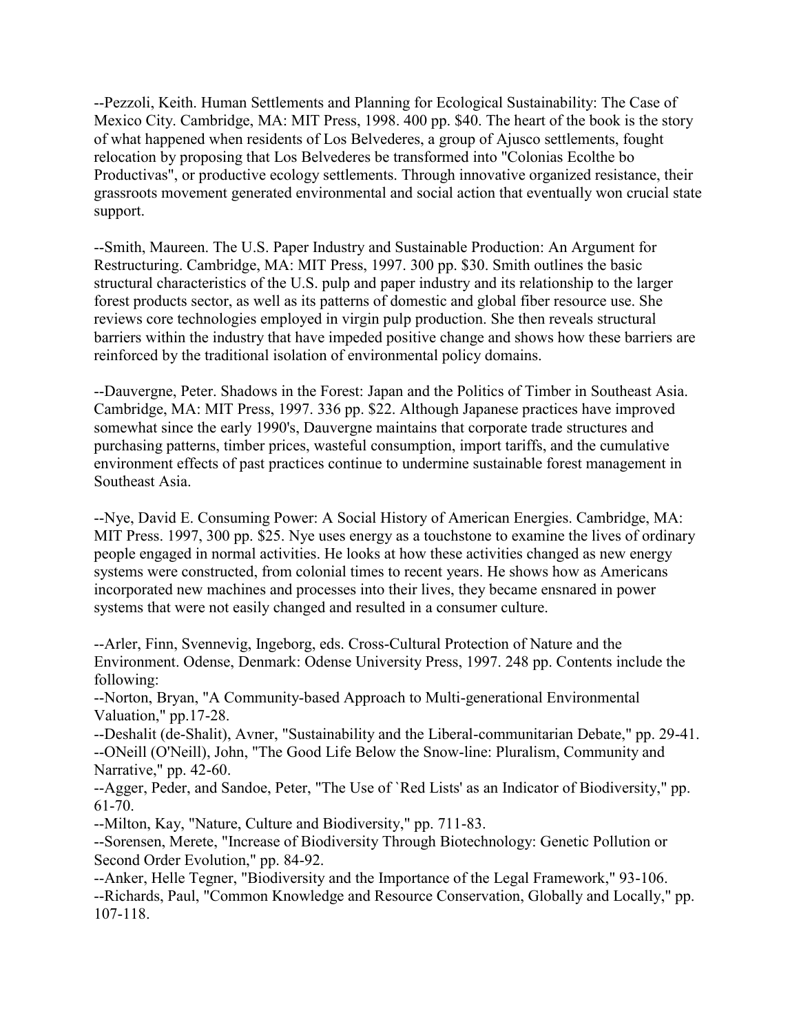--Pezzoli, Keith. Human Settlements and Planning for Ecological Sustainability: The Case of Mexico City. Cambridge, MA: MIT Press, 1998. 400 pp. $40. The heart of the book is the story of what happened when residents of Los Belvederes, a group of Ajusco settlements, fought relocation by proposing that Los Belvederes be transformed into "Colonias Ecolthe bo Productivas", or productive ecology settlements. Through innovative organized resistance, their grassroots movement generated environmental and social action that eventually won crucial state support.

--Smith, Maureen. The U.S. Paper Industry and Sustainable Production: An Argument for Restructuring. Cambridge, MA: MIT Press, 1997. 300 pp. $30. Smith outlines the basic structural characteristics of the U.S. pulp and paper industry and its relationship to the larger forest products sector, as well as its patterns of domestic and global fiber resource use. She reviews core technologies employed in virgin pulp production. She then reveals structural barriers within the industry that have impeded positive change and shows how these barriers are reinforced by the traditional isolation of environmental policy domains.

--Dauvergne, Peter. Shadows in the Forest: Japan and the Politics of Timber in Southeast Asia. Cambridge, MA: MIT Press, 1997. 336 pp. $22. Although Japanese practices have improved somewhat since the early 1990's, Dauvergne maintains that corporate trade structures and purchasing patterns, timber prices, wasteful consumption, import tariffs, and the cumulative environment effects of past practices continue to undermine sustainable forest management in Southeast Asia.

--Nye, David E. Consuming Power: A Social History of American Energies. Cambridge, MA: MIT Press. 1997, 300 pp. $25. Nye uses energy as a touchstone to examine the lives of ordinary people engaged in normal activities. He looks at how these activities changed as new energy systems were constructed, from colonial times to recent years. He shows how as Americans incorporated new machines and processes into their lives, they became ensnared in power systems that were not easily changed and resulted in a consumer culture.

--Arler, Finn, Svennevig, Ingeborg, eds. Cross-Cultural Protection of Nature and the Environment. Odense, Denmark: Odense University Press, 1997. 248 pp. Contents include the following:
--Norton, Bryan, "A Community-based Approach to Multi-generational Environmental Valuation," pp.17-28.
--Deshalit (de-Shalit), Avner, "Sustainability and the Liberal-communitarian Debate," pp. 29-41.
--ONeill (O'Neill), John, "The Good Life Below the Snow-line: Pluralism, Community and Narrative," pp. 42-60.
--Agger, Peder, and Sandoe, Peter, "The Use of `Red Lists' as an Indicator of Biodiversity," pp. 61-70.
--Milton, Kay, "Nature, Culture and Biodiversity," pp. 711-83.
--Sorensen, Merete, "Increase of Biodiversity Through Biotechnology: Genetic Pollution or Second Order Evolution," pp. 84-92.
--Anker, Helle Tegner, "Biodiversity and the Importance of the Legal Framework," 93-106.
--Richards, Paul, "Common Knowledge and Resource Conservation, Globally and Locally," pp. 107-118.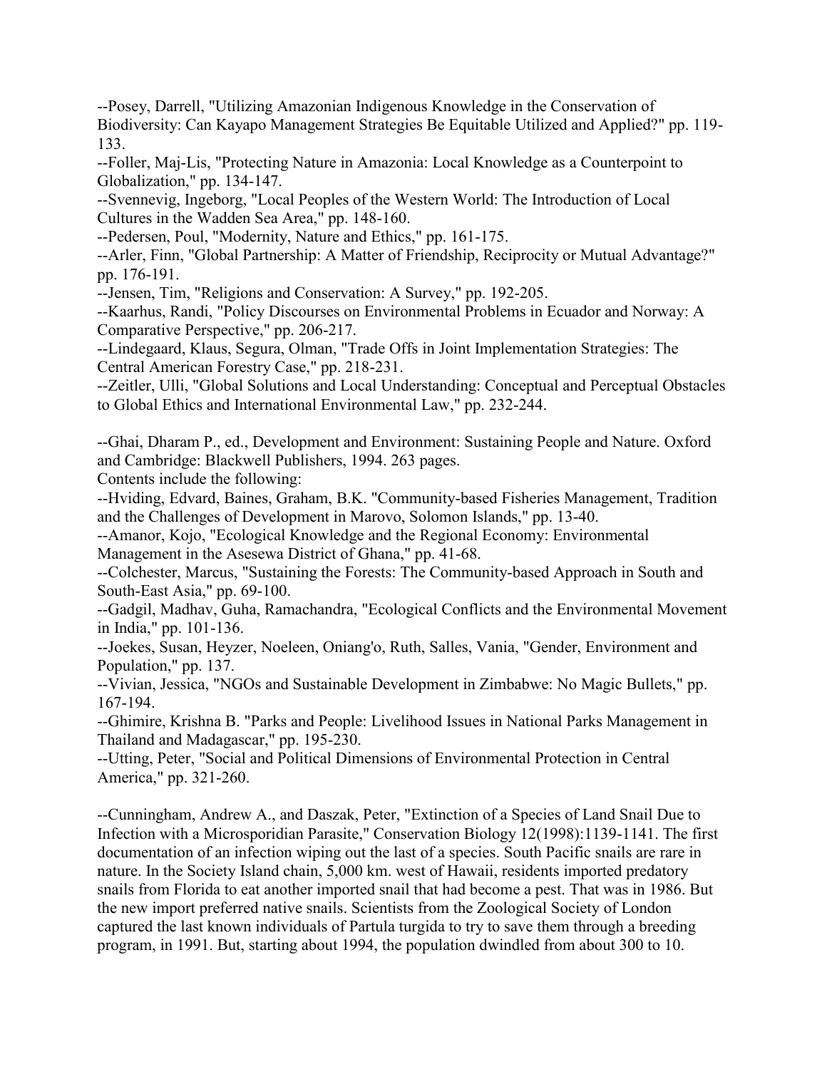--Posey, Darrell, "Utilizing Amazonian Indigenous Knowledge in the Conservation of Biodiversity: Can Kayapo Management Strategies Be Equitable Utilized and Applied?" pp. 119-133.

--Foller, Maj-Lis, "Protecting Nature in Amazonia: Local Knowledge as a Counterpoint to Globalization," pp. 134-147.

--Svennevig, Ingeborg, "Local Peoples of the Western World: The Introduction of Local Cultures in the Wadden Sea Area," pp. 148-160.

--Pedersen, Poul, "Modernity, Nature and Ethics," pp. 161-175.

--Arler, Finn, "Global Partnership: A Matter of Friendship, Reciprocity or Mutual Advantage?" pp. 176-191.

--Jensen, Tim, "Religions and Conservation: A Survey," pp. 192-205.

--Kaarhus, Randi, "Policy Discourses on Environmental Problems in Ecuador and Norway: A Comparative Perspective," pp. 206-217.

--Lindegaard, Klaus, Segura, Olman, "Trade Offs in Joint Implementation Strategies: The Central American Forestry Case," pp. 218-231.

--Zeitler, Ulli, "Global Solutions and Local Understanding: Conceptual and Perceptual Obstacles to Global Ethics and International Environmental Law," pp. 232-244.

--Ghai, Dharam P., ed., Development and Environment: Sustaining People and Nature. Oxford and Cambridge: Blackwell Publishers, 1994. 263 pages.

Contents include the following:

--Hviding, Edvard, Baines, Graham, B.K. "Community-based Fisheries Management, Tradition and the Challenges of Development in Marovo, Solomon Islands," pp. 13-40.

--Amanor, Kojo, "Ecological Knowledge and the Regional Economy: Environmental Management in the Asesewa District of Ghana," pp. 41-68.

--Colchester, Marcus, "Sustaining the Forests: The Community-based Approach in South and South-East Asia," pp. 69-100.

--Gadgil, Madhav, Guha, Ramachandra, "Ecological Conflicts and the Environmental Movement in India," pp. 101-136.

--Joekes, Susan, Heyzer, Noeleen, Oniang'o, Ruth, Salles, Vania, "Gender, Environment and Population," pp. 137.

--Vivian, Jessica, "NGOs and Sustainable Development in Zimbabwe: No Magic Bullets," pp. 167-194.

--Ghimire, Krishna B. "Parks and People: Livelihood Issues in National Parks Management in Thailand and Madagascar," pp. 195-230.

--Utting, Peter, "Social and Political Dimensions of Environmental Protection in Central America," pp. 321-260.

--Cunningham, Andrew A., and Daszak, Peter, "Extinction of a Species of Land Snail Due to Infection with a Microsporidian Parasite," Conservation Biology 12(1998):1139-1141. The first documentation of an infection wiping out the last of a species. South Pacific snails are rare in nature. In the Society Island chain, 5,000 km. west of Hawaii, residents imported predatory snails from Florida to eat another imported snail that had become a pest. That was in 1986. But the new import preferred native snails. Scientists from the Zoological Society of London captured the last known individuals of Partula turgida to try to save them through a breeding program, in 1991. But, starting about 1994, the population dwindled from about 300 to 10.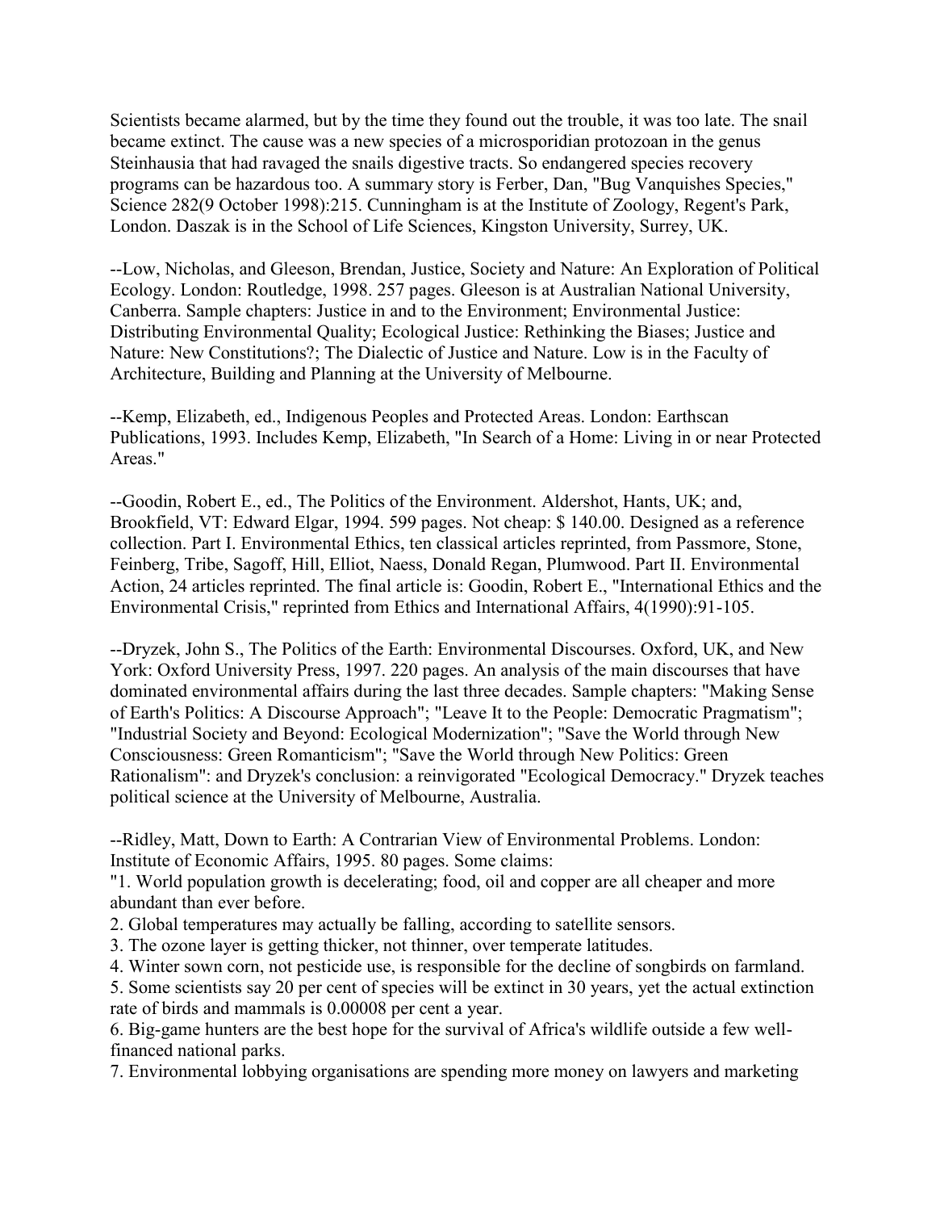Scientists became alarmed, but by the time they found out the trouble, it was too late. The snail became extinct. The cause was a new species of a microsporidian protozoan in the genus Steinhausia that had ravaged the snails digestive tracts. So endangered species recovery programs can be hazardous too. A summary story is Ferber, Dan, "Bug Vanquishes Species," Science 282(9 October 1998):215. Cunningham is at the Institute of Zoology, Regent's Park, London. Daszak is in the School of Life Sciences, Kingston University, Surrey, UK.

--Low, Nicholas, and Gleeson, Brendan, Justice, Society and Nature: An Exploration of Political Ecology. London: Routledge, 1998. 257 pages. Gleeson is at Australian National University, Canberra. Sample chapters: Justice in and to the Environment; Environmental Justice: Distributing Environmental Quality; Ecological Justice: Rethinking the Biases; Justice and Nature: New Constitutions?; The Dialectic of Justice and Nature. Low is in the Faculty of Architecture, Building and Planning at the University of Melbourne.

--Kemp, Elizabeth, ed., Indigenous Peoples and Protected Areas. London: Earthscan Publications, 1993. Includes Kemp, Elizabeth, "In Search of a Home: Living in or near Protected Areas."

--Goodin, Robert E., ed., The Politics of the Environment. Aldershot, Hants, UK; and, Brookfield, VT: Edward Elgar, 1994. 599 pages. Not cheap: $ 140.00. Designed as a reference collection. Part I. Environmental Ethics, ten classical articles reprinted, from Passmore, Stone, Feinberg, Tribe, Sagoff, Hill, Elliot, Naess, Donald Regan, Plumwood. Part II. Environmental Action, 24 articles reprinted. The final article is: Goodin, Robert E., "International Ethics and the Environmental Crisis," reprinted from Ethics and International Affairs, 4(1990):91-105.

--Dryzek, John S., The Politics of the Earth: Environmental Discourses. Oxford, UK, and New York: Oxford University Press, 1997. 220 pages. An analysis of the main discourses that have dominated environmental affairs during the last three decades. Sample chapters: "Making Sense of Earth's Politics: A Discourse Approach"; "Leave It to the People: Democratic Pragmatism"; "Industrial Society and Beyond: Ecological Modernization"; "Save the World through New Consciousness: Green Romanticism"; "Save the World through New Politics: Green Rationalism": and Dryzek's conclusion: a reinvigorated "Ecological Democracy." Dryzek teaches political science at the University of Melbourne, Australia.

--Ridley, Matt, Down to Earth: A Contrarian View of Environmental Problems. London: Institute of Economic Affairs, 1995. 80 pages. Some claims:

"1. World population growth is decelerating; food, oil and copper are all cheaper and more abundant than ever before.
2. Global temperatures may actually be falling, according to satellite sensors.
3. The ozone layer is getting thicker, not thinner, over temperate latitudes.
4. Winter sown corn, not pesticide use, is responsible for the decline of songbirds on farmland.
5. Some scientists say 20 per cent of species will be extinct in 30 years, yet the actual extinction rate of birds and mammals is 0.00008 per cent a year.
6. Big-game hunters are the best hope for the survival of Africa's wildlife outside a few well-financed national parks.
7. Environmental lobbying organisations are spending more money on lawyers and marketing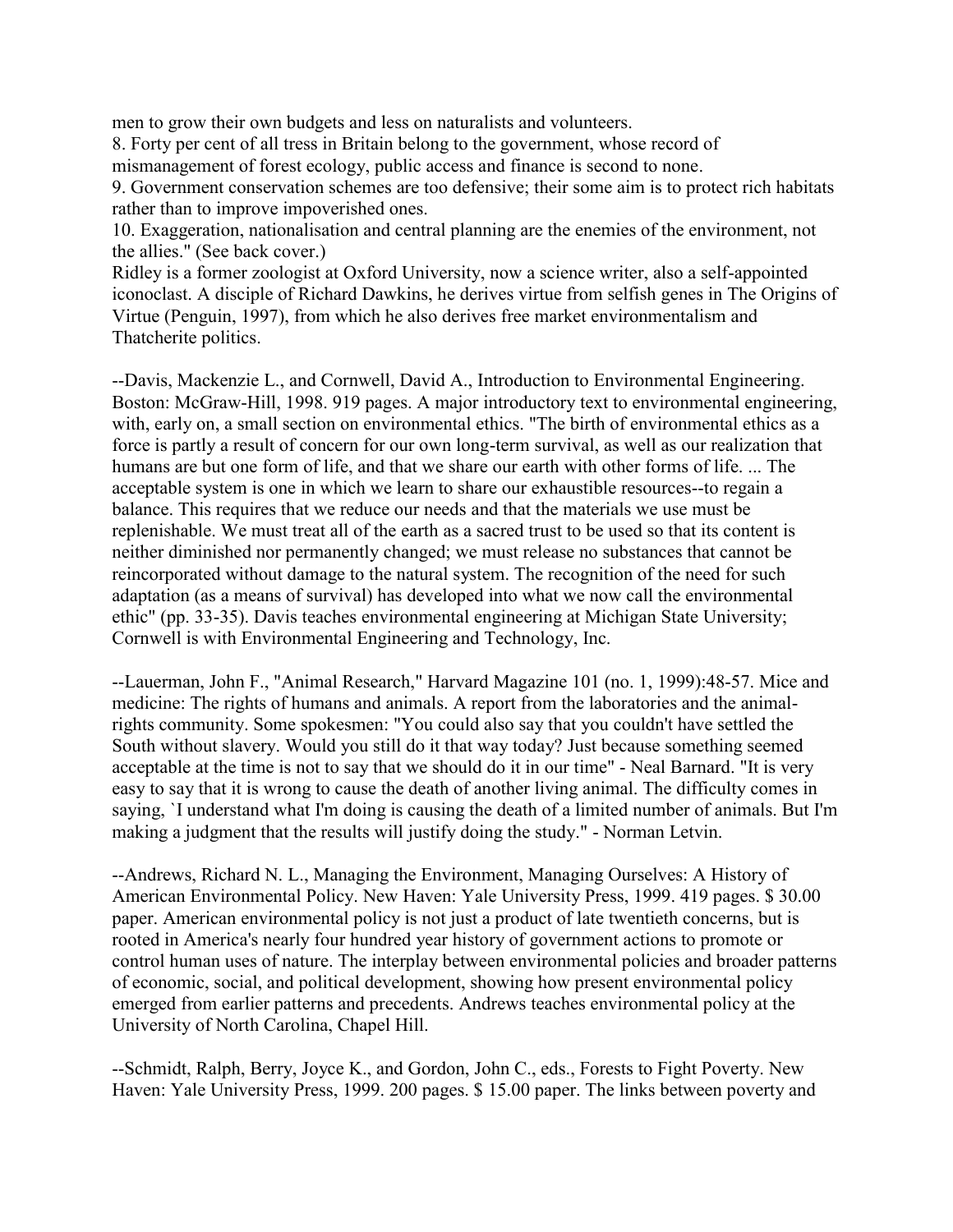men to grow their own budgets and less on naturalists and volunteers.
8. Forty per cent of all tress in Britain belong to the government, whose record of mismanagement of forest ecology, public access and finance is second to none.
9. Government conservation schemes are too defensive; their some aim is to protect rich habitats rather than to improve impoverished ones.
10. Exaggeration, nationalisation and central planning are the enemies of the environment, not the allies." (See back cover.)
Ridley is a former zoologist at Oxford University, now a science writer, also a self-appointed iconoclast. A disciple of Richard Dawkins, he derives virtue from selfish genes in The Origins of Virtue (Penguin, 1997), from which he also derives free market environmentalism and Thatcherite politics.

--Davis, Mackenzie L., and Cornwell, David A., Introduction to Environmental Engineering. Boston: McGraw-Hill, 1998. 919 pages. A major introductory text to environmental engineering, with, early on, a small section on environmental ethics. "The birth of environmental ethics as a force is partly a result of concern for our own long-term survival, as well as our realization that humans are but one form of life, and that we share our earth with other forms of life. ... The acceptable system is one in which we learn to share our exhaustible resources--to regain a balance. This requires that we reduce our needs and that the materials we use must be replenishable. We must treat all of the earth as a sacred trust to be used so that its content is neither diminished nor permanently changed; we must release no substances that cannot be reincorporated without damage to the natural system. The recognition of the need for such adaptation (as a means of survival) has developed into what we now call the environmental ethic" (pp. 33-35). Davis teaches environmental engineering at Michigan State University; Cornwell is with Environmental Engineering and Technology, Inc.

--Lauerman, John F., "Animal Research," Harvard Magazine 101 (no. 1, 1999):48-57. Mice and medicine: The rights of humans and animals. A report from the laboratories and the animal-rights community. Some spokesmen: "You could also say that you couldn't have settled the South without slavery. Would you still do it that way today? Just because something seemed acceptable at the time is not to say that we should do it in our time" - Neal Barnard. "It is very easy to say that it is wrong to cause the death of another living animal. The difficulty comes in saying, `I understand what I'm doing is causing the death of a limited number of animals. But I'm making a judgment that the results will justify doing the study." - Norman Letvin.

--Andrews, Richard N. L., Managing the Environment, Managing Ourselves: A History of American Environmental Policy. New Haven: Yale University Press, 1999. 419 pages. $ 30.00 paper. American environmental policy is not just a product of late twentieth concerns, but is rooted in America's nearly four hundred year history of government actions to promote or control human uses of nature. The interplay between environmental policies and broader patterns of economic, social, and political development, showing how present environmental policy emerged from earlier patterns and precedents. Andrews teaches environmental policy at the University of North Carolina, Chapel Hill.

--Schmidt, Ralph, Berry, Joyce K., and Gordon, John C., eds., Forests to Fight Poverty. New Haven: Yale University Press, 1999. 200 pages. $ 15.00 paper. The links between poverty and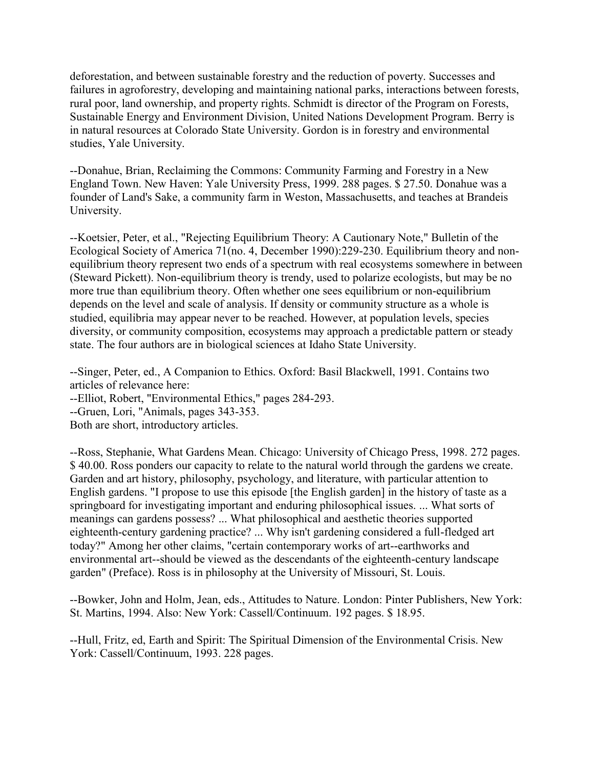deforestation, and between sustainable forestry and the reduction of poverty. Successes and failures in agroforestry, developing and maintaining national parks, interactions between forests, rural poor, land ownership, and property rights. Schmidt is director of the Program on Forests, Sustainable Energy and Environment Division, United Nations Development Program. Berry is in natural resources at Colorado State University. Gordon is in forestry and environmental studies, Yale University.

--Donahue, Brian, Reclaiming the Commons: Community Farming and Forestry in a New England Town. New Haven: Yale University Press, 1999. 288 pages. $ 27.50. Donahue was a founder of Land's Sake, a community farm in Weston, Massachusetts, and teaches at Brandeis University.

--Koetsier, Peter, et al., "Rejecting Equilibrium Theory: A Cautionary Note," Bulletin of the Ecological Society of America 71(no. 4, December 1990):229-230. Equilibrium theory and non-equilibrium theory represent two ends of a spectrum with real ecosystems somewhere in between (Steward Pickett). Non-equilibrium theory is trendy, used to polarize ecologists, but may be no more true than equilibrium theory. Often whether one sees equilibrium or non-equilibrium depends on the level and scale of analysis. If density or community structure as a whole is studied, equilibria may appear never to be reached. However, at population levels, species diversity, or community composition, ecosystems may approach a predictable pattern or steady state. The four authors are in biological sciences at Idaho State University.

--Singer, Peter, ed., A Companion to Ethics. Oxford: Basil Blackwell, 1991. Contains two articles of relevance here:
--Elliot, Robert, "Environmental Ethics," pages 284-293.
--Gruen, Lori, "Animals, pages 343-353.
Both are short, introductory articles.

--Ross, Stephanie, What Gardens Mean. Chicago: University of Chicago Press, 1998. 272 pages. $ 40.00. Ross ponders our capacity to relate to the natural world through the gardens we create. Garden and art history, philosophy, psychology, and literature, with particular attention to English gardens. "I propose to use this episode [the English garden] in the history of taste as a springboard for investigating important and enduring philosophical issues. ... What sorts of meanings can gardens possess? ... What philosophical and aesthetic theories supported eighteenth-century gardening practice? ... Why isn't gardening considered a full-fledged art today?" Among her other claims, "certain contemporary works of art--earthworks and environmental art--should be viewed as the descendants of the eighteenth-century landscape garden" (Preface). Ross is in philosophy at the University of Missouri, St. Louis.

--Bowker, John and Holm, Jean, eds., Attitudes to Nature. London: Pinter Publishers, New York: St. Martins, 1994. Also: New York: Cassell/Continuum. 192 pages. $ 18.95.

--Hull, Fritz, ed, Earth and Spirit: The Spiritual Dimension of the Environmental Crisis. New York: Cassell/Continuum, 1993. 228 pages.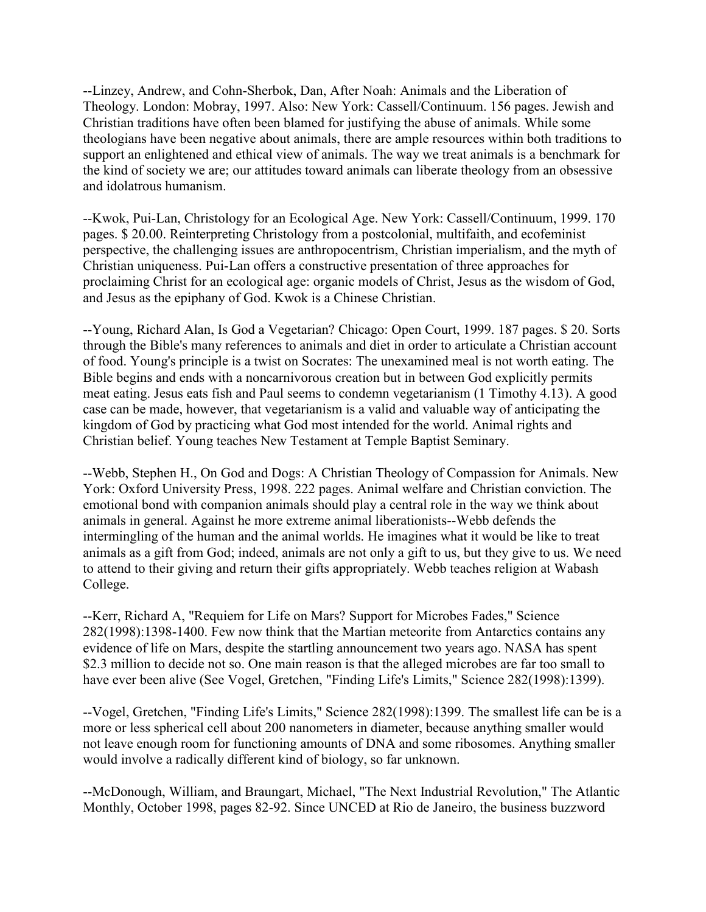--Linzey, Andrew, and Cohn-Sherbok, Dan, After Noah: Animals and the Liberation of Theology. London: Mobray, 1997. Also: New York: Cassell/Continuum. 156 pages. Jewish and Christian traditions have often been blamed for justifying the abuse of animals. While some theologians have been negative about animals, there are ample resources within both traditions to support an enlightened and ethical view of animals. The way we treat animals is a benchmark for the kind of society we are; our attitudes toward animals can liberate theology from an obsessive and idolatrous humanism.

--Kwok, Pui-Lan, Christology for an Ecological Age. New York: Cassell/Continuum, 1999. 170 pages. $ 20.00. Reinterpreting Christology from a postcolonial, multifaith, and ecofeminist perspective, the challenging issues are anthropocentrism, Christian imperialism, and the myth of Christian uniqueness. Pui-Lan offers a constructive presentation of three approaches for proclaiming Christ for an ecological age: organic models of Christ, Jesus as the wisdom of God, and Jesus as the epiphany of God. Kwok is a Chinese Christian.

--Young, Richard Alan, Is God a Vegetarian? Chicago: Open Court, 1999. 187 pages. $ 20. Sorts through the Bible's many references to animals and diet in order to articulate a Christian account of food. Young's principle is a twist on Socrates: The unexamined meal is not worth eating. The Bible begins and ends with a noncarnivorous creation but in between God explicitly permits meat eating. Jesus eats fish and Paul seems to condemn vegetarianism (1 Timothy 4.13). A good case can be made, however, that vegetarianism is a valid and valuable way of anticipating the kingdom of God by practicing what God most intended for the world. Animal rights and Christian belief. Young teaches New Testament at Temple Baptist Seminary.

--Webb, Stephen H., On God and Dogs: A Christian Theology of Compassion for Animals. New York: Oxford University Press, 1998. 222 pages. Animal welfare and Christian conviction. The emotional bond with companion animals should play a central role in the way we think about animals in general. Against he more extreme animal liberationists--Webb defends the intermingling of the human and the animal worlds. He imagines what it would be like to treat animals as a gift from God; indeed, animals are not only a gift to us, but they give to us. We need to attend to their giving and return their gifts appropriately. Webb teaches religion at Wabash College.

--Kerr, Richard A, "Requiem for Life on Mars? Support for Microbes Fades," Science 282(1998):1398-1400. Few now think that the Martian meteorite from Antarctics contains any evidence of life on Mars, despite the startling announcement two years ago. NASA has spent $2.3 million to decide not so. One main reason is that the alleged microbes are far too small to have ever been alive (See Vogel, Gretchen, "Finding Life's Limits," Science 282(1998):1399).

--Vogel, Gretchen, "Finding Life's Limits," Science 282(1998):1399. The smallest life can be is a more or less spherical cell about 200 nanometers in diameter, because anything smaller would not leave enough room for functioning amounts of DNA and some ribosomes. Anything smaller would involve a radically different kind of biology, so far unknown.

--McDonough, William, and Braungart, Michael, "The Next Industrial Revolution," The Atlantic Monthly, October 1998, pages 82-92. Since UNCED at Rio de Janeiro, the business buzzword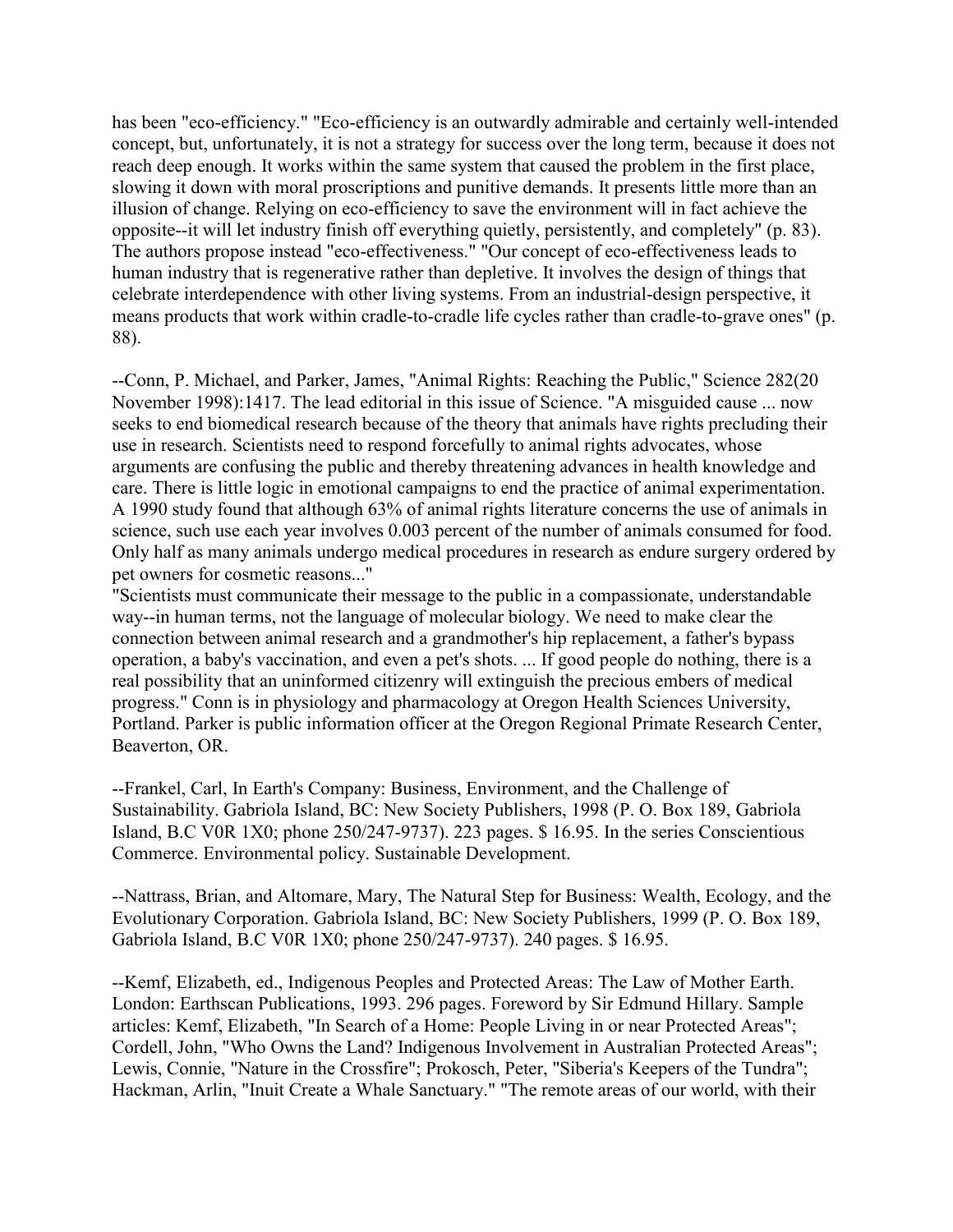has been "eco-efficiency." "Eco-efficiency is an outwardly admirable and certainly well-intended concept, but, unfortunately, it is not a strategy for success over the long term, because it does not reach deep enough. It works within the same system that caused the problem in the first place, slowing it down with moral proscriptions and punitive demands. It presents little more than an illusion of change. Relying on eco-efficiency to save the environment will in fact achieve the opposite--it will let industry finish off everything quietly, persistently, and completely" (p. 83). The authors propose instead "eco-effectiveness." "Our concept of eco-effectiveness leads to human industry that is regenerative rather than depletive. It involves the design of things that celebrate interdependence with other living systems. From an industrial-design perspective, it means products that work within cradle-to-cradle life cycles rather than cradle-to-grave ones" (p. 88).

--Conn, P. Michael, and Parker, James, "Animal Rights: Reaching the Public," Science 282(20 November 1998):1417. The lead editorial in this issue of Science. "A misguided cause ... now seeks to end biomedical research because of the theory that animals have rights precluding their use in research. Scientists need to respond forcefully to animal rights advocates, whose arguments are confusing the public and thereby threatening advances in health knowledge and care. There is little logic in emotional campaigns to end the practice of animal experimentation. A 1990 study found that although 63% of animal rights literature concerns the use of animals in science, such use each year involves 0.003 percent of the number of animals consumed for food. Only half as many animals undergo medical procedures in research as endure surgery ordered by pet owners for cosmetic reasons..."

"Scientists must communicate their message to the public in a compassionate, understandable way--in human terms, not the language of molecular biology. We need to make clear the connection between animal research and a grandmother's hip replacement, a father's bypass operation, a baby's vaccination, and even a pet's shots. ... If good people do nothing, there is a real possibility that an uninformed citizenry will extinguish the precious embers of medical progress." Conn is in physiology and pharmacology at Oregon Health Sciences University, Portland. Parker is public information officer at the Oregon Regional Primate Research Center, Beaverton, OR.

--Frankel, Carl, In Earth's Company: Business, Environment, and the Challenge of Sustainability. Gabriola Island, BC: New Society Publishers, 1998 (P. O. Box 189, Gabriola Island, B.C V0R 1X0; phone 250/247-9737). 223 pages. $ 16.95. In the series Conscientious Commerce. Environmental policy. Sustainable Development.

--Nattrass, Brian, and Altomare, Mary, The Natural Step for Business: Wealth, Ecology, and the Evolutionary Corporation. Gabriola Island, BC: New Society Publishers, 1999 (P. O. Box 189, Gabriola Island, B.C V0R 1X0; phone 250/247-9737). 240 pages. $ 16.95.

--Kemf, Elizabeth, ed., Indigenous Peoples and Protected Areas: The Law of Mother Earth. London: Earthscan Publications, 1993. 296 pages. Foreword by Sir Edmund Hillary. Sample articles: Kemf, Elizabeth, "In Search of a Home: People Living in or near Protected Areas"; Cordell, John, "Who Owns the Land? Indigenous Involvement in Australian Protected Areas"; Lewis, Connie, "Nature in the Crossfire"; Prokosch, Peter, "Siberia's Keepers of the Tundra"; Hackman, Arlin, "Inuit Create a Whale Sanctuary." "The remote areas of our world, with their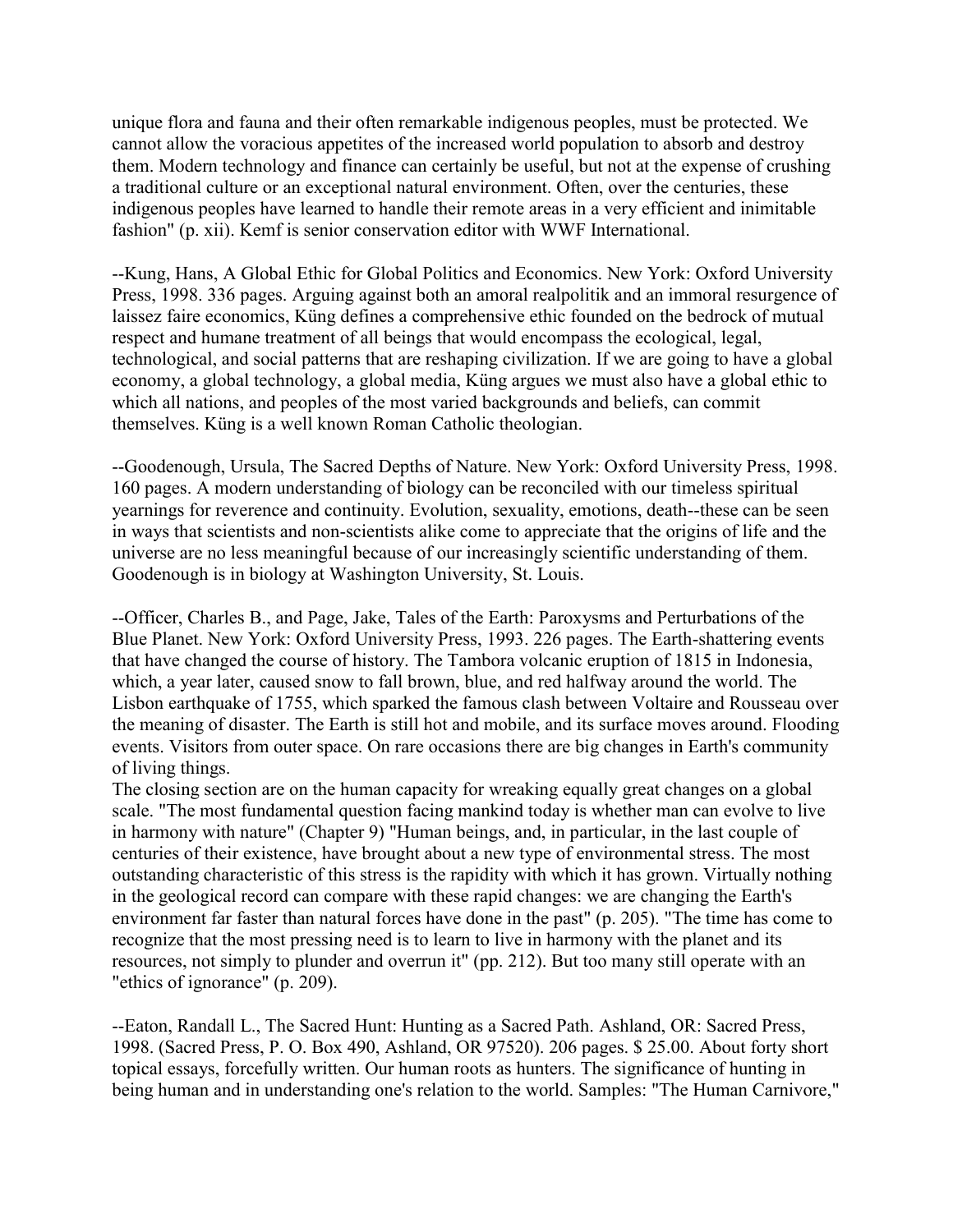unique flora and fauna and their often remarkable indigenous peoples, must be protected. We cannot allow the voracious appetites of the increased world population to absorb and destroy them. Modern technology and finance can certainly be useful, but not at the expense of crushing a traditional culture or an exceptional natural environment. Often, over the centuries, these indigenous peoples have learned to handle their remote areas in a very efficient and inimitable fashion" (p. xii). Kemf is senior conservation editor with WWF International.

--Kung, Hans, A Global Ethic for Global Politics and Economics. New York: Oxford University Press, 1998. 336 pages. Arguing against both an amoral realpolitik and an immoral resurgence of laissez faire economics, Küng defines a comprehensive ethic founded on the bedrock of mutual respect and humane treatment of all beings that would encompass the ecological, legal, technological, and social patterns that are reshaping civilization. If we are going to have a global economy, a global technology, a global media, Küng argues we must also have a global ethic to which all nations, and peoples of the most varied backgrounds and beliefs, can commit themselves. Küng is a well known Roman Catholic theologian.

--Goodenough, Ursula, The Sacred Depths of Nature. New York: Oxford University Press, 1998. 160 pages. A modern understanding of biology can be reconciled with our timeless spiritual yearnings for reverence and continuity. Evolution, sexuality, emotions, death--these can be seen in ways that scientists and non-scientists alike come to appreciate that the origins of life and the universe are no less meaningful because of our increasingly scientific understanding of them. Goodenough is in biology at Washington University, St. Louis.

--Officer, Charles B., and Page, Jake, Tales of the Earth: Paroxysms and Perturbations of the Blue Planet. New York: Oxford University Press, 1993. 226 pages. The Earth-shattering events that have changed the course of history. The Tambora volcanic eruption of 1815 in Indonesia, which, a year later, caused snow to fall brown, blue, and red halfway around the world. The Lisbon earthquake of 1755, which sparked the famous clash between Voltaire and Rousseau over the meaning of disaster. The Earth is still hot and mobile, and its surface moves around. Flooding events. Visitors from outer space. On rare occasions there are big changes in Earth's community of living things.
The closing section are on the human capacity for wreaking equally great changes on a global scale. "The most fundamental question facing mankind today is whether man can evolve to live in harmony with nature" (Chapter 9) "Human beings, and, in particular, in the last couple of centuries of their existence, have brought about a new type of environmental stress. The most outstanding characteristic of this stress is the rapidity with which it has grown. Virtually nothing in the geological record can compare with these rapid changes: we are changing the Earth's environment far faster than natural forces have done in the past" (p. 205). "The time has come to recognize that the most pressing need is to learn to live in harmony with the planet and its resources, not simply to plunder and overrun it" (pp. 212). But too many still operate with an "ethics of ignorance" (p. 209).

--Eaton, Randall L., The Sacred Hunt: Hunting as a Sacred Path. Ashland, OR: Sacred Press, 1998. (Sacred Press, P. O. Box 490, Ashland, OR 97520). 206 pages. $ 25.00. About forty short topical essays, forcefully written. Our human roots as hunters. The significance of hunting in being human and in understanding one's relation to the world. Samples: "The Human Carnivore,"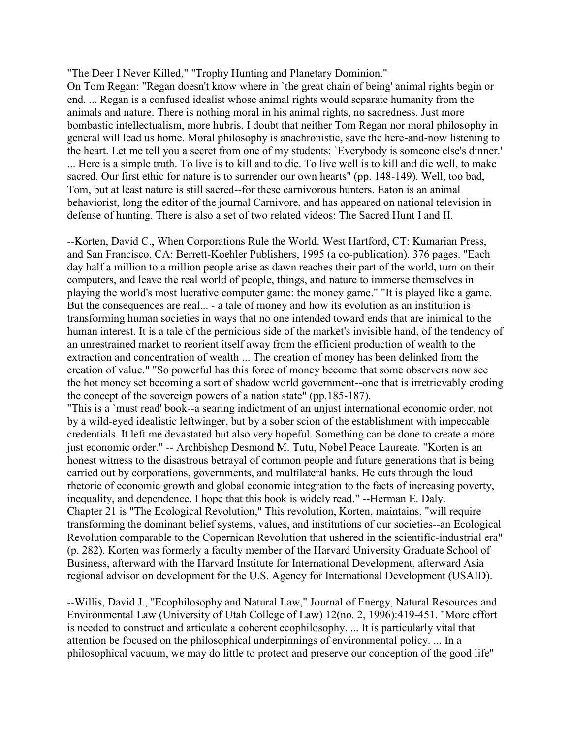"The Deer I Never Killed," "Trophy Hunting and Planetary Dominion."
On Tom Regan: "Regan doesn't know where in `the great chain of being' animal rights begin or end. ... Regan is a confused idealist whose animal rights would separate humanity from the animals and nature. There is nothing moral in his animal rights, no sacredness. Just more bombastic intellectualism, more hubris. I doubt that neither Tom Regan nor moral philosophy in general will lead us home. Moral philosophy is anachronistic, save the here-and-now listening to the heart. Let me tell you a secret from one of my students: `Everybody is someone else's dinner.' ... Here is a simple truth. To live is to kill and to die. To live well is to kill and die well, to make sacred. Our first ethic for nature is to surrender our own hearts" (pp. 148-149). Well, too bad, Tom, but at least nature is still sacred--for these carnivorous hunters. Eaton is an animal behaviorist, long the editor of the journal Carnivore, and has appeared on national television in defense of hunting. There is also a set of two related videos: The Sacred Hunt I and II.

--Korten, David C., When Corporations Rule the World. West Hartford, CT: Kumarian Press, and San Francisco, CA: Berrett-Koehler Publishers, 1995 (a co-publication). 376 pages. "Each day half a million to a million people arise as dawn reaches their part of the world, turn on their computers, and leave the real world of people, things, and nature to immerse themselves in playing the world's most lucrative computer game: the money game." "It is played like a game. But the consequences are real... - a tale of money and how its evolution as an institution is transforming human societies in ways that no one intended toward ends that are inimical to the human interest. It is a tale of the pernicious side of the market's invisible hand, of the tendency of an unrestrained market to reorient itself away from the efficient production of wealth to the extraction and concentration of wealth ... The creation of money has been delinked from the creation of value." "So powerful has this force of money become that some observers now see the hot money set becoming a sort of shadow world government--one that is irretrievably eroding the concept of the sovereign powers of a nation state" (pp.185-187).
"This is a `must read' book--a searing indictment of an unjust international economic order, not by a wild-eyed idealistic leftwinger, but by a sober scion of the establishment with impeccable credentials. It left me devastated but also very hopeful. Something can be done to create a more just economic order." -- Archbishop Desmond M. Tutu, Nobel Peace Laureate. "Korten is an honest witness to the disastrous betrayal of common people and future generations that is being carried out by corporations, governments, and multilateral banks. He cuts through the loud rhetoric of economic growth and global economic integration to the facts of increasing poverty, inequality, and dependence. I hope that this book is widely read." --Herman E. Daly.
Chapter 21 is "The Ecological Revolution," This revolution, Korten, maintains, "will require transforming the dominant belief systems, values, and institutions of our societies--an Ecological Revolution comparable to the Copernican Revolution that ushered in the scientific-industrial era" (p. 282). Korten was formerly a faculty member of the Harvard University Graduate School of Business, afterward with the Harvard Institute for International Development, afterward Asia regional advisor on development for the U.S. Agency for International Development (USAID).

--Willis, David J., "Ecophilosophy and Natural Law," Journal of Energy, Natural Resources and Environmental Law (University of Utah College of Law) 12(no. 2, 1996):419-451. "More effort is needed to construct and articulate a coherent ecophilosophy. ... It is particularly vital that attention be focused on the philosophical underpinnings of environmental policy. ... In a philosophical vacuum, we may do little to protect and preserve our conception of the good life"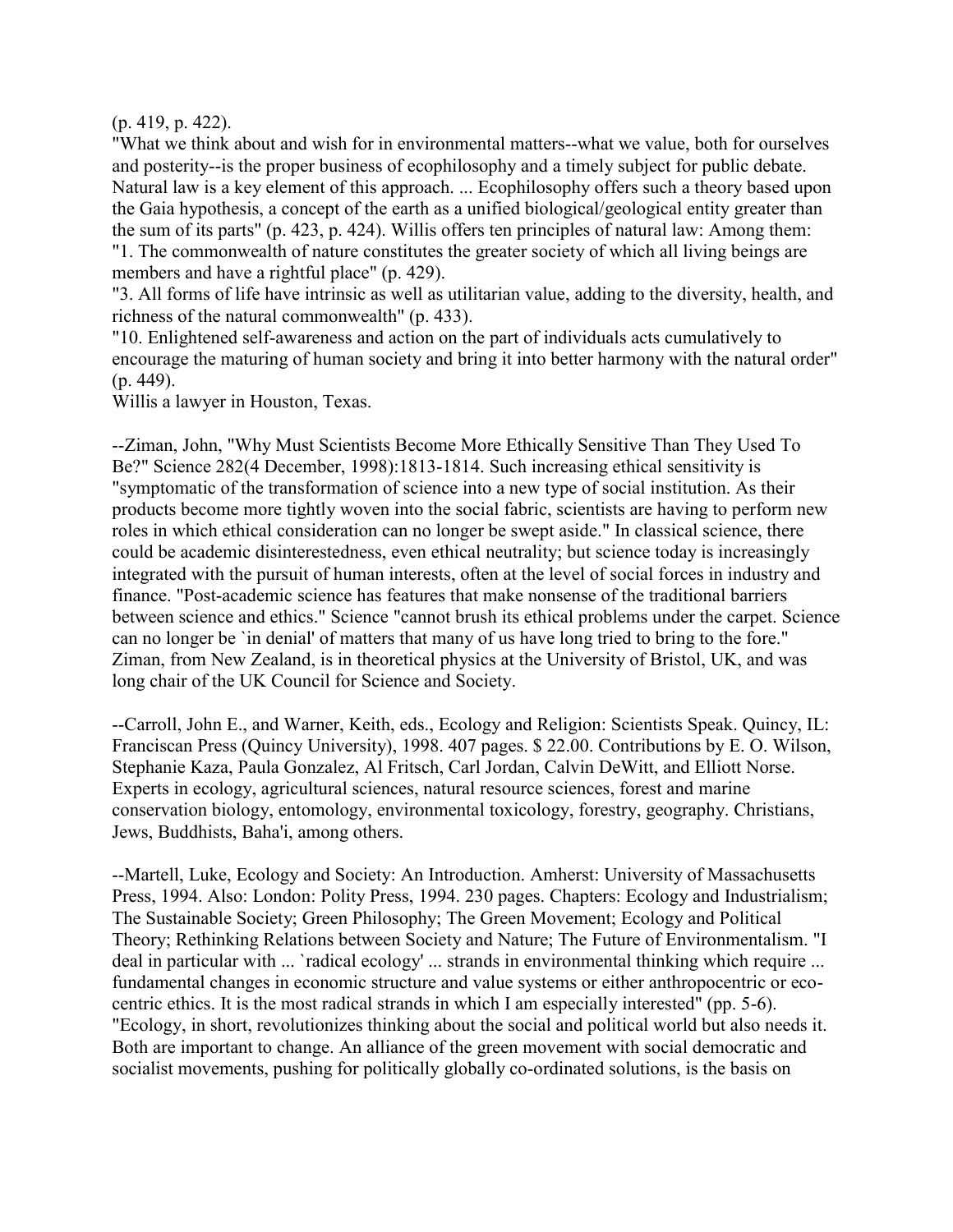(p. 419, p. 422).

"What we think about and wish for in environmental matters--what we value, both for ourselves and posterity--is the proper business of ecophilosophy and a timely subject for public debate. Natural law is a key element of this approach. ... Ecophilosophy offers such a theory based upon the Gaia hypothesis, a concept of the earth as a unified biological/geological entity greater than the sum of its parts" (p. 423, p. 424). Willis offers ten principles of natural law: Among them:

"1. The commonwealth of nature constitutes the greater society of which all living beings are members and have a rightful place" (p. 429).

"3. All forms of life have intrinsic as well as utilitarian value, adding to the diversity, health, and richness of the natural commonwealth" (p. 433).

"10. Enlightened self-awareness and action on the part of individuals acts cumulatively to encourage the maturing of human society and bring it into better harmony with the natural order" (p. 449).

Willis a lawyer in Houston, Texas.

--Ziman, John, "Why Must Scientists Become More Ethically Sensitive Than They Used To Be?" Science 282(4 December, 1998):1813-1814. Such increasing ethical sensitivity is "symptomatic of the transformation of science into a new type of social institution. As their products become more tightly woven into the social fabric, scientists are having to perform new roles in which ethical consideration can no longer be swept aside." In classical science, there could be academic disinterestedness, even ethical neutrality; but science today is increasingly integrated with the pursuit of human interests, often at the level of social forces in industry and finance. "Post-academic science has features that make nonsense of the traditional barriers between science and ethics." Science "cannot brush its ethical problems under the carpet. Science can no longer be `in denial' of matters that many of us have long tried to bring to the fore." Ziman, from New Zealand, is in theoretical physics at the University of Bristol, UK, and was long chair of the UK Council for Science and Society.

--Carroll, John E., and Warner, Keith, eds., Ecology and Religion: Scientists Speak. Quincy, IL: Franciscan Press (Quincy University), 1998. 407 pages. $ 22.00. Contributions by E. O. Wilson, Stephanie Kaza, Paula Gonzalez, Al Fritsch, Carl Jordan, Calvin DeWitt, and Elliott Norse. Experts in ecology, agricultural sciences, natural resource sciences, forest and marine conservation biology, entomology, environmental toxicology, forestry, geography. Christians, Jews, Buddhists, Baha'i, among others.

--Martell, Luke, Ecology and Society: An Introduction. Amherst: University of Massachusetts Press, 1994. Also: London: Polity Press, 1994. 230 pages. Chapters: Ecology and Industrialism; The Sustainable Society; Green Philosophy; The Green Movement; Ecology and Political Theory; Rethinking Relations between Society and Nature; The Future of Environmentalism. "I deal in particular with ... `radical ecology' ... strands in environmental thinking which require ... fundamental changes in economic structure and value systems or either anthropocentric or eco-centric ethics. It is the most radical strands in which I am especially interested" (pp. 5-6). "Ecology, in short, revolutionizes thinking about the social and political world but also needs it. Both are important to change. An alliance of the green movement with social democratic and socialist movements, pushing for politically globally co-ordinated solutions, is the basis on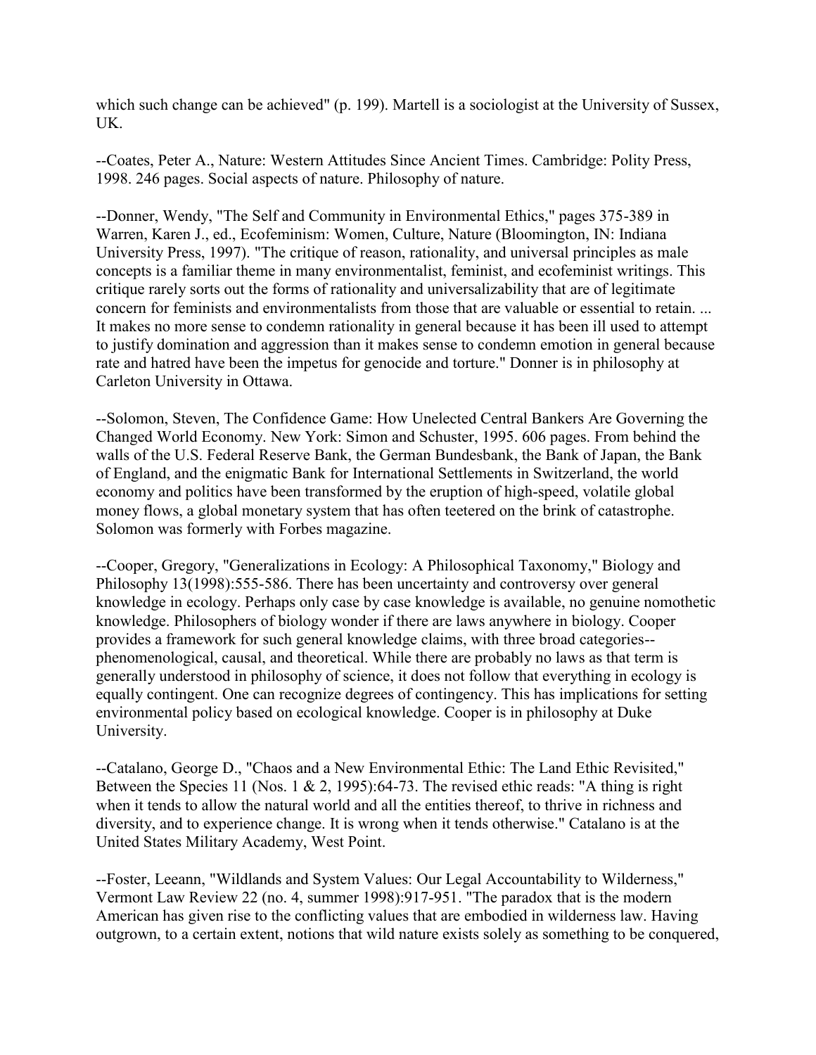which such change can be achieved" (p. 199). Martell is a sociologist at the University of Sussex, UK.

--Coates, Peter A., Nature: Western Attitudes Since Ancient Times. Cambridge: Polity Press, 1998. 246 pages. Social aspects of nature. Philosophy of nature.

--Donner, Wendy, "The Self and Community in Environmental Ethics," pages 375-389 in Warren, Karen J., ed., Ecofeminism: Women, Culture, Nature (Bloomington, IN: Indiana University Press, 1997). "The critique of reason, rationality, and universal principles as male concepts is a familiar theme in many environmentalist, feminist, and ecofeminist writings. This critique rarely sorts out the forms of rationality and universalizability that are of legitimate concern for feminists and environmentalists from those that are valuable or essential to retain. ... It makes no more sense to condemn rationality in general because it has been ill used to attempt to justify domination and aggression than it makes sense to condemn emotion in general because rate and hatred have been the impetus for genocide and torture." Donner is in philosophy at Carleton University in Ottawa.

--Solomon, Steven, The Confidence Game: How Unelected Central Bankers Are Governing the Changed World Economy. New York: Simon and Schuster, 1995. 606 pages. From behind the walls of the U.S. Federal Reserve Bank, the German Bundesbank, the Bank of Japan, the Bank of England, and the enigmatic Bank for International Settlements in Switzerland, the world economy and politics have been transformed by the eruption of high-speed, volatile global money flows, a global monetary system that has often teetered on the brink of catastrophe. Solomon was formerly with Forbes magazine.

--Cooper, Gregory, "Generalizations in Ecology: A Philosophical Taxonomy," Biology and Philosophy 13(1998):555-586. There has been uncertainty and controversy over general knowledge in ecology. Perhaps only case by case knowledge is available, no genuine nomothetic knowledge. Philosophers of biology wonder if there are laws anywhere in biology. Cooper provides a framework for such general knowledge claims, with three broad categories--phenomenological, causal, and theoretical. While there are probably no laws as that term is generally understood in philosophy of science, it does not follow that everything in ecology is equally contingent. One can recognize degrees of contingency. This has implications for setting environmental policy based on ecological knowledge. Cooper is in philosophy at Duke University.

--Catalano, George D., "Chaos and a New Environmental Ethic: The Land Ethic Revisited," Between the Species 11 (Nos. 1 & 2, 1995):64-73. The revised ethic reads: "A thing is right when it tends to allow the natural world and all the entities thereof, to thrive in richness and diversity, and to experience change. It is wrong when it tends otherwise." Catalano is at the United States Military Academy, West Point.

--Foster, Leeann, "Wildlands and System Values: Our Legal Accountability to Wilderness," Vermont Law Review 22 (no. 4, summer 1998):917-951. "The paradox that is the modern American has given rise to the conflicting values that are embodied in wilderness law. Having outgrown, to a certain extent, notions that wild nature exists solely as something to be conquered,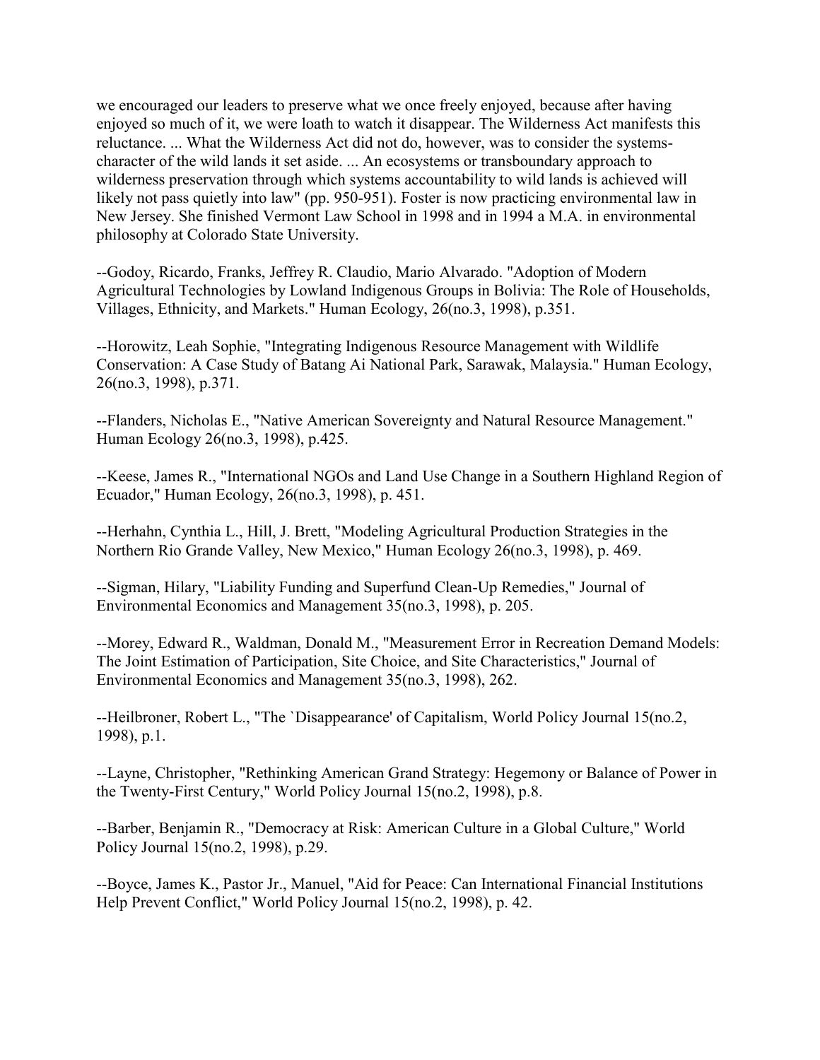we encouraged our leaders to preserve what we once freely enjoyed, because after having enjoyed so much of it, we were loath to watch it disappear. The Wilderness Act manifests this reluctance. ... What the Wilderness Act did not do, however, was to consider the systems-character of the wild lands it set aside. ... An ecosystems or transboundary approach to wilderness preservation through which systems accountability to wild lands is achieved will likely not pass quietly into law" (pp. 950-951). Foster is now practicing environmental law in New Jersey. She finished Vermont Law School in 1998 and in 1994 a M.A. in environmental philosophy at Colorado State University.

--Godoy, Ricardo, Franks, Jeffrey R. Claudio, Mario Alvarado. "Adoption of Modern Agricultural Technologies by Lowland Indigenous Groups in Bolivia: The Role of Households, Villages, Ethnicity, and Markets." Human Ecology, 26(no.3, 1998), p.351.

--Horowitz, Leah Sophie, "Integrating Indigenous Resource Management with Wildlife Conservation: A Case Study of Batang Ai National Park, Sarawak, Malaysia." Human Ecology, 26(no.3, 1998), p.371.

--Flanders, Nicholas E., "Native American Sovereignty and Natural Resource Management." Human Ecology 26(no.3, 1998), p.425.

--Keese, James R., "International NGOs and Land Use Change in a Southern Highland Region of Ecuador," Human Ecology, 26(no.3, 1998), p. 451.

--Herhahn, Cynthia L., Hill, J. Brett, "Modeling Agricultural Production Strategies in the Northern Rio Grande Valley, New Mexico," Human Ecology 26(no.3, 1998), p. 469.

--Sigman, Hilary, "Liability Funding and Superfund Clean-Up Remedies," Journal of Environmental Economics and Management 35(no.3, 1998), p. 205.

--Morey, Edward R., Waldman, Donald M., "Measurement Error in Recreation Demand Models: The Joint Estimation of Participation, Site Choice, and Site Characteristics," Journal of Environmental Economics and Management 35(no.3, 1998), 262.

--Heilbroner, Robert L., "The `Disappearance' of Capitalism, World Policy Journal 15(no.2, 1998), p.1.

--Layne, Christopher, "Rethinking American Grand Strategy: Hegemony or Balance of Power in the Twenty-First Century," World Policy Journal 15(no.2, 1998), p.8.

--Barber, Benjamin R., "Democracy at Risk: American Culture in a Global Culture," World Policy Journal 15(no.2, 1998), p.29.

--Boyce, James K., Pastor Jr., Manuel, "Aid for Peace: Can International Financial Institutions Help Prevent Conflict," World Policy Journal 15(no.2, 1998), p. 42.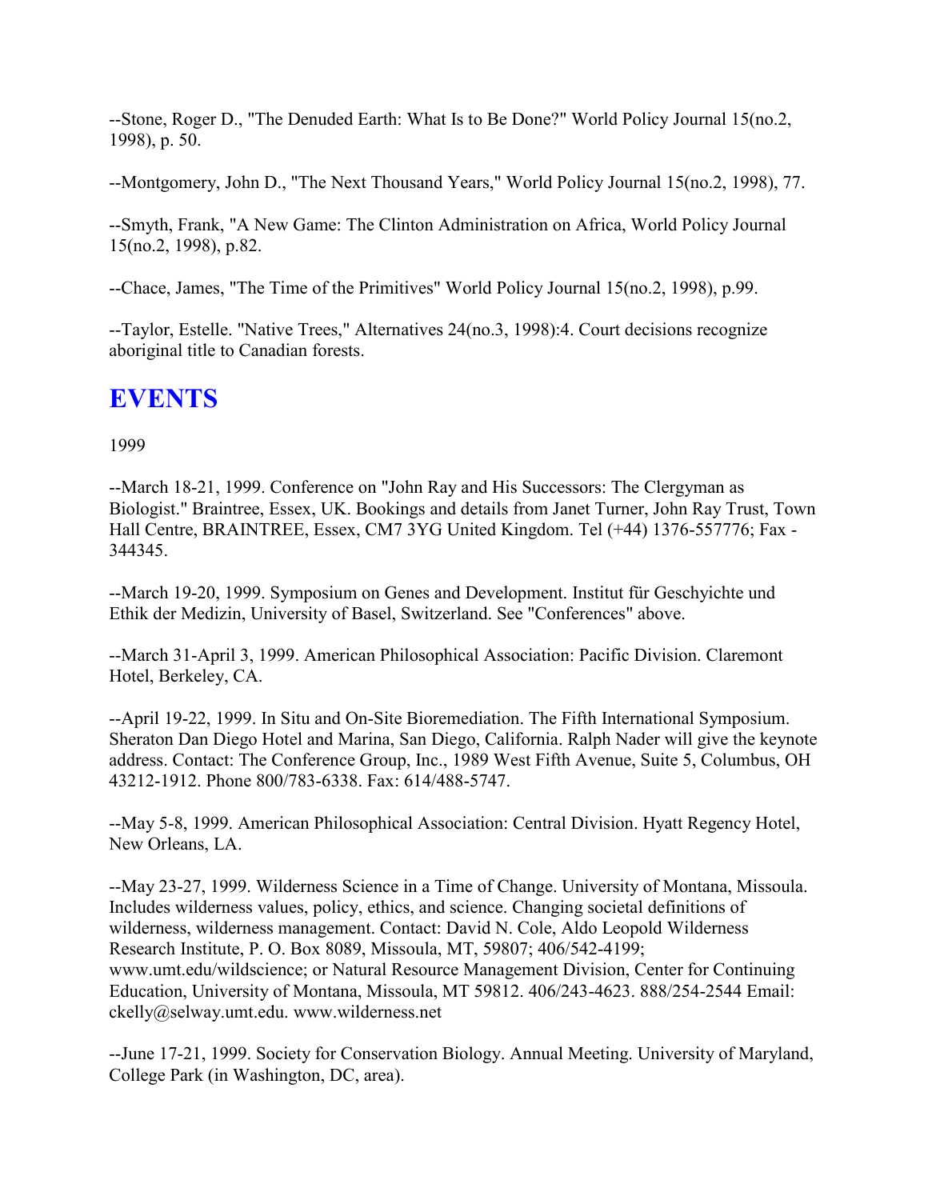--Stone, Roger D., "The Denuded Earth: What Is to Be Done?" World Policy Journal 15(no.2, 1998), p. 50.

--Montgomery, John D., "The Next Thousand Years," World Policy Journal 15(no.2, 1998), 77.

--Smyth, Frank, "A New Game: The Clinton Administration on Africa, World Policy Journal 15(no.2, 1998), p.82.

--Chace, James, "The Time of the Primitives" World Policy Journal 15(no.2, 1998), p.99.

--Taylor, Estelle. "Native Trees," Alternatives 24(no.3, 1998):4. Court decisions recognize aboriginal title to Canadian forests.

# EVENTS

1999

--March 18-21, 1999. Conference on "John Ray and His Successors: The Clergyman as Biologist." Braintree, Essex, UK. Bookings and details from Janet Turner, John Ray Trust, Town Hall Centre, BRAINTREE, Essex, CM7 3YG United Kingdom. Tel (+44) 1376-557776; Fax - 344345.

--March 19-20, 1999. Symposium on Genes and Development. Institut für Geschyichte und Ethik der Medizin, University of Basel, Switzerland. See "Conferences" above.

--March 31-April 3, 1999. American Philosophical Association: Pacific Division. Claremont Hotel, Berkeley, CA.

--April 19-22, 1999. In Situ and On-Site Bioremediation. The Fifth International Symposium. Sheraton Dan Diego Hotel and Marina, San Diego, California. Ralph Nader will give the keynote address. Contact: The Conference Group, Inc., 1989 West Fifth Avenue, Suite 5, Columbus, OH 43212-1912. Phone 800/783-6338. Fax: 614/488-5747.

--May 5-8, 1999. American Philosophical Association: Central Division. Hyatt Regency Hotel, New Orleans, LA.

--May 23-27, 1999. Wilderness Science in a Time of Change. University of Montana, Missoula. Includes wilderness values, policy, ethics, and science. Changing societal definitions of wilderness, wilderness management. Contact: David N. Cole, Aldo Leopold Wilderness Research Institute, P. O. Box 8089, Missoula, MT, 59807; 406/542-4199; www.umt.edu/wildscience; or Natural Resource Management Division, Center for Continuing Education, University of Montana, Missoula, MT 59812. 406/243-4623. 888/254-2544 Email: ckelly@selway.umt.edu. www.wilderness.net

--June 17-21, 1999. Society for Conservation Biology. Annual Meeting. University of Maryland, College Park (in Washington, DC, area).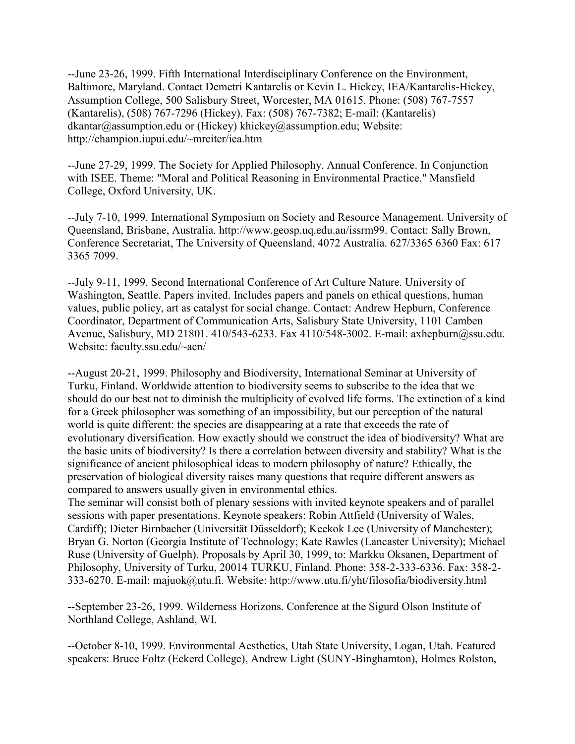--June 23-26, 1999. Fifth International Interdisciplinary Conference on the Environment, Baltimore, Maryland. Contact Demetri Kantarelis or Kevin L. Hickey, IEA/Kantarelis-Hickey, Assumption College, 500 Salisbury Street, Worcester, MA 01615. Phone: (508) 767-7557 (Kantarelis), (508) 767-7296 (Hickey). Fax: (508) 767-7382; E-mail: (Kantarelis) dkantar@assumption.edu or (Hickey) khickey@assumption.edu; Website: http://champion.iupui.edu/~mreiter/iea.htm

--June 27-29, 1999. The Society for Applied Philosophy. Annual Conference. In Conjunction with ISEE. Theme: "Moral and Political Reasoning in Environmental Practice." Mansfield College, Oxford University, UK.

--July 7-10, 1999. International Symposium on Society and Resource Management. University of Queensland, Brisbane, Australia. http://www.geosp.uq.edu.au/issrm99. Contact: Sally Brown, Conference Secretariat, The University of Queensland, 4072 Australia. 627/3365 6360 Fax: 617 3365 7099.

--July 9-11, 1999. Second International Conference of Art Culture Nature. University of Washington, Seattle. Papers invited. Includes papers and panels on ethical questions, human values, public policy, art as catalyst for social change. Contact: Andrew Hepburn, Conference Coordinator, Department of Communication Arts, Salisbury State University, 1101 Camben Avenue, Salisbury, MD 21801. 410/543-6233. Fax 4110/548-3002. E-mail: axhepburn@ssu.edu. Website: faculty.ssu.edu/~acn/

--August 20-21, 1999. Philosophy and Biodiversity, International Seminar at University of Turku, Finland. Worldwide attention to biodiversity seems to subscribe to the idea that we should do our best not to diminish the multiplicity of evolved life forms. The extinction of a kind for a Greek philosopher was something of an impossibility, but our perception of the natural world is quite different: the species are disappearing at a rate that exceeds the rate of evolutionary diversification. How exactly should we construct the idea of biodiversity? What are the basic units of biodiversity? Is there a correlation between diversity and stability? What is the significance of ancient philosophical ideas to modern philosophy of nature? Ethically, the preservation of biological diversity raises many questions that require different answers as compared to answers usually given in environmental ethics.
The seminar will consist both of plenary sessions with invited keynote speakers and of parallel sessions with paper presentations. Keynote speakers: Robin Attfield (University of Wales, Cardiff); Dieter Birnbacher (Universität Düsseldorf); Keekok Lee (University of Manchester); Bryan G. Norton (Georgia Institute of Technology; Kate Rawles (Lancaster University); Michael Ruse (University of Guelph). Proposals by April 30, 1999, to: Markku Oksanen, Department of Philosophy, University of Turku, 20014 TURKU, Finland. Phone: 358-2-333-6336. Fax: 358-2-333-6270. E-mail: majuok@utu.fi. Website: http://www.utu.fi/yht/filosofia/biodiversity.html

--September 23-26, 1999. Wilderness Horizons. Conference at the Sigurd Olson Institute of Northland College, Ashland, WI.

--October 8-10, 1999. Environmental Aesthetics, Utah State University, Logan, Utah. Featured speakers: Bruce Foltz (Eckerd College), Andrew Light (SUNY-Binghamton), Holmes Rolston,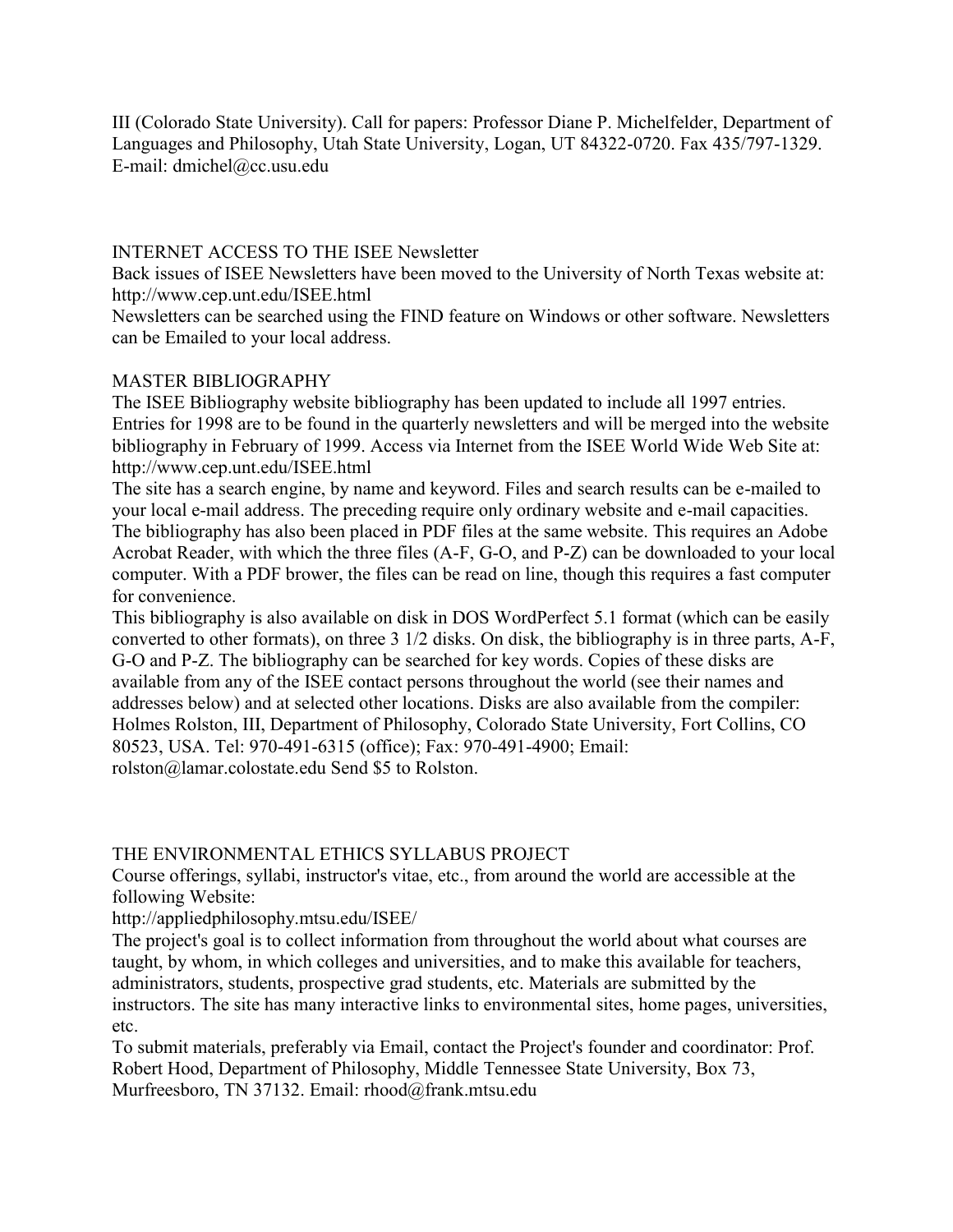III (Colorado State University). Call for papers: Professor Diane P. Michelfelder, Department of Languages and Philosophy, Utah State University, Logan, UT 84322-0720. Fax 435/797-1329. E-mail: dmichel@cc.usu.edu

## INTERNET ACCESS TO THE ISEE Newsletter

Back issues of ISEE Newsletters have been moved to the University of North Texas website at: http://www.cep.unt.edu/ISEE.html

Newsletters can be searched using the FIND feature on Windows or other software. Newsletters can be Emailed to your local address.

## MASTER BIBLIOGRAPHY

The ISEE Bibliography website bibliography has been updated to include all 1997 entries. Entries for 1998 are to be found in the quarterly newsletters and will be merged into the website bibliography in February of 1999. Access via Internet from the ISEE World Wide Web Site at: http://www.cep.unt.edu/ISEE.html

The site has a search engine, by name and keyword. Files and search results can be e-mailed to your local e-mail address. The preceding require only ordinary website and e-mail capacities. The bibliography has also been placed in PDF files at the same website. This requires an Adobe Acrobat Reader, with which the three files (A-F, G-O, and P-Z) can be downloaded to your local computer. With a PDF brower, the files can be read on line, though this requires a fast computer for convenience.

This bibliography is also available on disk in DOS WordPerfect 5.1 format (which can be easily converted to other formats), on three 3 1/2 disks. On disk, the bibliography is in three parts, A-F, G-O and P-Z. The bibliography can be searched for key words. Copies of these disks are available from any of the ISEE contact persons throughout the world (see their names and addresses below) and at selected other locations. Disks are also available from the compiler: Holmes Rolston, III, Department of Philosophy, Colorado State University, Fort Collins, CO 80523, USA. Tel: 970-491-6315 (office); Fax: 970-491-4900; Email: rolston@lamar.colostate.edu Send $5 to Rolston.

## THE ENVIRONMENTAL ETHICS SYLLABUS PROJECT

Course offerings, syllabi, instructor's vitae, etc., from around the world are accessible at the following Website:

http://appliedphilosophy.mtsu.edu/ISEE/

The project's goal is to collect information from throughout the world about what courses are taught, by whom, in which colleges and universities, and to make this available for teachers, administrators, students, prospective grad students, etc. Materials are submitted by the instructors. The site has many interactive links to environmental sites, home pages, universities, etc.

To submit materials, preferably via Email, contact the Project's founder and coordinator: Prof. Robert Hood, Department of Philosophy, Middle Tennessee State University, Box 73, Murfreesboro, TN 37132. Email: rhood@frank.mtsu.edu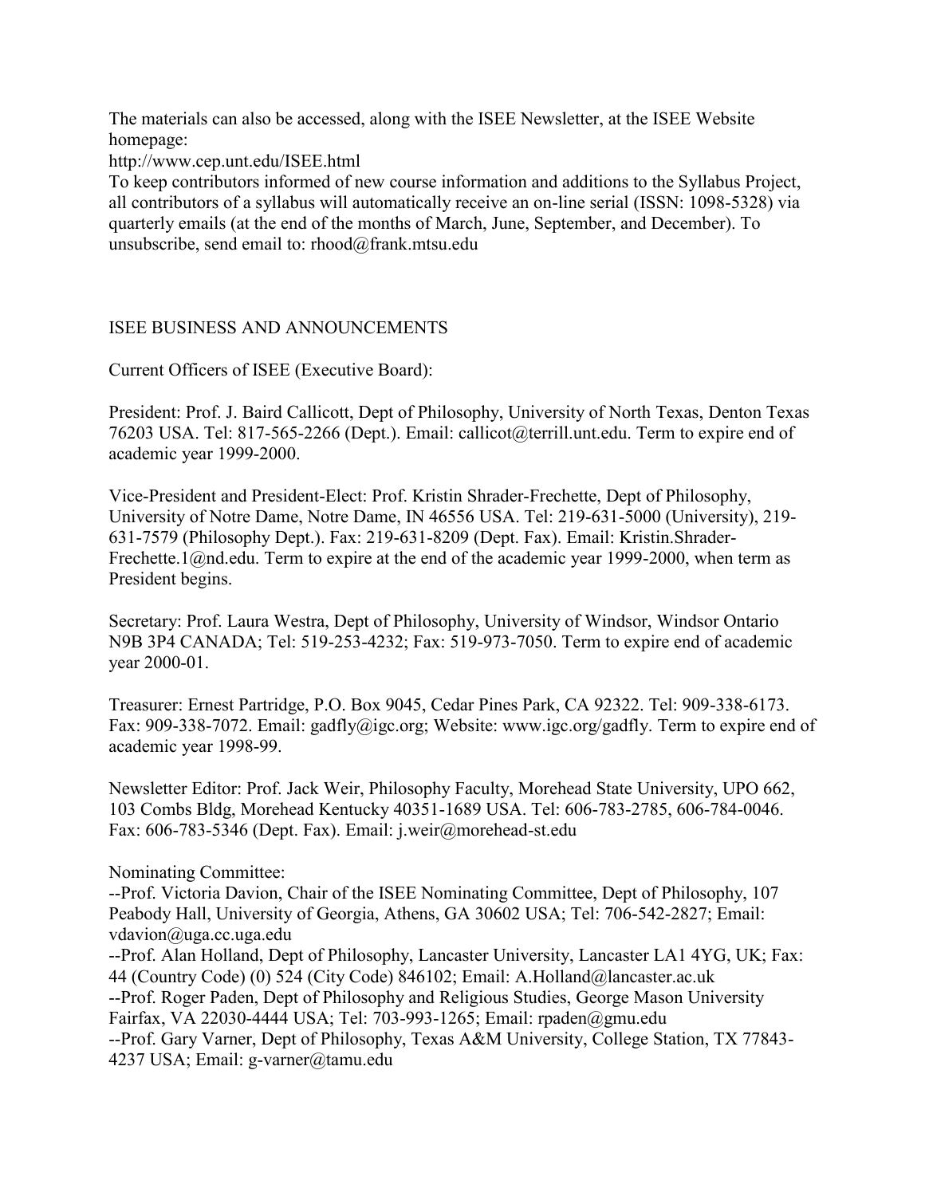The materials can also be accessed, along with the ISEE Newsletter, at the ISEE Website homepage:
http://www.cep.unt.edu/ISEE.html
To keep contributors informed of new course information and additions to the Syllabus Project, all contributors of a syllabus will automatically receive an on-line serial (ISSN: 1098-5328) via quarterly emails (at the end of the months of March, June, September, and December). To unsubscribe, send email to: rhood@frank.mtsu.edu

## ISEE BUSINESS AND ANNOUNCEMENTS

Current Officers of ISEE (Executive Board):

President: Prof. J. Baird Callicott, Dept of Philosophy, University of North Texas, Denton Texas 76203 USA. Tel: 817-565-2266 (Dept.). Email: callicot@terrill.unt.edu. Term to expire end of academic year 1999-2000.

Vice-President and President-Elect: Prof. Kristin Shrader-Frechette, Dept of Philosophy, University of Notre Dame, Notre Dame, IN 46556 USA. Tel: 219-631-5000 (University), 219-631-7579 (Philosophy Dept.). Fax: 219-631-8209 (Dept. Fax). Email: Kristin.Shrader-Frechette.1@nd.edu. Term to expire at the end of the academic year 1999-2000, when term as President begins.

Secretary: Prof. Laura Westra, Dept of Philosophy, University of Windsor, Windsor Ontario N9B 3P4 CANADA; Tel: 519-253-4232; Fax: 519-973-7050. Term to expire end of academic year 2000-01.

Treasurer: Ernest Partridge, P.O. Box 9045, Cedar Pines Park, CA 92322. Tel: 909-338-6173. Fax: 909-338-7072. Email: gadfly@igc.org; Website: www.igc.org/gadfly. Term to expire end of academic year 1998-99.

Newsletter Editor: Prof. Jack Weir, Philosophy Faculty, Morehead State University, UPO 662, 103 Combs Bldg, Morehead Kentucky 40351-1689 USA. Tel: 606-783-2785, 606-784-0046. Fax: 606-783-5346 (Dept. Fax). Email: j.weir@morehead-st.edu

Nominating Committee:
--Prof. Victoria Davion, Chair of the ISEE Nominating Committee, Dept of Philosophy, 107 Peabody Hall, University of Georgia, Athens, GA 30602 USA; Tel: 706-542-2827; Email: vdavion@uga.cc.uga.edu
--Prof. Alan Holland, Dept of Philosophy, Lancaster University, Lancaster LA1 4YG, UK; Fax: 44 (Country Code) (0) 524 (City Code) 846102; Email: A.Holland@lancaster.ac.uk
--Prof. Roger Paden, Dept of Philosophy and Religious Studies, George Mason University Fairfax, VA 22030-4444 USA; Tel: 703-993-1265; Email: rpaden@gmu.edu
--Prof. Gary Varner, Dept of Philosophy, Texas A&M University, College Station, TX 77843-4237 USA; Email: g-varner@tamu.edu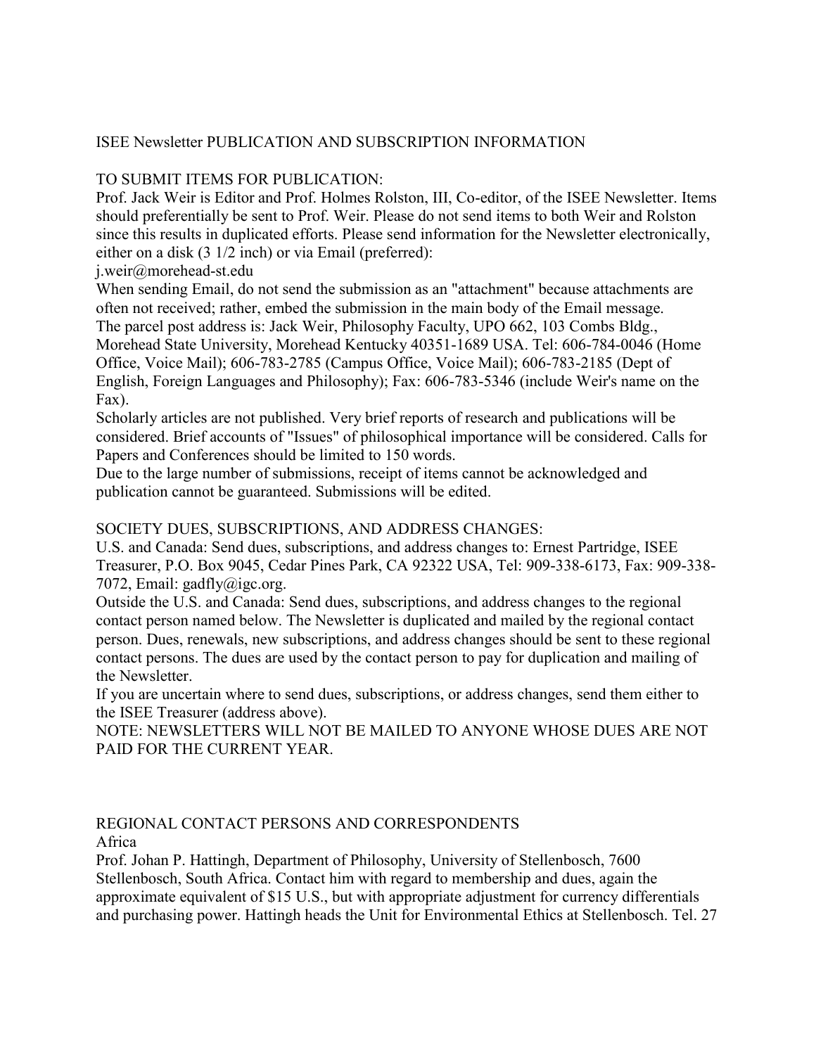ISEE Newsletter PUBLICATION AND SUBSCRIPTION INFORMATION

TO SUBMIT ITEMS FOR PUBLICATION:

Prof. Jack Weir is Editor and Prof. Holmes Rolston, III, Co-editor, of the ISEE Newsletter. Items should preferentially be sent to Prof. Weir. Please do not send items to both Weir and Rolston since this results in duplicated efforts. Please send information for the Newsletter electronically, either on a disk (3 1/2 inch) or via Email (preferred):

j.weir@morehead-st.edu

When sending Email, do not send the submission as an "attachment" because attachments are often not received; rather, embed the submission in the main body of the Email message.

The parcel post address is: Jack Weir, Philosophy Faculty, UPO 662, 103 Combs Bldg., Morehead State University, Morehead Kentucky 40351-1689 USA. Tel: 606-784-0046 (Home Office, Voice Mail); 606-783-2785 (Campus Office, Voice Mail); 606-783-2185 (Dept of English, Foreign Languages and Philosophy); Fax: 606-783-5346 (include Weir's name on the Fax).

Scholarly articles are not published. Very brief reports of research and publications will be considered. Brief accounts of "Issues" of philosophical importance will be considered. Calls for Papers and Conferences should be limited to 150 words.

Due to the large number of submissions, receipt of items cannot be acknowledged and publication cannot be guaranteed. Submissions will be edited.

SOCIETY DUES, SUBSCRIPTIONS, AND ADDRESS CHANGES:

U.S. and Canada: Send dues, subscriptions, and address changes to: Ernest Partridge, ISEE Treasurer, P.O. Box 9045, Cedar Pines Park, CA 92322 USA, Tel: 909-338-6173, Fax: 909-338-7072, Email: gadfly@igc.org.

Outside the U.S. and Canada: Send dues, subscriptions, and address changes to the regional contact person named below. The Newsletter is duplicated and mailed by the regional contact person. Dues, renewals, new subscriptions, and address changes should be sent to these regional contact persons. The dues are used by the contact person to pay for duplication and mailing of the Newsletter.

If you are uncertain where to send dues, subscriptions, or address changes, send them either to the ISEE Treasurer (address above).

NOTE: NEWSLETTERS WILL NOT BE MAILED TO ANYONE WHOSE DUES ARE NOT PAID FOR THE CURRENT YEAR.

REGIONAL CONTACT PERSONS AND CORRESPONDENTS

Africa

Prof. Johan P. Hattingh, Department of Philosophy, University of Stellenbosch, 7600 Stellenbosch, South Africa. Contact him with regard to membership and dues, again the approximate equivalent of $15 U.S., but with appropriate adjustment for currency differentials and purchasing power. Hattingh heads the Unit for Environmental Ethics at Stellenbosch. Tel. 27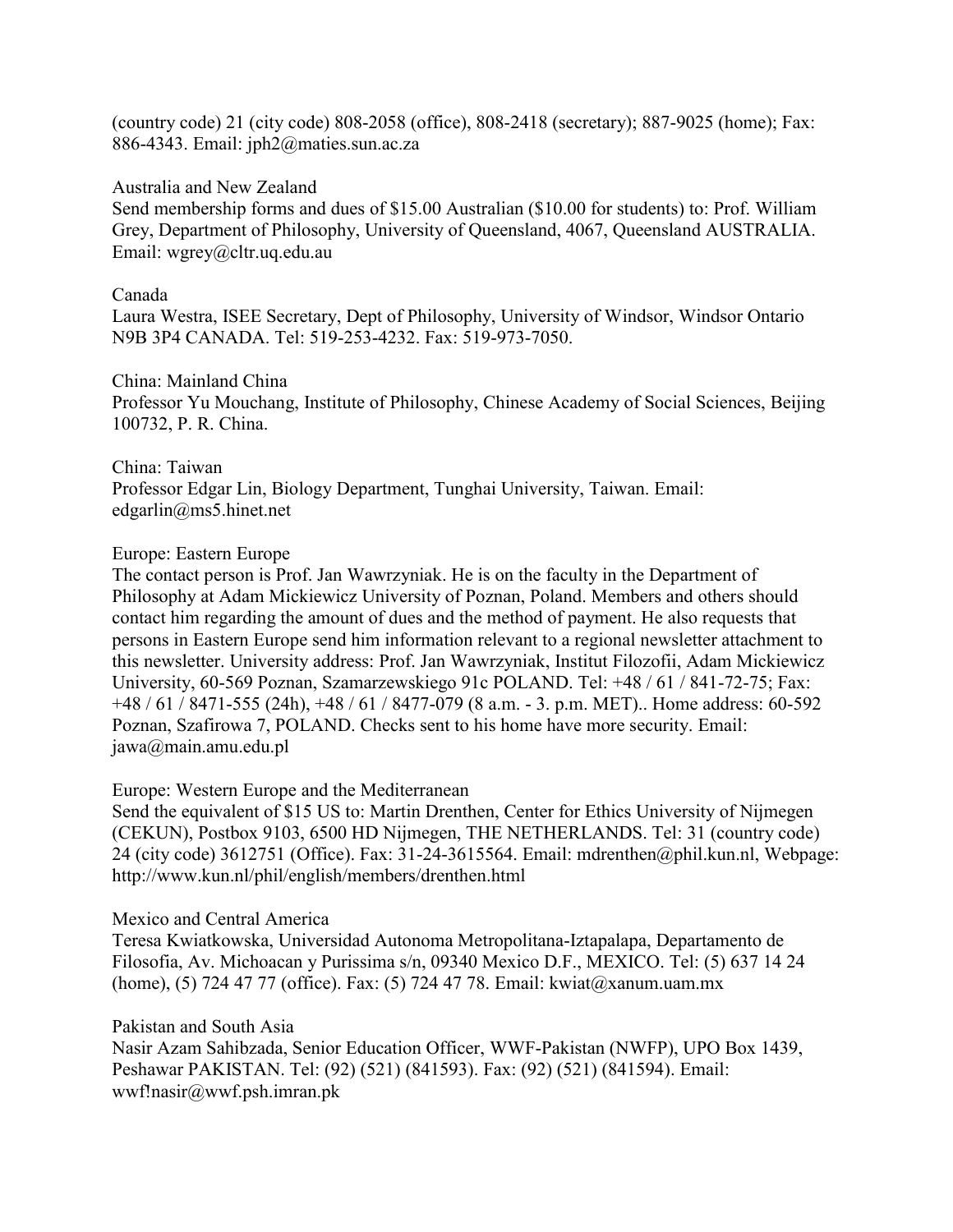(country code) 21 (city code) 808-2058 (office), 808-2418 (secretary); 887-9025 (home); Fax: 886-4343. Email: jph2@maties.sun.ac.za

Australia and New Zealand
Send membership forms and dues of $15.00 Australian ($10.00 for students) to: Prof. William Grey, Department of Philosophy, University of Queensland, 4067, Queensland AUSTRALIA. Email: wgrey@cltr.uq.edu.au

Canada
Laura Westra, ISEE Secretary, Dept of Philosophy, University of Windsor, Windsor Ontario N9B 3P4 CANADA. Tel: 519-253-4232. Fax: 519-973-7050.

China: Mainland China
Professor Yu Mouchang, Institute of Philosophy, Chinese Academy of Social Sciences, Beijing 100732, P. R. China.

China: Taiwan
Professor Edgar Lin, Biology Department, Tunghai University, Taiwan. Email: edgarlin@ms5.hinet.net

Europe: Eastern Europe
The contact person is Prof. Jan Wawrzyniak. He is on the faculty in the Department of Philosophy at Adam Mickiewicz University of Poznan, Poland. Members and others should contact him regarding the amount of dues and the method of payment. He also requests that persons in Eastern Europe send him information relevant to a regional newsletter attachment to this newsletter. University address: Prof. Jan Wawrzyniak, Institut Filozofii, Adam Mickiewicz University, 60-569 Poznan, Szamarzewskiego 91c POLAND. Tel: +48 / 61 / 841-72-75; Fax: +48 / 61 / 8471-555 (24h), +48 / 61 / 8477-079 (8 a.m. - 3. p.m. MET).. Home address: 60-592 Poznan, Szafirowa 7, POLAND. Checks sent to his home have more security. Email: jawa@main.amu.edu.pl

Europe: Western Europe and the Mediterranean
Send the equivalent of $15 US to: Martin Drenthen, Center for Ethics University of Nijmegen (CEKUN), Postbox 9103, 6500 HD Nijmegen, THE NETHERLANDS. Tel: 31 (country code) 24 (city code) 3612751 (Office). Fax: 31-24-3615564. Email: mdrenthen@phil.kun.nl, Webpage: http://www.kun.nl/phil/english/members/drenthen.html

Mexico and Central America
Teresa Kwiatkowska, Universidad Autonoma Metropolitana-Iztapalapa, Departamento de Filosofia, Av. Michoacan y Purissima s/n, 09340 Mexico D.F., MEXICO. Tel: (5) 637 14 24 (home), (5) 724 47 77 (office). Fax: (5) 724 47 78. Email: kwiat@xanum.uam.mx

Pakistan and South Asia
Nasir Azam Sahibzada, Senior Education Officer, WWF-Pakistan (NWFP), UPO Box 1439, Peshawar PAKISTAN. Tel: (92) (521) (841593). Fax: (92) (521) (841594). Email: wwf!nasir@wwf.psh.imran.pk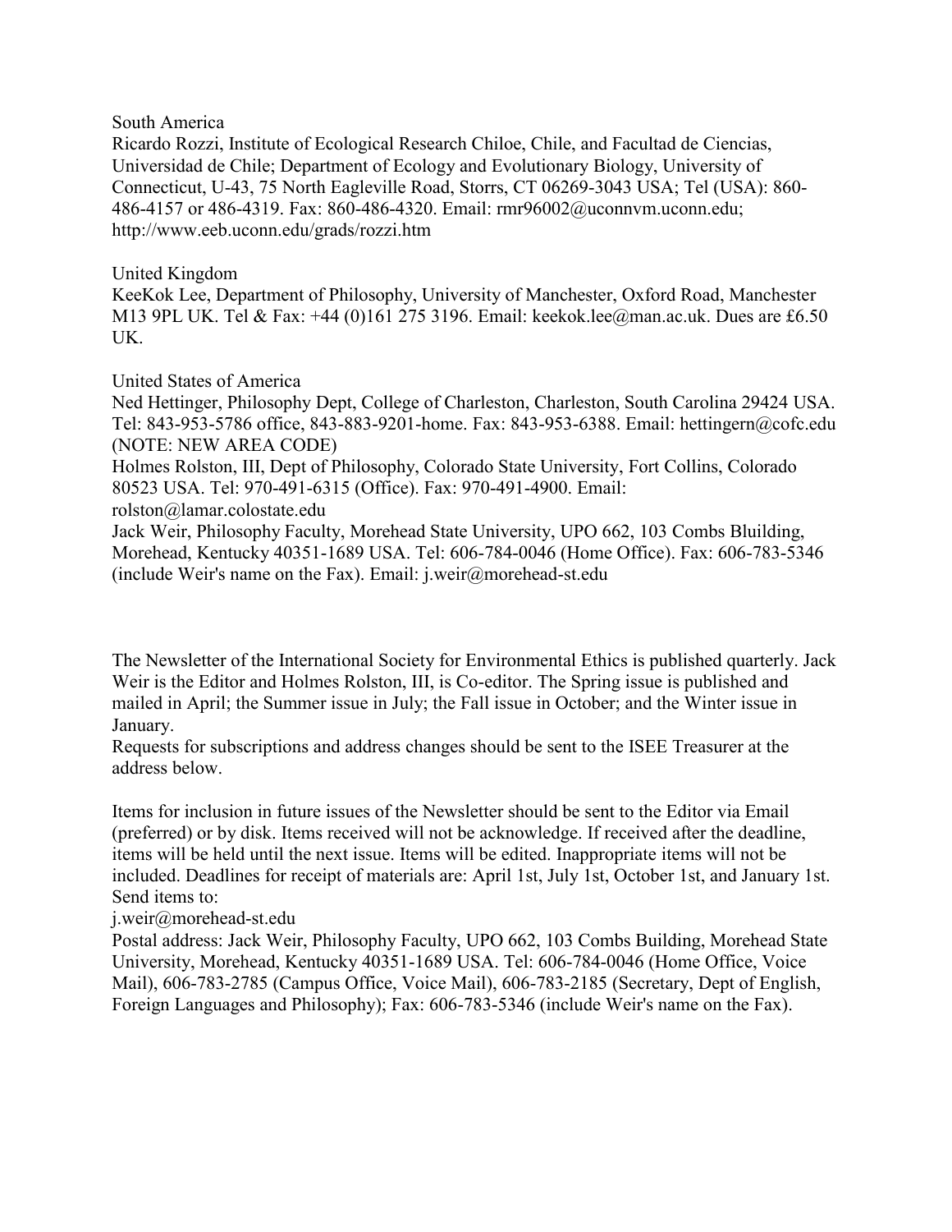South America
Ricardo Rozzi, Institute of Ecological Research Chiloe, Chile, and Facultad de Ciencias, Universidad de Chile; Department of Ecology and Evolutionary Biology, University of Connecticut, U-43, 75 North Eagleville Road, Storrs, CT 06269-3043 USA; Tel (USA): 860-486-4157 or 486-4319. Fax: 860-486-4320. Email: rmr96002@uconnvm.uconn.edu; http://www.eeb.uconn.edu/grads/rozzi.htm

United Kingdom
KeeKok Lee, Department of Philosophy, University of Manchester, Oxford Road, Manchester M13 9PL UK. Tel & Fax: +44 (0)161 275 3196. Email: keekok.lee@man.ac.uk. Dues are £6.50 UK.

United States of America
Ned Hettinger, Philosophy Dept, College of Charleston, Charleston, South Carolina 29424 USA. Tel: 843-953-5786 office, 843-883-9201-home. Fax: 843-953-6388. Email: hettingern@cofc.edu (NOTE: NEW AREA CODE)
Holmes Rolston, III, Dept of Philosophy, Colorado State University, Fort Collins, Colorado 80523 USA. Tel: 970-491-6315 (Office). Fax: 970-491-4900. Email: rolston@lamar.colostate.edu
Jack Weir, Philosophy Faculty, Morehead State University, UPO 662, 103 Combs Bluilding, Morehead, Kentucky 40351-1689 USA. Tel: 606-784-0046 (Home Office). Fax: 606-783-5346 (include Weir's name on the Fax). Email: j.weir@morehead-st.edu

The Newsletter of the International Society for Environmental Ethics is published quarterly. Jack Weir is the Editor and Holmes Rolston, III, is Co-editor. The Spring issue is published and mailed in April; the Summer issue in July; the Fall issue in October; and the Winter issue in January.
Requests for subscriptions and address changes should be sent to the ISEE Treasurer at the address below.

Items for inclusion in future issues of the Newsletter should be sent to the Editor via Email (preferred) or by disk. Items received will not be acknowledge. If received after the deadline, items will be held until the next issue. Items will be edited. Inappropriate items will not be included. Deadlines for receipt of materials are: April 1st, July 1st, October 1st, and January 1st. Send items to:
j.weir@morehead-st.edu
Postal address: Jack Weir, Philosophy Faculty, UPO 662, 103 Combs Building, Morehead State University, Morehead, Kentucky 40351-1689 USA. Tel: 606-784-0046 (Home Office, Voice Mail), 606-783-2785 (Campus Office, Voice Mail), 606-783-2185 (Secretary, Dept of English, Foreign Languages and Philosophy); Fax: 606-783-5346 (include Weir's name on the Fax).